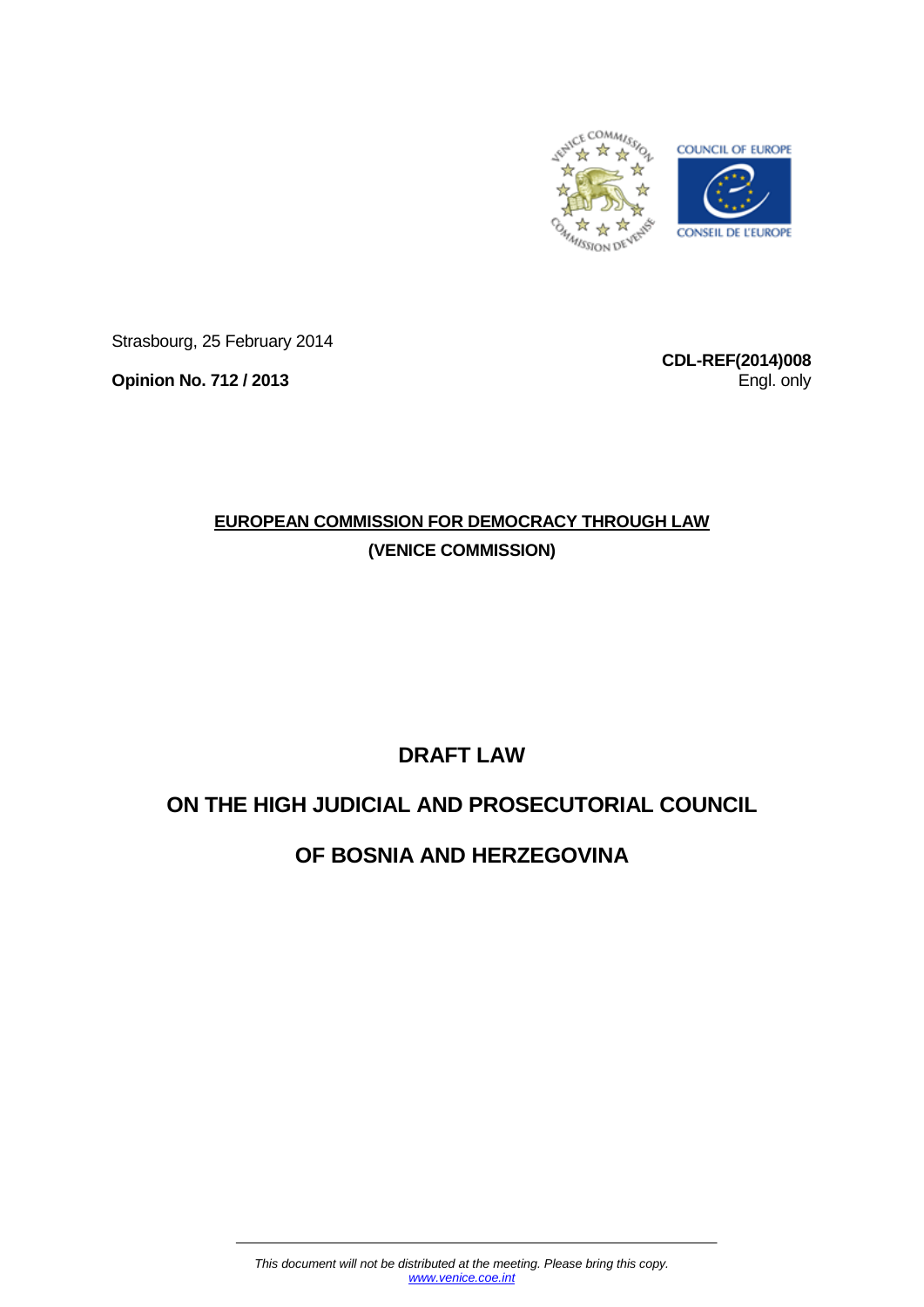Strasbourg, 25 February 2014

**Opinion No. 712 / 2013**

**CDL-REF(2014)008**

Engl. only

**EUROPEAN COMMISSION FOR DEMOCRACY THROUGH LAW**

**(VENICE COMMISSION)**

# DRAFT LAW

# ON THE HIGH JUDICIAL AND PROSECUTORIAL COUNCIL

# OF BOSNIA AND HERZEGOVINA

*This document will not be distributed at the meeting. Please bring this copy.*
*www.venice.coe.int*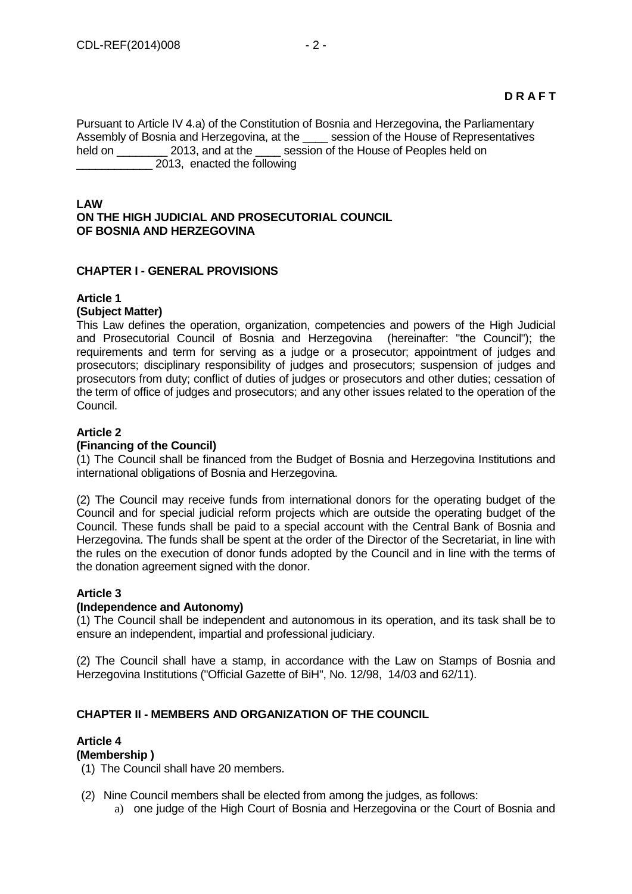**D R A F T**

Pursuant to Article IV 4.a) of the Constitution of Bosnia and Herzegovina, the Parliamentary Assembly of Bosnia and Herzegovina, at the ____ session of the House of Representatives held on ________ 2013, and at the ____ session of the House of Peoples held on ____________ 2013, enacted the following

**LAW**
**ON THE HIGH JUDICIAL AND PROSECUTORIAL COUNCIL**
**OF BOSNIA AND HERZEGOVINA**

**CHAPTER I - GENERAL PROVISIONS**

**Article 1**
**(Subject Matter)**

This Law defines the operation, organization, competencies and powers of the High Judicial and Prosecutorial Council of Bosnia and Herzegovina (hereinafter: "the Council"); the requirements and term for serving as a judge or a prosecutor; appointment of judges and prosecutors; disciplinary responsibility of judges and prosecutors; suspension of judges and prosecutors from duty; conflict of duties of judges or prosecutors and other duties; cessation of the term of office of judges and prosecutors; and any other issues related to the operation of the Council.

**Article 2**
**(Financing of the Council)**

(1) The Council shall be financed from the Budget of Bosnia and Herzegovina Institutions and international obligations of Bosnia and Herzegovina.

(2) The Council may receive funds from international donors for the operating budget of the Council and for special judicial reform projects which are outside the operating budget of the Council. These funds shall be paid to a special account with the Central Bank of Bosnia and Herzegovina. The funds shall be spent at the order of the Director of the Secretariat, in line with the rules on the execution of donor funds adopted by the Council and in line with the terms of the donation agreement signed with the donor.

**Article 3**
**(Independence and Autonomy)**

(1) The Council shall be independent and autonomous in its operation, and its task shall be to ensure an independent, impartial and professional judiciary.

(2) The Council shall have a stamp, in accordance with the Law on Stamps of Bosnia and Herzegovina Institutions ("Official Gazette of BiH", No. 12/98, 14/03 and 62/11).

**CHAPTER II - MEMBERS AND ORGANIZATION OF THE COUNCIL**

**Article 4**
**(Membership )**

(1) The Council shall have 20 members.

(2) Nine Council members shall be elected from among the judges, as follows:

a) one judge of the High Court of Bosnia and Herzegovina or the Court of Bosnia and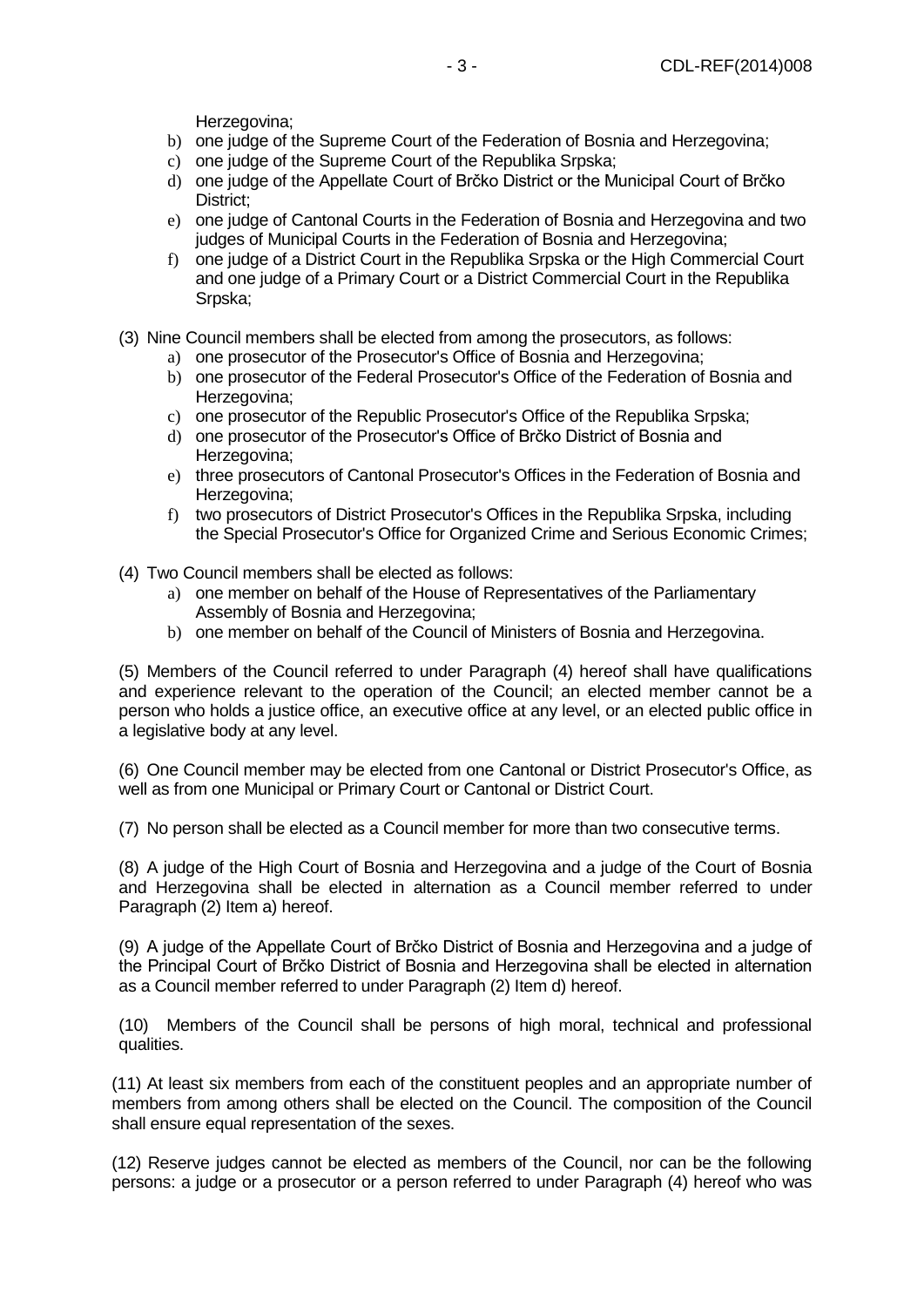Herzegovina;

b) one judge of the Supreme Court of the Federation of Bosnia and Herzegovina;
c) one judge of the Supreme Court of the Republika Srpska;
d) one judge of the Appellate Court of Brčko District or the Municipal Court of Brčko District;
e) one judge of Cantonal Courts in the Federation of Bosnia and Herzegovina and two judges of Municipal Courts in the Federation of Bosnia and Herzegovina;
f) one judge of a District Court in the Republika Srpska or the High Commercial Court and one judge of a Primary Court or a District Commercial Court in the Republika Srpska;

(3) Nine Council members shall be elected from among the prosecutors, as follows:

a) one prosecutor of the Prosecutor's Office of Bosnia and Herzegovina;
b) one prosecutor of the Federal Prosecutor's Office of the Federation of Bosnia and Herzegovina;
c) one prosecutor of the Republic Prosecutor's Office of the Republika Srpska;
d) one prosecutor of the Prosecutor's Office of Brčko District of Bosnia and Herzegovina;
e) three prosecutors of Cantonal Prosecutor's Offices in the Federation of Bosnia and Herzegovina;
f) two prosecutors of District Prosecutor's Offices in the Republika Srpska, including the Special Prosecutor's Office for Organized Crime and Serious Economic Crimes;

(4) Two Council members shall be elected as follows:

a) one member on behalf of the House of Representatives of the Parliamentary Assembly of Bosnia and Herzegovina;
b) one member on behalf of the Council of Ministers of Bosnia and Herzegovina.

(5) Members of the Council referred to under Paragraph (4) hereof shall have qualifications and experience relevant to the operation of the Council; an elected member cannot be a person who holds a justice office, an executive office at any level, or an elected public office in a legislative body at any level.

(6) One Council member may be elected from one Cantonal or District Prosecutor's Office, as well as from one Municipal or Primary Court or Cantonal or District Court.

(7) No person shall be elected as a Council member for more than two consecutive terms.

(8) A judge of the High Court of Bosnia and Herzegovina and a judge of the Court of Bosnia and Herzegovina shall be elected in alternation as a Council member referred to under Paragraph (2) Item a) hereof.

(9) A judge of the Appellate Court of Brčko District of Bosnia and Herzegovina and a judge of the Principal Court of Brčko District of Bosnia and Herzegovina shall be elected in alternation as a Council member referred to under Paragraph (2) Item d) hereof.

(10) Members of the Council shall be persons of high moral, technical and professional qualities.

(11) At least six members from each of the constituent peoples and an appropriate number of members from among others shall be elected on the Council. The composition of the Council shall ensure equal representation of the sexes.

(12) Reserve judges cannot be elected as members of the Council, nor can be the following persons: a judge or a prosecutor or a person referred to under Paragraph (4) hereof who was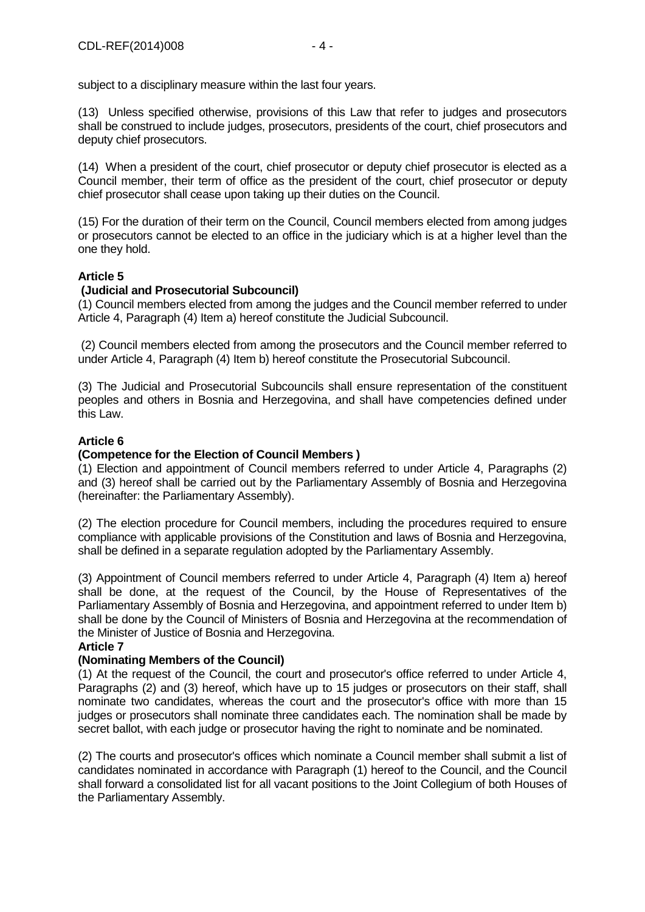subject to a disciplinary measure within the last four years.

(13) Unless specified otherwise, provisions of this Law that refer to judges and prosecutors shall be construed to include judges, prosecutors, presidents of the court, chief prosecutors and deputy chief prosecutors.

(14) When a president of the court, chief prosecutor or deputy chief prosecutor is elected as a Council member, their term of office as the president of the court, chief prosecutor or deputy chief prosecutor shall cease upon taking up their duties on the Council.

(15) For the duration of their term on the Council, Council members elected from among judges or prosecutors cannot be elected to an office in the judiciary which is at a higher level than the one they hold.

**Article 5**

**(Judicial and Prosecutorial Subcouncil)**

(1) Council members elected from among the judges and the Council member referred to under Article 4, Paragraph (4) Item a) hereof constitute the Judicial Subcouncil.

(2) Council members elected from among the prosecutors and the Council member referred to under Article 4, Paragraph (4) Item b) hereof constitute the Prosecutorial Subcouncil.

(3) The Judicial and Prosecutorial Subcouncils shall ensure representation of the constituent peoples and others in Bosnia and Herzegovina, and shall have competencies defined under this Law.

**Article 6**

**(Competence for the Election of Council Members )**

(1) Election and appointment of Council members referred to under Article 4, Paragraphs (2) and (3) hereof shall be carried out by the Parliamentary Assembly of Bosnia and Herzegovina (hereinafter: the Parliamentary Assembly).

(2) The election procedure for Council members, including the procedures required to ensure compliance with applicable provisions of the Constitution and laws of Bosnia and Herzegovina, shall be defined in a separate regulation adopted by the Parliamentary Assembly.

(3) Appointment of Council members referred to under Article 4, Paragraph (4) Item a) hereof shall be done, at the request of the Council, by the House of Representatives of the Parliamentary Assembly of Bosnia and Herzegovina, and appointment referred to under Item b) shall be done by the Council of Ministers of Bosnia and Herzegovina at the recommendation of the Minister of Justice of Bosnia and Herzegovina.

**Article 7**

**(Nominating Members of the Council)**

(1) At the request of the Council, the court and prosecutor's office referred to under Article 4, Paragraphs (2) and (3) hereof, which have up to 15 judges or prosecutors on their staff, shall nominate two candidates, whereas the court and the prosecutor's office with more than 15 judges or prosecutors shall nominate three candidates each. The nomination shall be made by secret ballot, with each judge or prosecutor having the right to nominate and be nominated.

(2) The courts and prosecutor's offices which nominate a Council member shall submit a list of candidates nominated in accordance with Paragraph (1) hereof to the Council, and the Council shall forward a consolidated list for all vacant positions to the Joint Collegium of both Houses of the Parliamentary Assembly.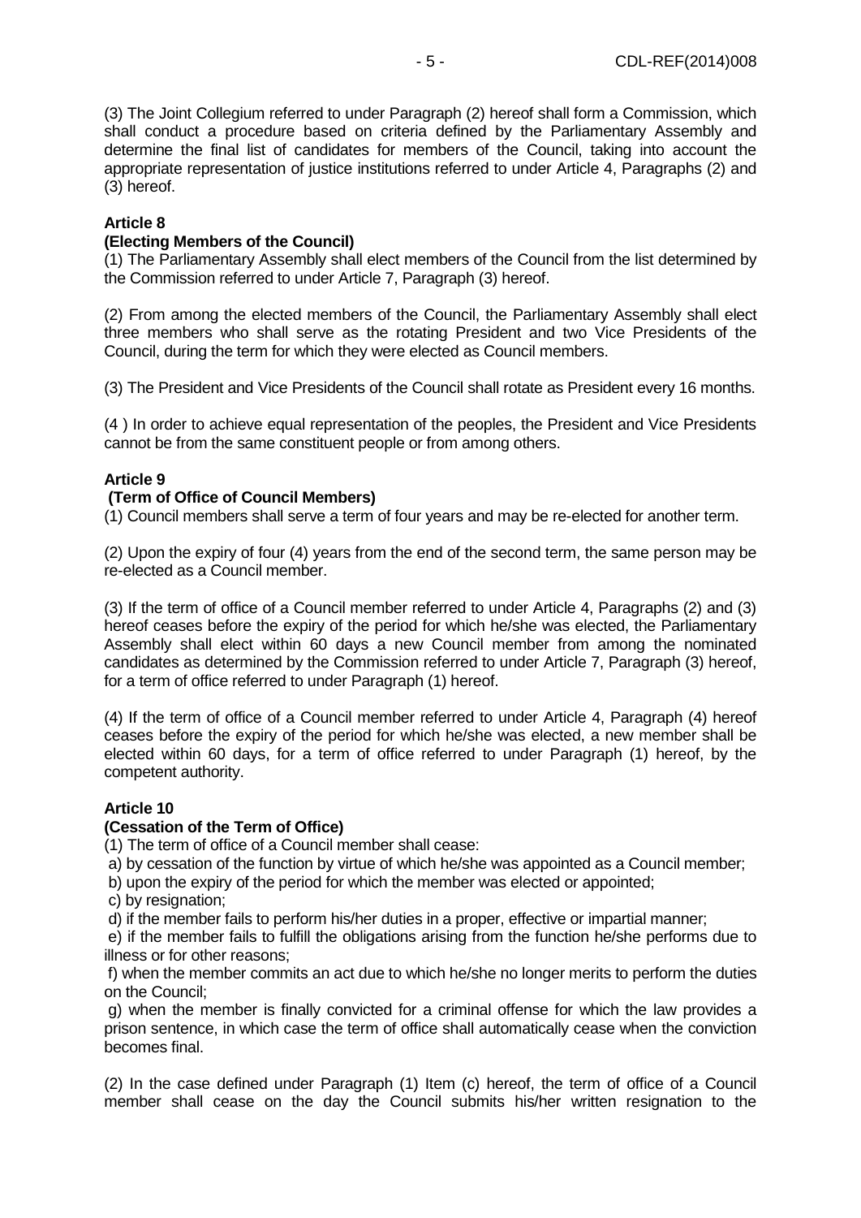(3) The Joint Collegium referred to under Paragraph (2) hereof shall form a Commission, which shall conduct a procedure based on criteria defined by the Parliamentary Assembly and determine the final list of candidates for members of the Council, taking into account the appropriate representation of justice institutions referred to under Article 4, Paragraphs (2) and (3) hereof.

**Article 8**

**(Electing Members of the Council)**

(1) The Parliamentary Assembly shall elect members of the Council from the list determined by the Commission referred to under Article 7, Paragraph (3) hereof.

(2) From among the elected members of the Council, the Parliamentary Assembly shall elect three members who shall serve as the rotating President and two Vice Presidents of the Council, during the term for which they were elected as Council members.

(3) The President and Vice Presidents of the Council shall rotate as President every 16 months.

(4 ) In order to achieve equal representation of the peoples, the President and Vice Presidents cannot be from the same constituent people or from among others.

**Article 9**

**(Term of Office of Council Members)**

(1) Council members shall serve a term of four years and may be re-elected for another term.

(2) Upon the expiry of four (4) years from the end of the second term, the same person may be re-elected as a Council member.

(3) If the term of office of a Council member referred to under Article 4, Paragraphs (2) and (3) hereof ceases before the expiry of the period for which he/she was elected, the Parliamentary Assembly shall elect within 60 days a new Council member from among the nominated candidates as determined by the Commission referred to under Article 7, Paragraph (3) hereof, for a term of office referred to under Paragraph (1) hereof.

(4) If the term of office of a Council member referred to under Article 4, Paragraph (4) hereof ceases before the expiry of the period for which he/she was elected, a new member shall be elected within 60 days, for a term of office referred to under Paragraph (1) hereof, by the competent authority.

**Article 10**

**(Cessation of the Term of Office)**

(1) The term of office of a Council member shall cease:

a) by cessation of the function by virtue of which he/she was appointed as a Council member;

b) upon the expiry of the period for which the member was elected or appointed;

c) by resignation;

d) if the member fails to perform his/her duties in a proper, effective or impartial manner;

e) if the member fails to fulfill the obligations arising from the function he/she performs due to illness or for other reasons;

f) when the member commits an act due to which he/she no longer merits to perform the duties on the Council;

g) when the member is finally convicted for a criminal offense for which the law provides a prison sentence, in which case the term of office shall automatically cease when the conviction becomes final.

(2) In the case defined under Paragraph (1) Item (c) hereof, the term of office of a Council member shall cease on the day the Council submits his/her written resignation to the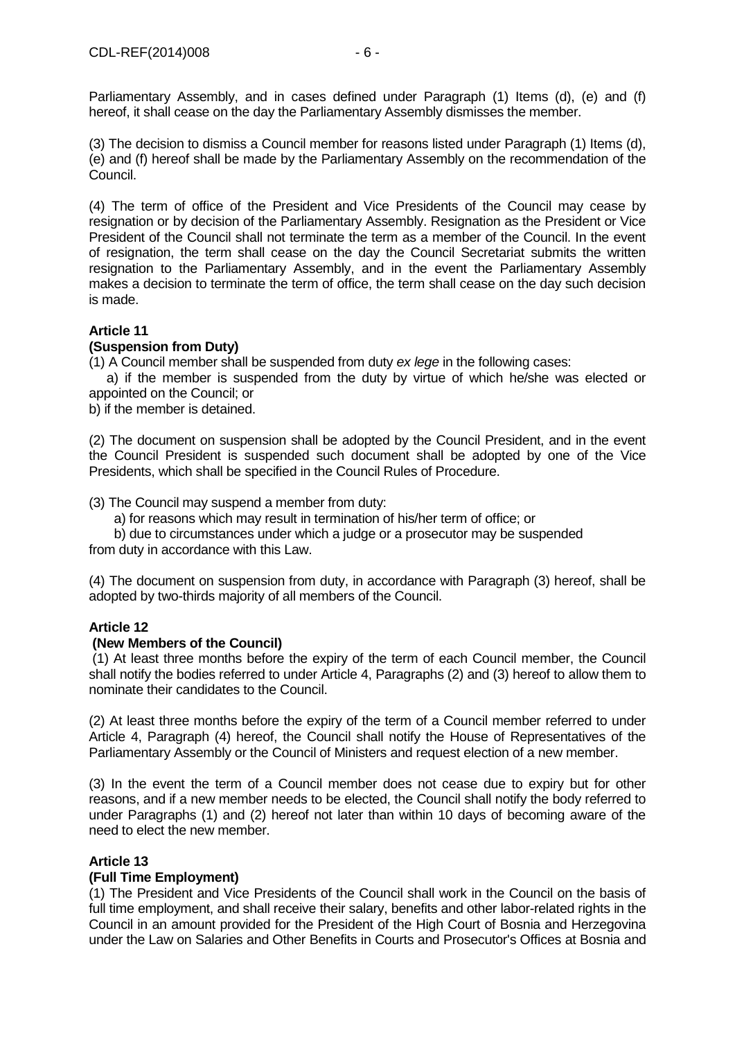Parliamentary Assembly, and in cases defined under Paragraph (1) Items (d), (e) and (f) hereof, it shall cease on the day the Parliamentary Assembly dismisses the member.

(3) The decision to dismiss a Council member for reasons listed under Paragraph (1) Items (d), (e) and (f) hereof shall be made by the Parliamentary Assembly on the recommendation of the Council.

(4) The term of office of the President and Vice Presidents of the Council may cease by resignation or by decision of the Parliamentary Assembly. Resignation as the President or Vice President of the Council shall not terminate the term as a member of the Council. In the event of resignation, the term shall cease on the day the Council Secretariat submits the written resignation to the Parliamentary Assembly, and in the event the Parliamentary Assembly makes a decision to terminate the term of office, the term shall cease on the day such decision is made.

**Article 11**
**(Suspension from Duty)**

(1) A Council member shall be suspended from duty *ex lege* in the following cases:

a) if the member is suspended from the duty by virtue of which he/she was elected or appointed on the Council; or

b) if the member is detained.

(2) The document on suspension shall be adopted by the Council President, and in the event the Council President is suspended such document shall be adopted by one of the Vice Presidents, which shall be specified in the Council Rules of Procedure.

(3) The Council may suspend a member from duty:

a) for reasons which may result in termination of his/her term of office; or

b) due to circumstances under which a judge or a prosecutor may be suspended from duty in accordance with this Law.

(4) The document on suspension from duty, in accordance with Paragraph (3) hereof, shall be adopted by two-thirds majority of all members of the Council.

**Article 12**
**(New Members of the Council)**

(1) At least three months before the expiry of the term of each Council member, the Council shall notify the bodies referred to under Article 4, Paragraphs (2) and (3) hereof to allow them to nominate their candidates to the Council.

(2) At least three months before the expiry of the term of a Council member referred to under Article 4, Paragraph (4) hereof, the Council shall notify the House of Representatives of the Parliamentary Assembly or the Council of Ministers and request election of a new member.

(3) In the event the term of a Council member does not cease due to expiry but for other reasons, and if a new member needs to be elected, the Council shall notify the body referred to under Paragraphs (1) and (2) hereof not later than within 10 days of becoming aware of the need to elect the new member.

**Article 13**
**(Full Time Employment)**

(1) The President and Vice Presidents of the Council shall work in the Council on the basis of full time employment, and shall receive their salary, benefits and other labor-related rights in the Council in an amount provided for the President of the High Court of Bosnia and Herzegovina under the Law on Salaries and Other Benefits in Courts and Prosecutor's Offices at Bosnia and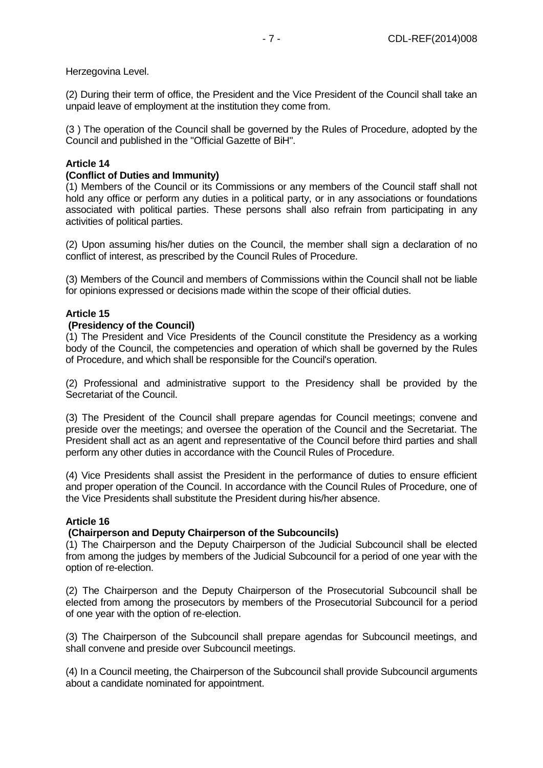Herzegovina Level.

(2) During their term of office, the President and the Vice President of the Council shall take an unpaid leave of employment at the institution they come from.

(3 ) The operation of the Council shall be governed by the Rules of Procedure, adopted by the Council and published in the "Official Gazette of BiH".

**Article 14**

**(Conflict of Duties and Immunity)**

(1) Members of the Council or its Commissions or any members of the Council staff shall not hold any office or perform any duties in a political party, or in any associations or foundations associated with political parties. These persons shall also refrain from participating in any activities of political parties.

(2) Upon assuming his/her duties on the Council, the member shall sign a declaration of no conflict of interest, as prescribed by the Council Rules of Procedure.

(3) Members of the Council and members of Commissions within the Council shall not be liable for opinions expressed or decisions made within the scope of their official duties.

**Article 15**

**(Presidency of the Council)**

(1) The President and Vice Presidents of the Council constitute the Presidency as a working body of the Council, the competencies and operation of which shall be governed by the Rules of Procedure, and which shall be responsible for the Council's operation.

(2) Professional and administrative support to the Presidency shall be provided by the Secretariat of the Council.

(3) The President of the Council shall prepare agendas for Council meetings; convene and preside over the meetings; and oversee the operation of the Council and the Secretariat. The President shall act as an agent and representative of the Council before third parties and shall perform any other duties in accordance with the Council Rules of Procedure.

(4) Vice Presidents shall assist the President in the performance of duties to ensure efficient and proper operation of the Council. In accordance with the Council Rules of Procedure, one of the Vice Presidents shall substitute the President during his/her absence.

**Article 16**

**(Chairperson and Deputy Chairperson of the Subcouncils)**

(1) The Chairperson and the Deputy Chairperson of the Judicial Subcouncil shall be elected from among the judges by members of the Judicial Subcouncil for a period of one year with the option of re-election.

(2) The Chairperson and the Deputy Chairperson of the Prosecutorial Subcouncil shall be elected from among the prosecutors by members of the Prosecutorial Subcouncil for a period of one year with the option of re-election.

(3) The Chairperson of the Subcouncil shall prepare agendas for Subcouncil meetings, and shall convene and preside over Subcouncil meetings.

(4) In a Council meeting, the Chairperson of the Subcouncil shall provide Subcouncil arguments about a candidate nominated for appointment.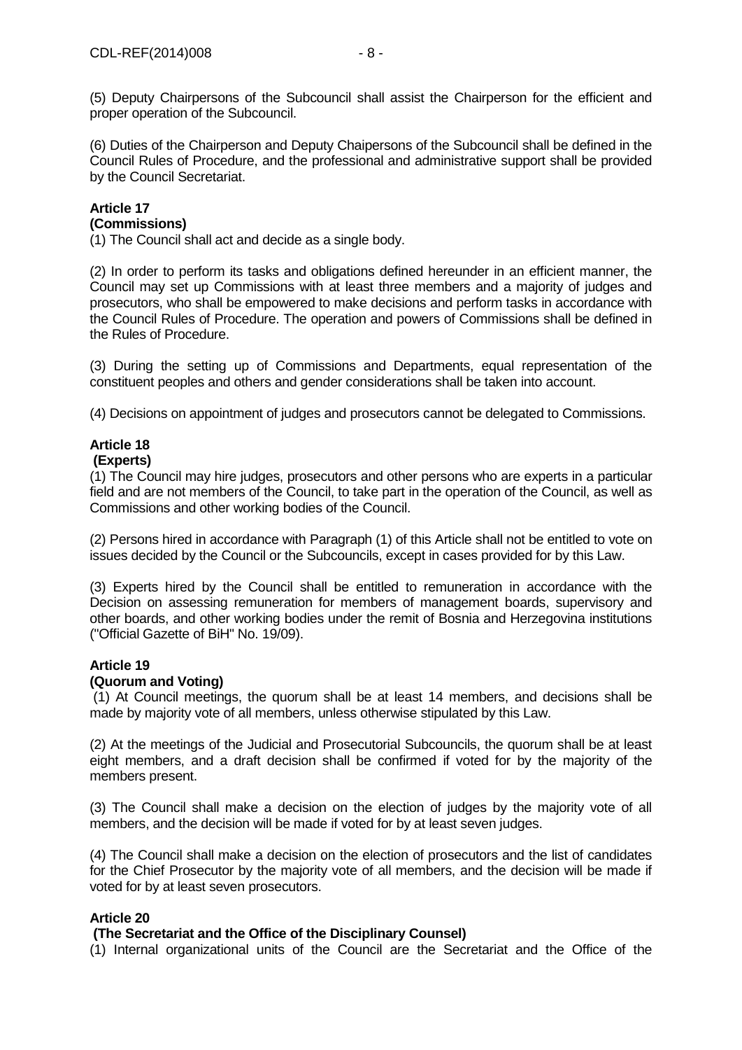(5) Deputy Chairpersons of the Subcouncil shall assist the Chairperson for the efficient and proper operation of the Subcouncil.

(6) Duties of the Chairperson and Deputy Chaipersons of the Subcouncil shall be defined in the Council Rules of Procedure, and the professional and administrative support shall be provided by the Council Secretariat.

**Article 17**
**(Commissions)**

(1) The Council shall act and decide as a single body.

(2) In order to perform its tasks and obligations defined hereunder in an efficient manner, the Council may set up Commissions with at least three members and a majority of judges and prosecutors, who shall be empowered to make decisions and perform tasks in accordance with the Council Rules of Procedure. The operation and powers of Commissions shall be defined in the Rules of Procedure.

(3) During the setting up of Commissions and Departments, equal representation of the constituent peoples and others and gender considerations shall be taken into account.

(4) Decisions on appointment of judges and prosecutors cannot be delegated to Commissions.

**Article 18**
**(Experts)**

(1) The Council may hire judges, prosecutors and other persons who are experts in a particular field and are not members of the Council, to take part in the operation of the Council, as well as Commissions and other working bodies of the Council.

(2) Persons hired in accordance with Paragraph (1) of this Article shall not be entitled to vote on issues decided by the Council or the Subcouncils, except in cases provided for by this Law.

(3) Experts hired by the Council shall be entitled to remuneration in accordance with the Decision on assessing remuneration for members of management boards, supervisory and other boards, and other working bodies under the remit of Bosnia and Herzegovina institutions ("Official Gazette of BiH" No. 19/09).

**Article 19**
**(Quorum and Voting)**

(1) At Council meetings, the quorum shall be at least 14 members, and decisions shall be made by majority vote of all members, unless otherwise stipulated by this Law.

(2) At the meetings of the Judicial and Prosecutorial Subcouncils, the quorum shall be at least eight members, and a draft decision shall be confirmed if voted for by the majority of the members present.

(3) The Council shall make a decision on the election of judges by the majority vote of all members, and the decision will be made if voted for by at least seven judges.

(4) The Council shall make a decision on the election of prosecutors and the list of candidates for the Chief Prosecutor by the majority vote of all members, and the decision will be made if voted for by at least seven prosecutors.

**Article 20**
**(The Secretariat and the Office of the Disciplinary Counsel)**

(1) Internal organizational units of the Council are the Secretariat and the Office of the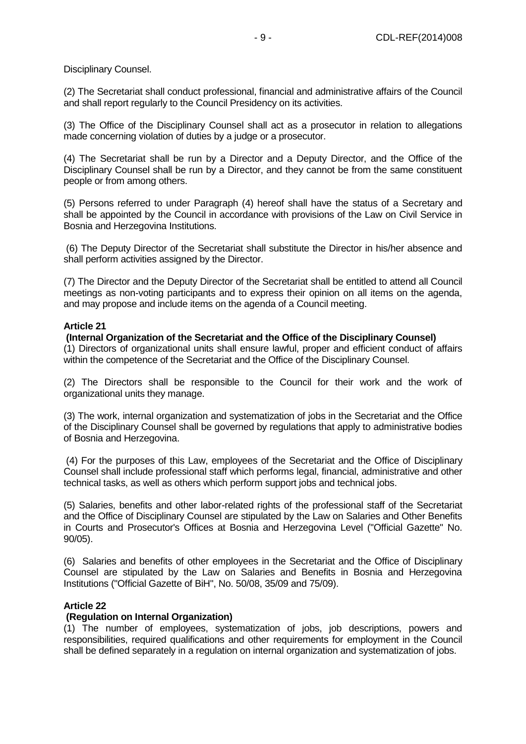Disciplinary Counsel.

(2) The Secretariat shall conduct professional, financial and administrative affairs of the Council and shall report regularly to the Council Presidency on its activities.

(3) The Office of the Disciplinary Counsel shall act as a prosecutor in relation to allegations made concerning violation of duties by a judge or a prosecutor.

(4) The Secretariat shall be run by a Director and a Deputy Director, and the Office of the Disciplinary Counsel shall be run by a Director, and they cannot be from the same constituent people or from among others.

(5) Persons referred to under Paragraph (4) hereof shall have the status of a Secretary and shall be appointed by the Council in accordance with provisions of the Law on Civil Service in Bosnia and Herzegovina Institutions.

(6) The Deputy Director of the Secretariat shall substitute the Director in his/her absence and shall perform activities assigned by the Director.

(7) The Director and the Deputy Director of the Secretariat shall be entitled to attend all Council meetings as non-voting participants and to express their opinion on all items on the agenda, and may propose and include items on the agenda of a Council meeting.

**Article 21**

**(Internal Organization of the Secretariat and the Office of the Disciplinary Counsel)**

(1) Directors of organizational units shall ensure lawful, proper and efficient conduct of affairs within the competence of the Secretariat and the Office of the Disciplinary Counsel.

(2) The Directors shall be responsible to the Council for their work and the work of organizational units they manage.

(3) The work, internal organization and systematization of jobs in the Secretariat and the Office of the Disciplinary Counsel shall be governed by regulations that apply to administrative bodies of Bosnia and Herzegovina.

(4) For the purposes of this Law, employees of the Secretariat and the Office of Disciplinary Counsel shall include professional staff which performs legal, financial, administrative and other technical tasks, as well as others which perform support jobs and technical jobs.

(5) Salaries, benefits and other labor-related rights of the professional staff of the Secretariat and the Office of Disciplinary Counsel are stipulated by the Law on Salaries and Other Benefits in Courts and Prosecutor's Offices at Bosnia and Herzegovina Level ("Official Gazette" No. 90/05).

(6) Salaries and benefits of other employees in the Secretariat and the Office of Disciplinary Counsel are stipulated by the Law on Salaries and Benefits in Bosnia and Herzegovina Institutions ("Official Gazette of BiH", No. 50/08, 35/09 and 75/09).

**Article 22**

**(Regulation on Internal Organization)**

(1) The number of employees, systematization of jobs, job descriptions, powers and responsibilities, required qualifications and other requirements for employment in the Council shall be defined separately in a regulation on internal organization and systematization of jobs.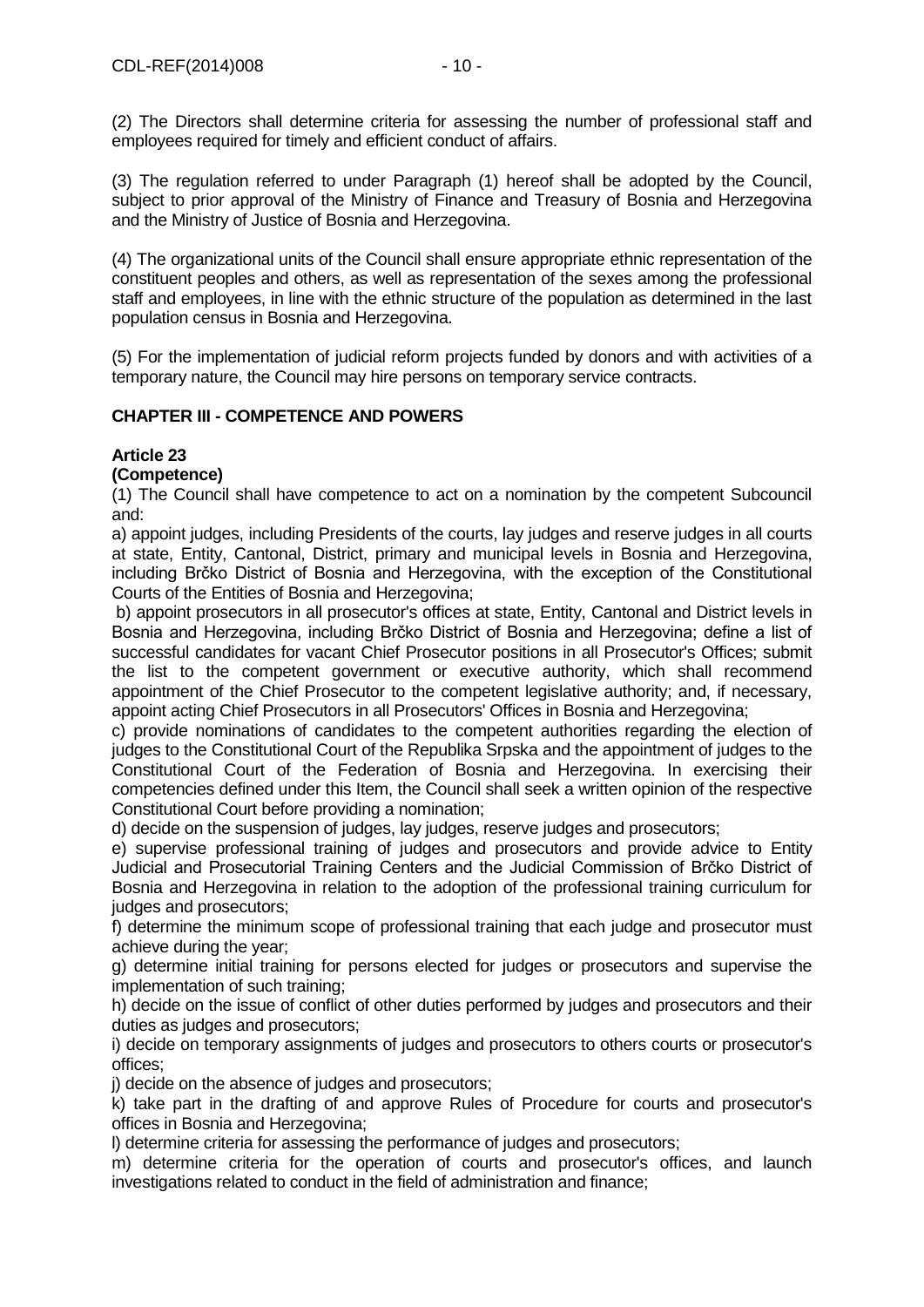(2) The Directors shall determine criteria for assessing the number of professional staff and employees required for timely and efficient conduct of affairs.

(3) The regulation referred to under Paragraph (1) hereof shall be adopted by the Council, subject to prior approval of the Ministry of Finance and Treasury of Bosnia and Herzegovina and the Ministry of Justice of Bosnia and Herzegovina.

(4) The organizational units of the Council shall ensure appropriate ethnic representation of the constituent peoples and others, as well as representation of the sexes among the professional staff and employees, in line with the ethnic structure of the population as determined in the last population census in Bosnia and Herzegovina.

(5) For the implementation of judicial reform projects funded by donors and with activities of a temporary nature, the Council may hire persons on temporary service contracts.

## CHAPTER III - COMPETENCE AND POWERS

### Article 23
**(Competence)**

(1) The Council shall have competence to act on a nomination by the competent Subcouncil and:

a) appoint judges, including Presidents of the courts, lay judges and reserve judges in all courts at state, Entity, Cantonal, District, primary and municipal levels in Bosnia and Herzegovina, including Brčko District of Bosnia and Herzegovina, with the exception of the Constitutional Courts of the Entities of Bosnia and Herzegovina;

b) appoint prosecutors in all prosecutor's offices at state, Entity, Cantonal and District levels in Bosnia and Herzegovina, including Brčko District of Bosnia and Herzegovina; define a list of successful candidates for vacant Chief Prosecutor positions in all Prosecutor's Offices; submit the list to the competent government or executive authority, which shall recommend appointment of the Chief Prosecutor to the competent legislative authority; and, if necessary, appoint acting Chief Prosecutors in all Prosecutors' Offices in Bosnia and Herzegovina;

c) provide nominations of candidates to the competent authorities regarding the election of judges to the Constitutional Court of the Republika Srpska and the appointment of judges to the Constitutional Court of the Federation of Bosnia and Herzegovina. In exercising their competencies defined under this Item, the Council shall seek a written opinion of the respective Constitutional Court before providing a nomination;

d) decide on the suspension of judges, lay judges, reserve judges and prosecutors;

e) supervise professional training of judges and prosecutors and provide advice to Entity Judicial and Prosecutorial Training Centers and the Judicial Commission of Brčko District of Bosnia and Herzegovina in relation to the adoption of the professional training curriculum for judges and prosecutors;

f) determine the minimum scope of professional training that each judge and prosecutor must achieve during the year;

g) determine initial training for persons elected for judges or prosecutors and supervise the implementation of such training;

h) decide on the issue of conflict of other duties performed by judges and prosecutors and their duties as judges and prosecutors;

i) decide on temporary assignments of judges and prosecutors to others courts or prosecutor's offices;

j) decide on the absence of judges and prosecutors;

k) take part in the drafting of and approve Rules of Procedure for courts and prosecutor's offices in Bosnia and Herzegovina;

l) determine criteria for assessing the performance of judges and prosecutors;

m) determine criteria for the operation of courts and prosecutor's offices, and launch investigations related to conduct in the field of administration and finance;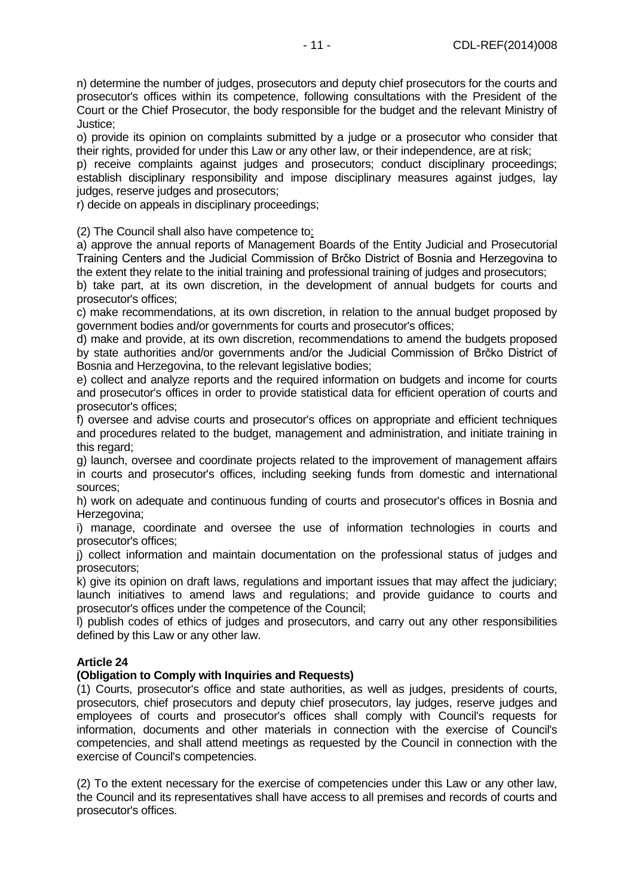n) determine the number of judges, prosecutors and deputy chief prosecutors for the courts and prosecutor's offices within its competence, following consultations with the President of the Court or the Chief Prosecutor, the body responsible for the budget and the relevant Ministry of Justice;

o) provide its opinion on complaints submitted by a judge or a prosecutor who consider that their rights, provided for under this Law or any other law, or their independence, are at risk;

p) receive complaints against judges and prosecutors; conduct disciplinary proceedings; establish disciplinary responsibility and impose disciplinary measures against judges, lay judges, reserve judges and prosecutors;

r) decide on appeals in disciplinary proceedings;

(2) The Council shall also have competence to:

a) approve the annual reports of Management Boards of the Entity Judicial and Prosecutorial Training Centers and the Judicial Commission of Brčko District of Bosnia and Herzegovina to the extent they relate to the initial training and professional training of judges and prosecutors;

b) take part, at its own discretion, in the development of annual budgets for courts and prosecutor's offices;

c) make recommendations, at its own discretion, in relation to the annual budget proposed by government bodies and/or governments for courts and prosecutor's offices;

d) make and provide, at its own discretion, recommendations to amend the budgets proposed by state authorities and/or governments and/or the Judicial Commission of Brčko District of Bosnia and Herzegovina, to the relevant legislative bodies;

e) collect and analyze reports and the required information on budgets and income for courts and prosecutor's offices in order to provide statistical data for efficient operation of courts and prosecutor's offices;

f) oversee and advise courts and prosecutor's offices on appropriate and efficient techniques and procedures related to the budget, management and administration, and initiate training in this regard;

g) launch, oversee and coordinate projects related to the improvement of management affairs in courts and prosecutor's offices, including seeking funds from domestic and international sources;

h) work on adequate and continuous funding of courts and prosecutor's offices in Bosnia and Herzegovina;

i) manage, coordinate and oversee the use of information technologies in courts and prosecutor's offices;

j) collect information and maintain documentation on the professional status of judges and prosecutors;

k) give its opinion on draft laws, regulations and important issues that may affect the judiciary; launch initiatives to amend laws and regulations; and provide guidance to courts and prosecutor's offices under the competence of the Council;

l) publish codes of ethics of judges and prosecutors, and carry out any other responsibilities defined by this Law or any other law.

**Article 24**

**(Obligation to Comply with Inquiries and Requests)**

(1) Courts, prosecutor's office and state authorities, as well as judges, presidents of courts, prosecutors, chief prosecutors and deputy chief prosecutors, lay judges, reserve judges and employees of courts and prosecutor's offices shall comply with Council's requests for information, documents and other materials in connection with the exercise of Council's competencies, and shall attend meetings as requested by the Council in connection with the exercise of Council's competencies.

(2) To the extent necessary for the exercise of competencies under this Law or any other law, the Council and its representatives shall have access to all premises and records of courts and prosecutor's offices.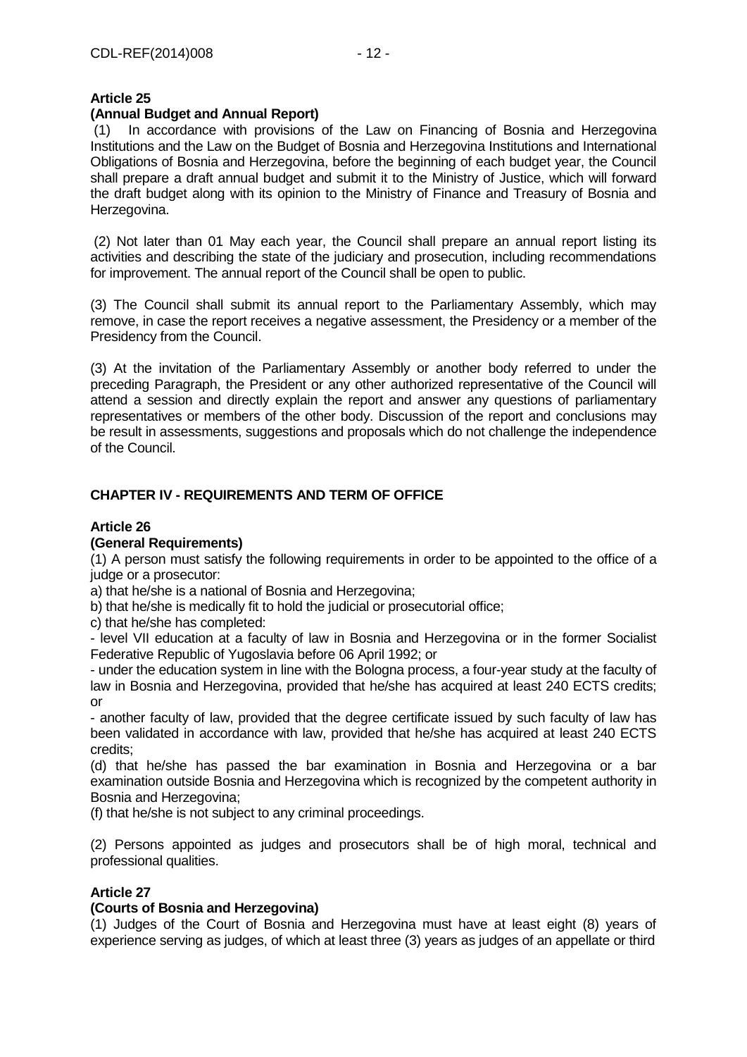**Article 25**
**(Annual Budget and Annual Report)**

(1) In accordance with provisions of the Law on Financing of Bosnia and Herzegovina Institutions and the Law on the Budget of Bosnia and Herzegovina Institutions and International Obligations of Bosnia and Herzegovina, before the beginning of each budget year, the Council shall prepare a draft annual budget and submit it to the Ministry of Justice, which will forward the draft budget along with its opinion to the Ministry of Finance and Treasury of Bosnia and Herzegovina.

(2) Not later than 01 May each year, the Council shall prepare an annual report listing its activities and describing the state of the judiciary and prosecution, including recommendations for improvement. The annual report of the Council shall be open to public.

(3) The Council shall submit its annual report to the Parliamentary Assembly, which may remove, in case the report receives a negative assessment, the Presidency or a member of the Presidency from the Council.

(3) At the invitation of the Parliamentary Assembly or another body referred to under the preceding Paragraph, the President or any other authorized representative of the Council will attend a session and directly explain the report and answer any questions of parliamentary representatives or members of the other body. Discussion of the report and conclusions may be result in assessments, suggestions and proposals which do not challenge the independence of the Council.

## CHAPTER IV - REQUIREMENTS AND TERM OF OFFICE

**Article 26**
**(General Requirements)**

(1) A person must satisfy the following requirements in order to be appointed to the office of a judge or a prosecutor:

a) that he/she is a national of Bosnia and Herzegovina;

b) that he/she is medically fit to hold the judicial or prosecutorial office;

c) that he/she has completed:

- level VII education at a faculty of law in Bosnia and Herzegovina or in the former Socialist Federative Republic of Yugoslavia before 06 April 1992; or
- under the education system in line with the Bologna process, a four-year study at the faculty of law in Bosnia and Herzegovina, provided that he/she has acquired at least 240 ECTS credits; or
- another faculty of law, provided that the degree certificate issued by such faculty of law has been validated in accordance with law, provided that he/she has acquired at least 240 ECTS credits;

(d) that he/she has passed the bar examination in Bosnia and Herzegovina or a bar examination outside Bosnia and Herzegovina which is recognized by the competent authority in Bosnia and Herzegovina;

(f) that he/she is not subject to any criminal proceedings.

(2) Persons appointed as judges and prosecutors shall be of high moral, technical and professional qualities.

**Article 27**
**(Courts of Bosnia and Herzegovina)**

(1) Judges of the Court of Bosnia and Herzegovina must have at least eight (8) years of experience serving as judges, of which at least three (3) years as judges of an appellate or third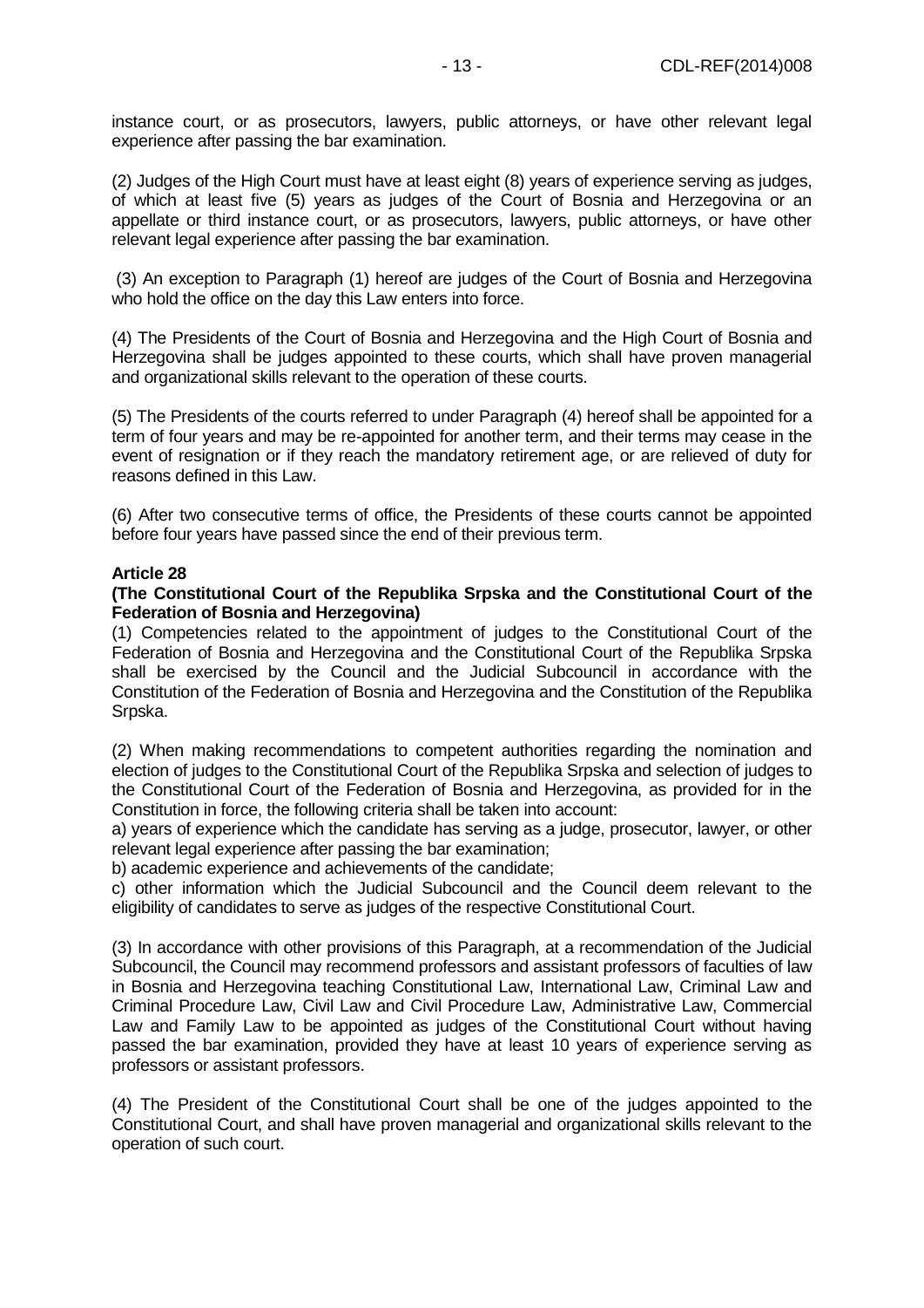instance court, or as prosecutors, lawyers, public attorneys, or have other relevant legal experience after passing the bar examination.

(2) Judges of the High Court must have at least eight (8) years of experience serving as judges, of which at least five (5) years as judges of the Court of Bosnia and Herzegovina or an appellate or third instance court, or as prosecutors, lawyers, public attorneys, or have other relevant legal experience after passing the bar examination.

(3) An exception to Paragraph (1) hereof are judges of the Court of Bosnia and Herzegovina who hold the office on the day this Law enters into force.

(4) The Presidents of the Court of Bosnia and Herzegovina and the High Court of Bosnia and Herzegovina shall be judges appointed to these courts, which shall have proven managerial and organizational skills relevant to the operation of these courts.

(5) The Presidents of the courts referred to under Paragraph (4) hereof shall be appointed for a term of four years and may be re-appointed for another term, and their terms may cease in the event of resignation or if they reach the mandatory retirement age, or are relieved of duty for reasons defined in this Law.

(6) After two consecutive terms of office, the Presidents of these courts cannot be appointed before four years have passed since the end of their previous term.

**Article 28**
**(The Constitutional Court of the Republika Srpska and the Constitutional Court of the Federation of Bosnia and Herzegovina)**

(1) Competencies related to the appointment of judges to the Constitutional Court of the Federation of Bosnia and Herzegovina and the Constitutional Court of the Republika Srpska shall be exercised by the Council and the Judicial Subcouncil in accordance with the Constitution of the Federation of Bosnia and Herzegovina and the Constitution of the Republika Srpska.

(2) When making recommendations to competent authorities regarding the nomination and election of judges to the Constitutional Court of the Republika Srpska and selection of judges to the Constitutional Court of the Federation of Bosnia and Herzegovina, as provided for in the Constitution in force, the following criteria shall be taken into account:
a) years of experience which the candidate has serving as a judge, prosecutor, lawyer, or other relevant legal experience after passing the bar examination;
b) academic experience and achievements of the candidate;
c) other information which the Judicial Subcouncil and the Council deem relevant to the eligibility of candidates to serve as judges of the respective Constitutional Court.

(3) In accordance with other provisions of this Paragraph, at a recommendation of the Judicial Subcouncil, the Council may recommend professors and assistant professors of faculties of law in Bosnia and Herzegovina teaching Constitutional Law, International Law, Criminal Law and Criminal Procedure Law, Civil Law and Civil Procedure Law, Administrative Law, Commercial Law and Family Law to be appointed as judges of the Constitutional Court without having passed the bar examination, provided they have at least 10 years of experience serving as professors or assistant professors.

(4) The President of the Constitutional Court shall be one of the judges appointed to the Constitutional Court, and shall have proven managerial and organizational skills relevant to the operation of such court.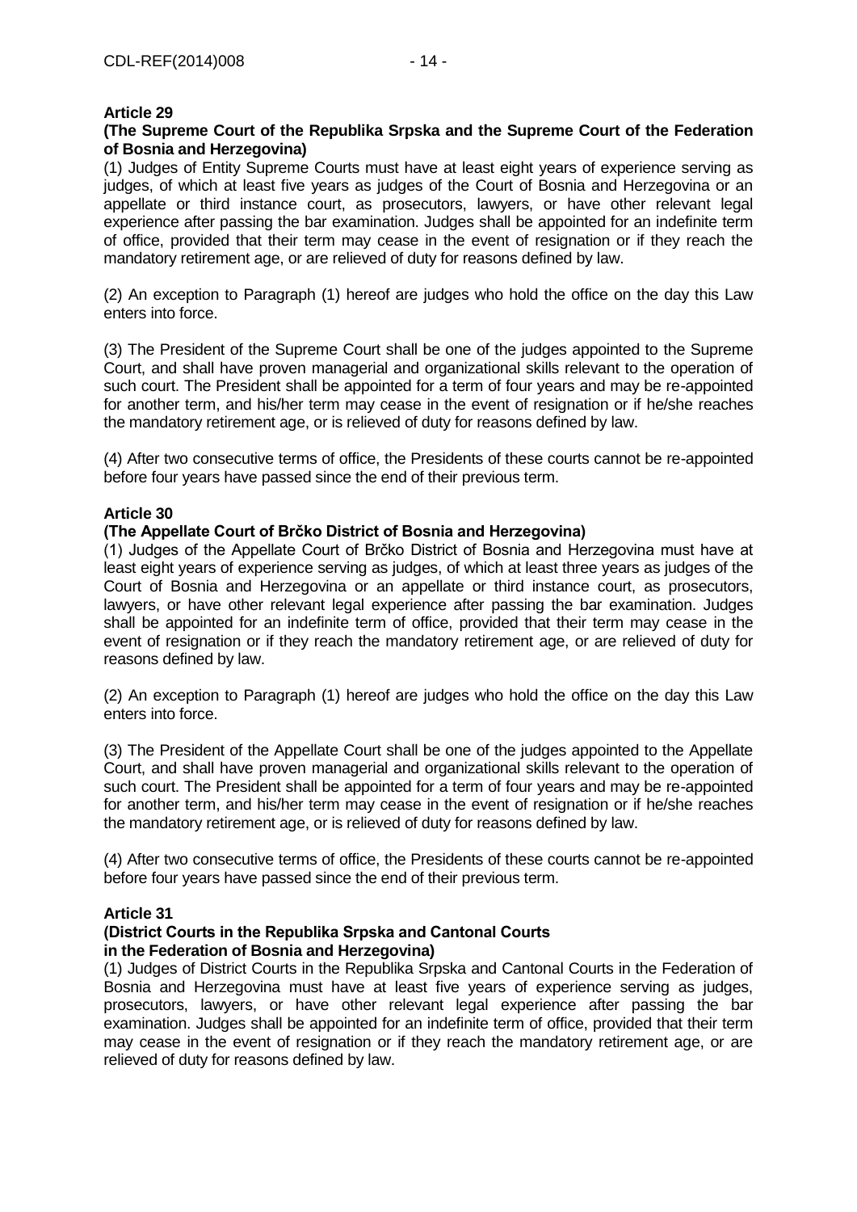**Article 29**

**(The Supreme Court of the Republika Srpska and the Supreme Court of the Federation of Bosnia and Herzegovina)**

(1) Judges of Entity Supreme Courts must have at least eight years of experience serving as judges, of which at least five years as judges of the Court of Bosnia and Herzegovina or an appellate or third instance court, as prosecutors, lawyers, or have other relevant legal experience after passing the bar examination. Judges shall be appointed for an indefinite term of office, provided that their term may cease in the event of resignation or if they reach the mandatory retirement age, or are relieved of duty for reasons defined by law.

(2) An exception to Paragraph (1) hereof are judges who hold the office on the day this Law enters into force.

(3) The President of the Supreme Court shall be one of the judges appointed to the Supreme Court, and shall have proven managerial and organizational skills relevant to the operation of such court. The President shall be appointed for a term of four years and may be re-appointed for another term, and his/her term may cease in the event of resignation or if he/she reaches the mandatory retirement age, or is relieved of duty for reasons defined by law.

(4) After two consecutive terms of office, the Presidents of these courts cannot be re-appointed before four years have passed since the end of their previous term.

**Article 30**

**(The Appellate Court of Brčko District of Bosnia and Herzegovina)**

(1) Judges of the Appellate Court of Brčko District of Bosnia and Herzegovina must have at least eight years of experience serving as judges, of which at least three years as judges of the Court of Bosnia and Herzegovina or an appellate or third instance court, as prosecutors, lawyers, or have other relevant legal experience after passing the bar examination. Judges shall be appointed for an indefinite term of office, provided that their term may cease in the event of resignation or if they reach the mandatory retirement age, or are relieved of duty for reasons defined by law.

(2) An exception to Paragraph (1) hereof are judges who hold the office on the day this Law enters into force.

(3) The President of the Appellate Court shall be one of the judges appointed to the Appellate Court, and shall have proven managerial and organizational skills relevant to the operation of such court. The President shall be appointed for a term of four years and may be re-appointed for another term, and his/her term may cease in the event of resignation or if he/she reaches the mandatory retirement age, or is relieved of duty for reasons defined by law.

(4) After two consecutive terms of office, the Presidents of these courts cannot be re-appointed before four years have passed since the end of their previous term.

**Article 31**

**(District Courts in the Republika Srpska and Cantonal Courts in the Federation of Bosnia and Herzegovina)**

(1) Judges of District Courts in the Republika Srpska and Cantonal Courts in the Federation of Bosnia and Herzegovina must have at least five years of experience serving as judges, prosecutors, lawyers, or have other relevant legal experience after passing the bar examination. Judges shall be appointed for an indefinite term of office, provided that their term may cease in the event of resignation or if they reach the mandatory retirement age, or are relieved of duty for reasons defined by law.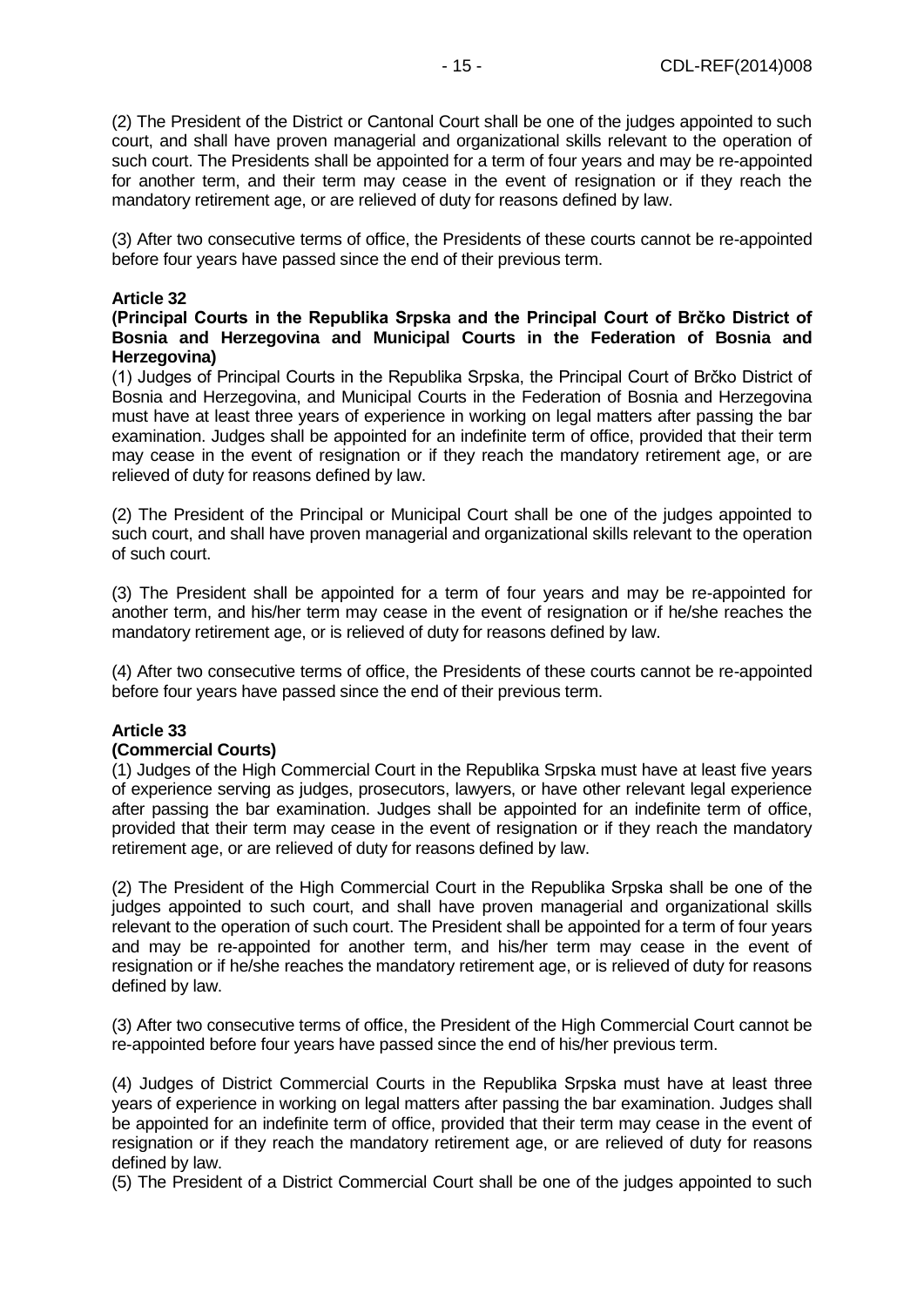(2) The President of the District or Cantonal Court shall be one of the judges appointed to such court, and shall have proven managerial and organizational skills relevant to the operation of such court. The Presidents shall be appointed for a term of four years and may be re-appointed for another term, and their term may cease in the event of resignation or if they reach the mandatory retirement age, or are relieved of duty for reasons defined by law.

(3) After two consecutive terms of office, the Presidents of these courts cannot be re-appointed before four years have passed since the end of their previous term.

**Article 32**
**(Principal Courts in the Republika Srpska and the Principal Court of Brčko District of Bosnia and Herzegovina and Municipal Courts in the Federation of Bosnia and Herzegovina)**

(1) Judges of Principal Courts in the Republika Srpska, the Principal Court of Brčko District of Bosnia and Herzegovina, and Municipal Courts in the Federation of Bosnia and Herzegovina must have at least three years of experience in working on legal matters after passing the bar examination. Judges shall be appointed for an indefinite term of office, provided that their term may cease in the event of resignation or if they reach the mandatory retirement age, or are relieved of duty for reasons defined by law.

(2) The President of the Principal or Municipal Court shall be one of the judges appointed to such court, and shall have proven managerial and organizational skills relevant to the operation of such court.

(3) The President shall be appointed for a term of four years and may be re-appointed for another term, and his/her term may cease in the event of resignation or if he/she reaches the mandatory retirement age, or is relieved of duty for reasons defined by law.

(4) After two consecutive terms of office, the Presidents of these courts cannot be re-appointed before four years have passed since the end of their previous term.

**Article 33**
**(Commercial Courts)**

(1) Judges of the High Commercial Court in the Republika Srpska must have at least five years of experience serving as judges, prosecutors, lawyers, or have other relevant legal experience after passing the bar examination. Judges shall be appointed for an indefinite term of office, provided that their term may cease in the event of resignation or if they reach the mandatory retirement age, or are relieved of duty for reasons defined by law.

(2) The President of the High Commercial Court in the Republika Srpska shall be one of the judges appointed to such court, and shall have proven managerial and organizational skills relevant to the operation of such court. The President shall be appointed for a term of four years and may be re-appointed for another term, and his/her term may cease in the event of resignation or if he/she reaches the mandatory retirement age, or is relieved of duty for reasons defined by law.

(3) After two consecutive terms of office, the President of the High Commercial Court cannot be re-appointed before four years have passed since the end of his/her previous term.

(4) Judges of District Commercial Courts in the Republika Srpska must have at least three years of experience in working on legal matters after passing the bar examination. Judges shall be appointed for an indefinite term of office, provided that their term may cease in the event of resignation or if they reach the mandatory retirement age, or are relieved of duty for reasons defined by law.

(5) The President of a District Commercial Court shall be one of the judges appointed to such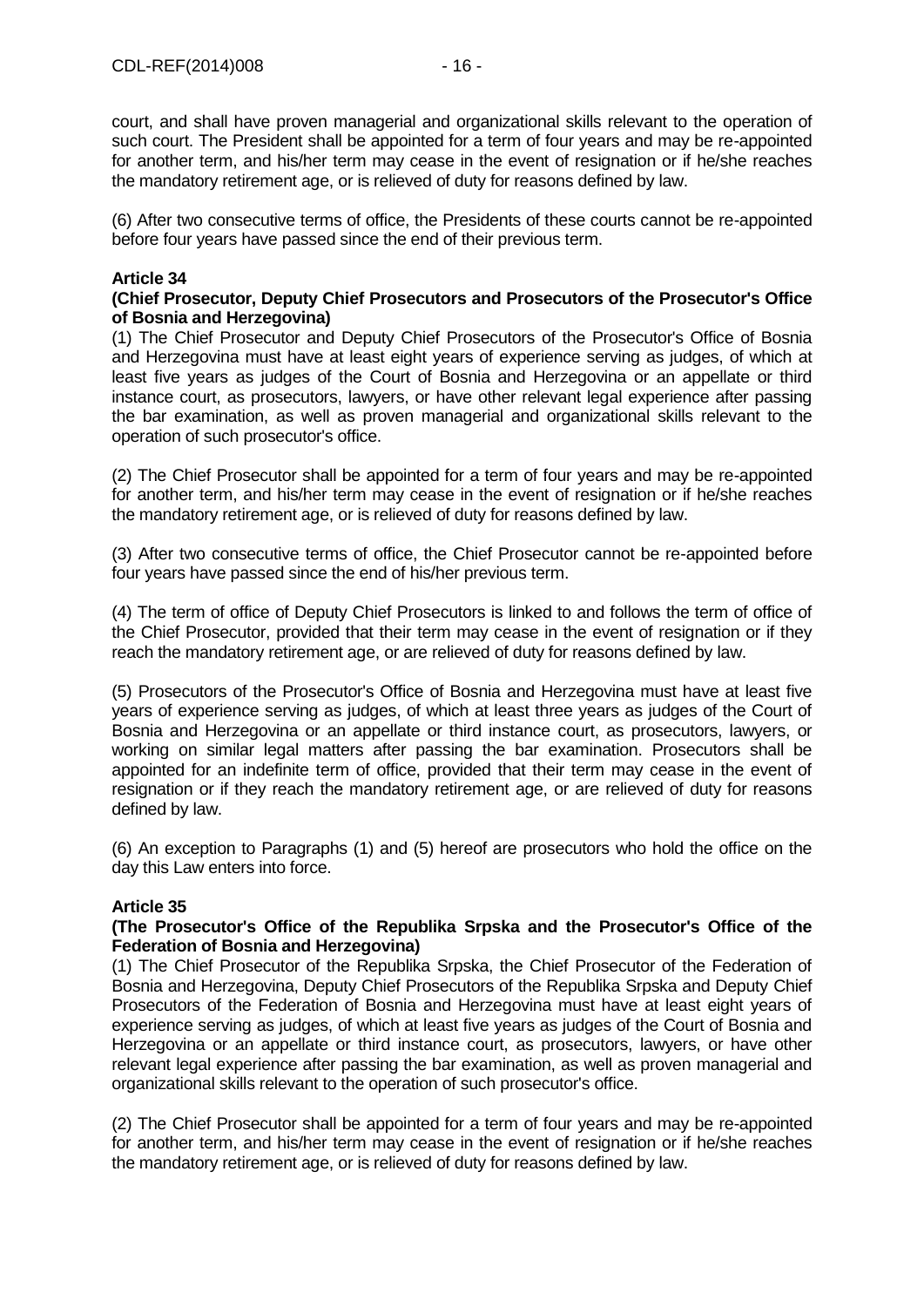court, and shall have proven managerial and organizational skills relevant to the operation of such court. The President shall be appointed for a term of four years and may be re-appointed for another term, and his/her term may cease in the event of resignation or if he/she reaches the mandatory retirement age, or is relieved of duty for reasons defined by law.

(6) After two consecutive terms of office, the Presidents of these courts cannot be re-appointed before four years have passed since the end of their previous term.

**Article 34**
**(Chief Prosecutor, Deputy Chief Prosecutors and Prosecutors of the Prosecutor's Office of Bosnia and Herzegovina)**

(1) The Chief Prosecutor and Deputy Chief Prosecutors of the Prosecutor's Office of Bosnia and Herzegovina must have at least eight years of experience serving as judges, of which at least five years as judges of the Court of Bosnia and Herzegovina or an appellate or third instance court, as prosecutors, lawyers, or have other relevant legal experience after passing the bar examination, as well as proven managerial and organizational skills relevant to the operation of such prosecutor's office.

(2) The Chief Prosecutor shall be appointed for a term of four years and may be re-appointed for another term, and his/her term may cease in the event of resignation or if he/she reaches the mandatory retirement age, or is relieved of duty for reasons defined by law.

(3) After two consecutive terms of office, the Chief Prosecutor cannot be re-appointed before four years have passed since the end of his/her previous term.

(4) The term of office of Deputy Chief Prosecutors is linked to and follows the term of office of the Chief Prosecutor, provided that their term may cease in the event of resignation or if they reach the mandatory retirement age, or are relieved of duty for reasons defined by law.

(5) Prosecutors of the Prosecutor's Office of Bosnia and Herzegovina must have at least five years of experience serving as judges, of which at least three years as judges of the Court of Bosnia and Herzegovina or an appellate or third instance court, as prosecutors, lawyers, or working on similar legal matters after passing the bar examination. Prosecutors shall be appointed for an indefinite term of office, provided that their term may cease in the event of resignation or if they reach the mandatory retirement age, or are relieved of duty for reasons defined by law.

(6) An exception to Paragraphs (1) and (5) hereof are prosecutors who hold the office on the day this Law enters into force.

**Article 35**
**(The Prosecutor's Office of the Republika Srpska and the Prosecutor's Office of the Federation of Bosnia and Herzegovina)**

(1) The Chief Prosecutor of the Republika Srpska, the Chief Prosecutor of the Federation of Bosnia and Herzegovina, Deputy Chief Prosecutors of the Republika Srpska and Deputy Chief Prosecutors of the Federation of Bosnia and Herzegovina must have at least eight years of experience serving as judges, of which at least five years as judges of the Court of Bosnia and Herzegovina or an appellate or third instance court, as prosecutors, lawyers, or have other relevant legal experience after passing the bar examination, as well as proven managerial and organizational skills relevant to the operation of such prosecutor's office.

(2) The Chief Prosecutor shall be appointed for a term of four years and may be re-appointed for another term, and his/her term may cease in the event of resignation or if he/she reaches the mandatory retirement age, or is relieved of duty for reasons defined by law.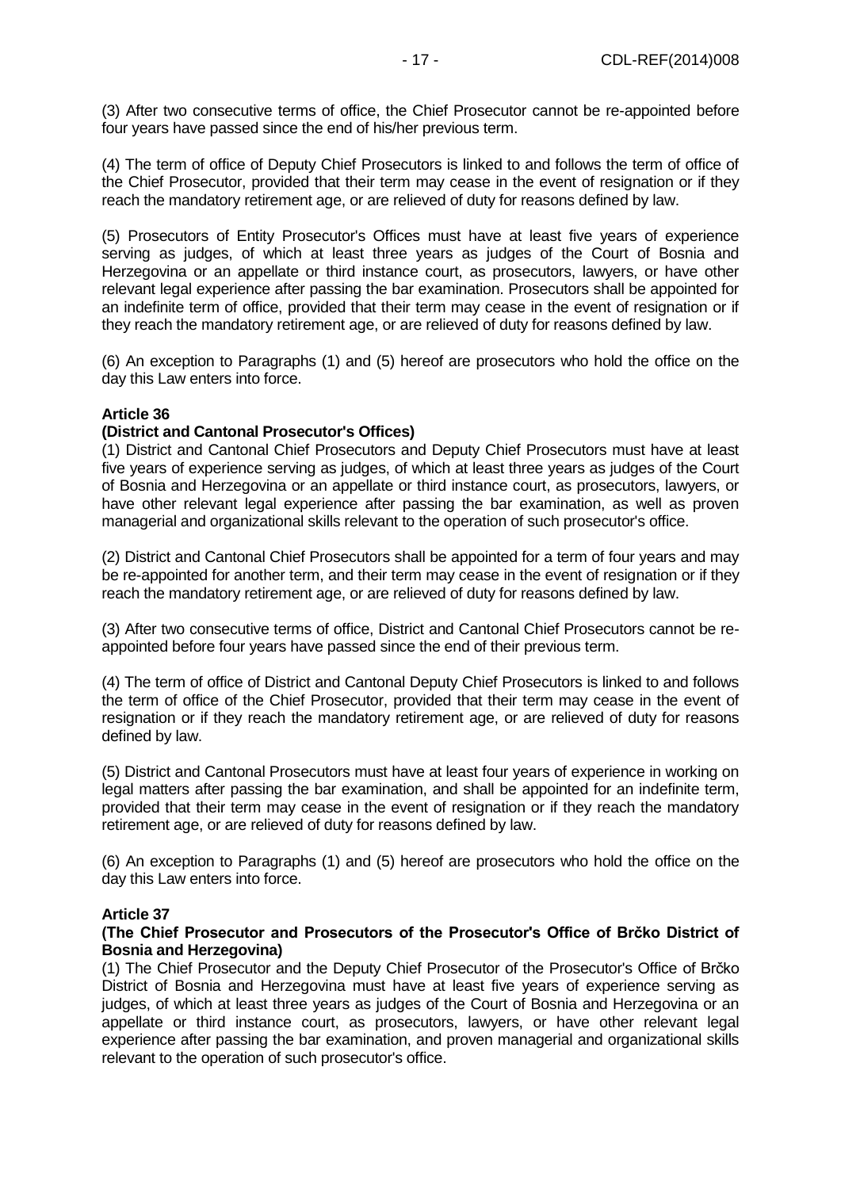(3) After two consecutive terms of office, the Chief Prosecutor cannot be re-appointed before four years have passed since the end of his/her previous term.

(4) The term of office of Deputy Chief Prosecutors is linked to and follows the term of office of the Chief Prosecutor, provided that their term may cease in the event of resignation or if they reach the mandatory retirement age, or are relieved of duty for reasons defined by law.

(5) Prosecutors of Entity Prosecutor's Offices must have at least five years of experience serving as judges, of which at least three years as judges of the Court of Bosnia and Herzegovina or an appellate or third instance court, as prosecutors, lawyers, or have other relevant legal experience after passing the bar examination. Prosecutors shall be appointed for an indefinite term of office, provided that their term may cease in the event of resignation or if they reach the mandatory retirement age, or are relieved of duty for reasons defined by law.

(6) An exception to Paragraphs (1) and (5) hereof are prosecutors who hold the office on the day this Law enters into force.

**Article 36**
**(District and Cantonal Prosecutor's Offices)**

(1) District and Cantonal Chief Prosecutors and Deputy Chief Prosecutors must have at least five years of experience serving as judges, of which at least three years as judges of the Court of Bosnia and Herzegovina or an appellate or third instance court, as prosecutors, lawyers, or have other relevant legal experience after passing the bar examination, as well as proven managerial and organizational skills relevant to the operation of such prosecutor's office.

(2) District and Cantonal Chief Prosecutors shall be appointed for a term of four years and may be re-appointed for another term, and their term may cease in the event of resignation or if they reach the mandatory retirement age, or are relieved of duty for reasons defined by law.

(3) After two consecutive terms of office, District and Cantonal Chief Prosecutors cannot be re-appointed before four years have passed since the end of their previous term.

(4) The term of office of District and Cantonal Deputy Chief Prosecutors is linked to and follows the term of office of the Chief Prosecutor, provided that their term may cease in the event of resignation or if they reach the mandatory retirement age, or are relieved of duty for reasons defined by law.

(5) District and Cantonal Prosecutors must have at least four years of experience in working on legal matters after passing the bar examination, and shall be appointed for an indefinite term, provided that their term may cease in the event of resignation or if they reach the mandatory retirement age, or are relieved of duty for reasons defined by law.

(6) An exception to Paragraphs (1) and (5) hereof are prosecutors who hold the office on the day this Law enters into force.

**Article 37**
**(The Chief Prosecutor and Prosecutors of the Prosecutor's Office of Brčko District of Bosnia and Herzegovina)**

(1) The Chief Prosecutor and the Deputy Chief Prosecutor of the Prosecutor's Office of Brčko District of Bosnia and Herzegovina must have at least five years of experience serving as judges, of which at least three years as judges of the Court of Bosnia and Herzegovina or an appellate or third instance court, as prosecutors, lawyers, or have other relevant legal experience after passing the bar examination, and proven managerial and organizational skills relevant to the operation of such prosecutor's office.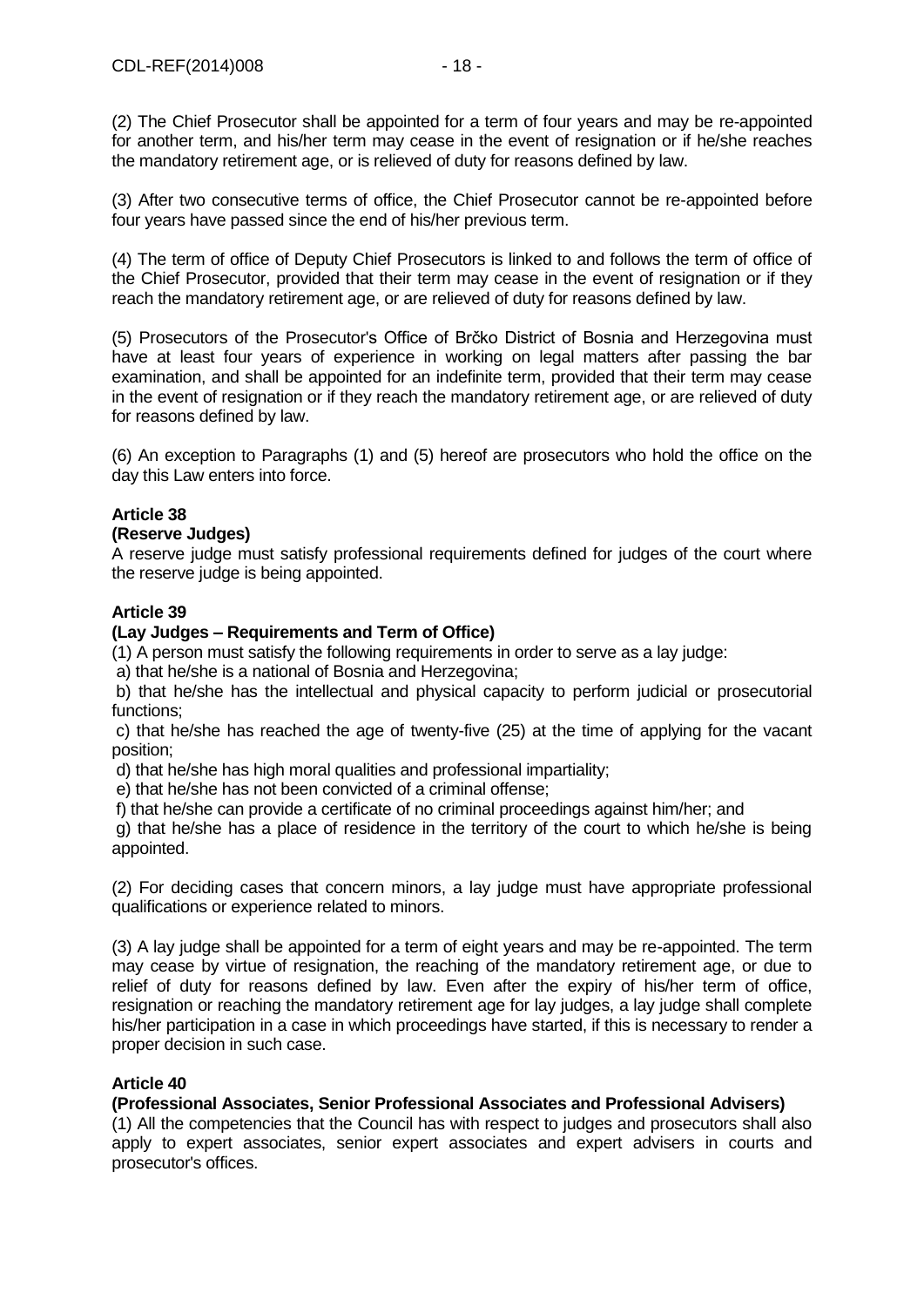(2) The Chief Prosecutor shall be appointed for a term of four years and may be re-appointed for another term, and his/her term may cease in the event of resignation or if he/she reaches the mandatory retirement age, or is relieved of duty for reasons defined by law.

(3) After two consecutive terms of office, the Chief Prosecutor cannot be re-appointed before four years have passed since the end of his/her previous term.

(4) The term of office of Deputy Chief Prosecutors is linked to and follows the term of office of the Chief Prosecutor, provided that their term may cease in the event of resignation or if they reach the mandatory retirement age, or are relieved of duty for reasons defined by law.

(5) Prosecutors of the Prosecutor's Office of Brčko District of Bosnia and Herzegovina must have at least four years of experience in working on legal matters after passing the bar examination, and shall be appointed for an indefinite term, provided that their term may cease in the event of resignation or if they reach the mandatory retirement age, or are relieved of duty for reasons defined by law.

(6) An exception to Paragraphs (1) and (5) hereof are prosecutors who hold the office on the day this Law enters into force.

**Article 38**

**(Reserve Judges)**

A reserve judge must satisfy professional requirements defined for judges of the court where the reserve judge is being appointed.

**Article 39**

**(Lay Judges – Requirements and Term of Office)**

(1) A person must satisfy the following requirements in order to serve as a lay judge:

a) that he/she is a national of Bosnia and Herzegovina;

b) that he/she has the intellectual and physical capacity to perform judicial or prosecutorial functions;

c) that he/she has reached the age of twenty-five (25) at the time of applying for the vacant position;

d) that he/she has high moral qualities and professional impartiality;

e) that he/she has not been convicted of a criminal offense;

f) that he/she can provide a certificate of no criminal proceedings against him/her; and

g) that he/she has a place of residence in the territory of the court to which he/she is being appointed.

(2) For deciding cases that concern minors, a lay judge must have appropriate professional qualifications or experience related to minors.

(3) A lay judge shall be appointed for a term of eight years and may be re-appointed. The term may cease by virtue of resignation, the reaching of the mandatory retirement age, or due to relief of duty for reasons defined by law. Even after the expiry of his/her term of office, resignation or reaching the mandatory retirement age for lay judges, a lay judge shall complete his/her participation in a case in which proceedings have started, if this is necessary to render a proper decision in such case.

**Article 40**

**(Professional Associates, Senior Professional Associates and Professional Advisers)**

(1) All the competencies that the Council has with respect to judges and prosecutors shall also apply to expert associates, senior expert associates and expert advisers in courts and prosecutor's offices.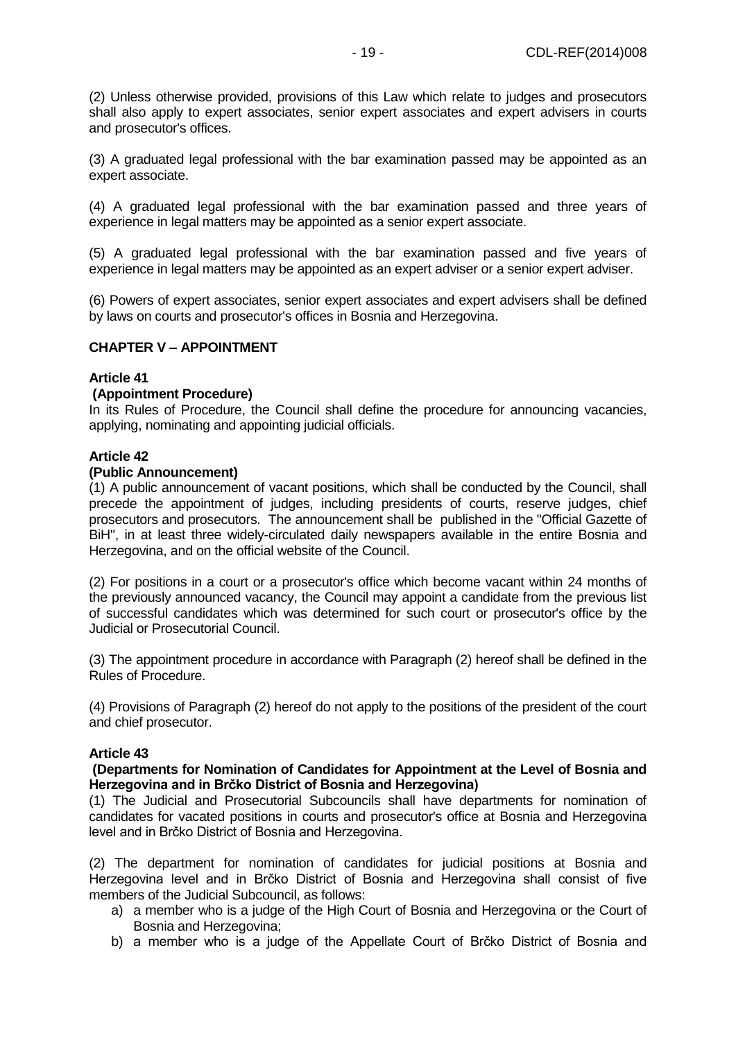(2) Unless otherwise provided, provisions of this Law which relate to judges and prosecutors shall also apply to expert associates, senior expert associates and expert advisers in courts and prosecutor's offices.

(3) A graduated legal professional with the bar examination passed may be appointed as an expert associate.

(4) A graduated legal professional with the bar examination passed and three years of experience in legal matters may be appointed as a senior expert associate.

(5) A graduated legal professional with the bar examination passed and five years of experience in legal matters may be appointed as an expert adviser or a senior expert adviser.

(6) Powers of expert associates, senior expert associates and expert advisers shall be defined by laws on courts and prosecutor's offices in Bosnia and Herzegovina.

## CHAPTER V – APPOINTMENT

**Article 41**

**(Appointment Procedure)**

In its Rules of Procedure, the Council shall define the procedure for announcing vacancies, applying, nominating and appointing judicial officials.

**Article 42**

**(Public Announcement)**

(1) A public announcement of vacant positions, which shall be conducted by the Council, shall precede the appointment of judges, including presidents of courts, reserve judges, chief prosecutors and prosecutors. The announcement shall be published in the "Official Gazette of BiH", in at least three widely-circulated daily newspapers available in the entire Bosnia and Herzegovina, and on the official website of the Council.

(2) For positions in a court or a prosecutor's office which become vacant within 24 months of the previously announced vacancy, the Council may appoint a candidate from the previous list of successful candidates which was determined for such court or prosecutor's office by the Judicial or Prosecutorial Council.

(3) The appointment procedure in accordance with Paragraph (2) hereof shall be defined in the Rules of Procedure.

(4) Provisions of Paragraph (2) hereof do not apply to the positions of the president of the court and chief prosecutor.

**Article 43**

**(Departments for Nomination of Candidates for Appointment at the Level of Bosnia and Herzegovina and in Brčko District of Bosnia and Herzegovina)**

(1) The Judicial and Prosecutorial Subcouncils shall have departments for nomination of candidates for vacated positions in courts and prosecutor's office at Bosnia and Herzegovina level and in Brčko District of Bosnia and Herzegovina.

(2) The department for nomination of candidates for judicial positions at Bosnia and Herzegovina level and in Brčko District of Bosnia and Herzegovina shall consist of five members of the Judicial Subcouncil, as follows:

a) a member who is a judge of the High Court of Bosnia and Herzegovina or the Court of Bosnia and Herzegovina;
b) a member who is a judge of the Appellate Court of Brčko District of Bosnia and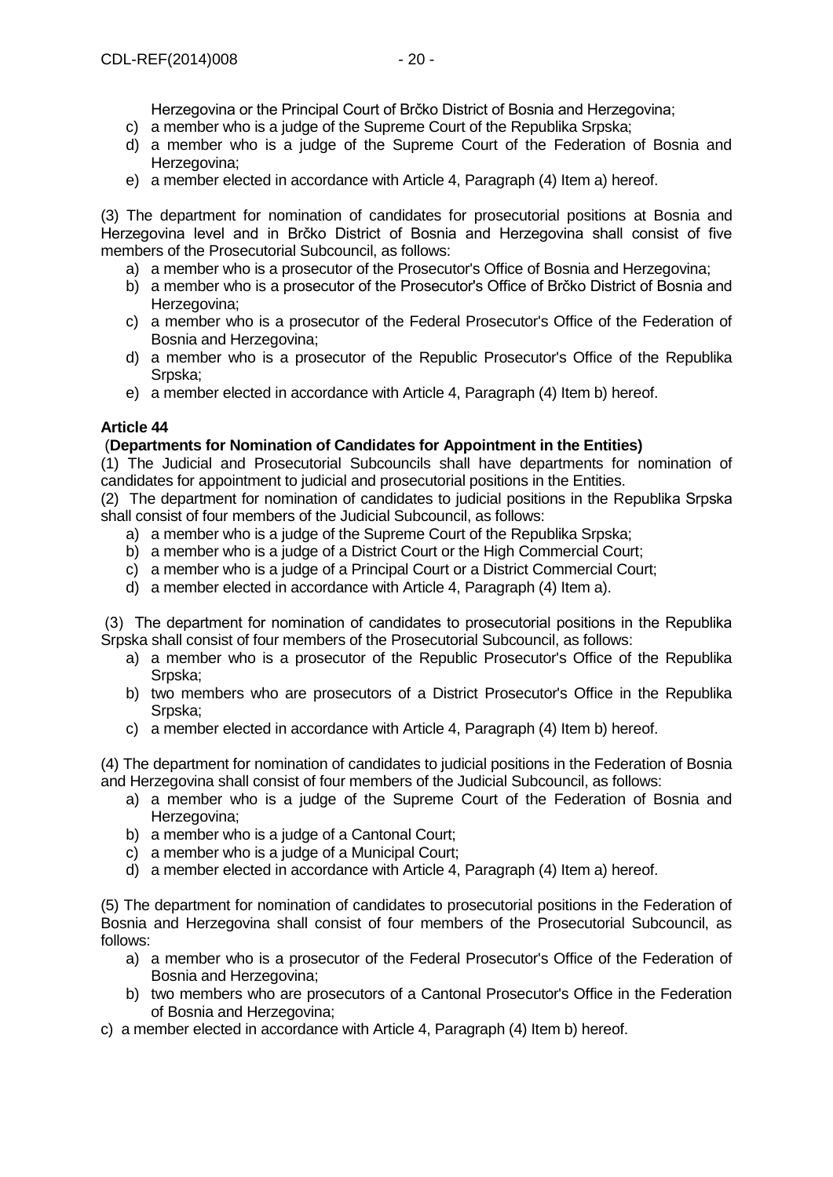Herzegovina or the Principal Court of Brčko District of Bosnia and Herzegovina;

c) a member who is a judge of the Supreme Court of the Republika Srpska;
d) a member who is a judge of the Supreme Court of the Federation of Bosnia and Herzegovina;
e) a member elected in accordance with Article 4, Paragraph (4) Item a) hereof.

(3) The department for nomination of candidates for prosecutorial positions at Bosnia and Herzegovina level and in Brčko District of Bosnia and Herzegovina shall consist of five members of the Prosecutorial Subcouncil, as follows:

a) a member who is a prosecutor of the Prosecutor's Office of Bosnia and Herzegovina;
b) a member who is a prosecutor of the Prosecutor's Office of Brčko District of Bosnia and Herzegovina;
c) a member who is a prosecutor of the Federal Prosecutor's Office of the Federation of Bosnia and Herzegovina;
d) a member who is a prosecutor of the Republic Prosecutor's Office of the Republika Srpska;
e) a member elected in accordance with Article 4, Paragraph (4) Item b) hereof.

**Article 44**

(**Departments for Nomination of Candidates for Appointment in the Entities)**

(1) The Judicial and Prosecutorial Subcouncils shall have departments for nomination of candidates for appointment to judicial and prosecutorial positions in the Entities.

(2) The department for nomination of candidates to judicial positions in the Republika Srpska shall consist of four members of the Judicial Subcouncil, as follows:

a) a member who is a judge of the Supreme Court of the Republika Srpska;
b) a member who is a judge of a District Court or the High Commercial Court;
c) a member who is a judge of a Principal Court or a District Commercial Court;
d) a member elected in accordance with Article 4, Paragraph (4) Item a).

(3) The department for nomination of candidates to prosecutorial positions in the Republika Srpska shall consist of four members of the Prosecutorial Subcouncil, as follows:

a) a member who is a prosecutor of the Republic Prosecutor's Office of the Republika Srpska;
b) two members who are prosecutors of a District Prosecutor's Office in the Republika Srpska;
c) a member elected in accordance with Article 4, Paragraph (4) Item b) hereof.

(4) The department for nomination of candidates to judicial positions in the Federation of Bosnia and Herzegovina shall consist of four members of the Judicial Subcouncil, as follows:

a) a member who is a judge of the Supreme Court of the Federation of Bosnia and Herzegovina;
b) a member who is a judge of a Cantonal Court;
c) a member who is a judge of a Municipal Court;
d) a member elected in accordance with Article 4, Paragraph (4) Item a) hereof.

(5) The department for nomination of candidates to prosecutorial positions in the Federation of Bosnia and Herzegovina shall consist of four members of the Prosecutorial Subcouncil, as follows:

a) a member who is a prosecutor of the Federal Prosecutor's Office of the Federation of Bosnia and Herzegovina;
b) two members who are prosecutors of a Cantonal Prosecutor's Office in the Federation of Bosnia and Herzegovina;
c) a member elected in accordance with Article 4, Paragraph (4) Item b) hereof.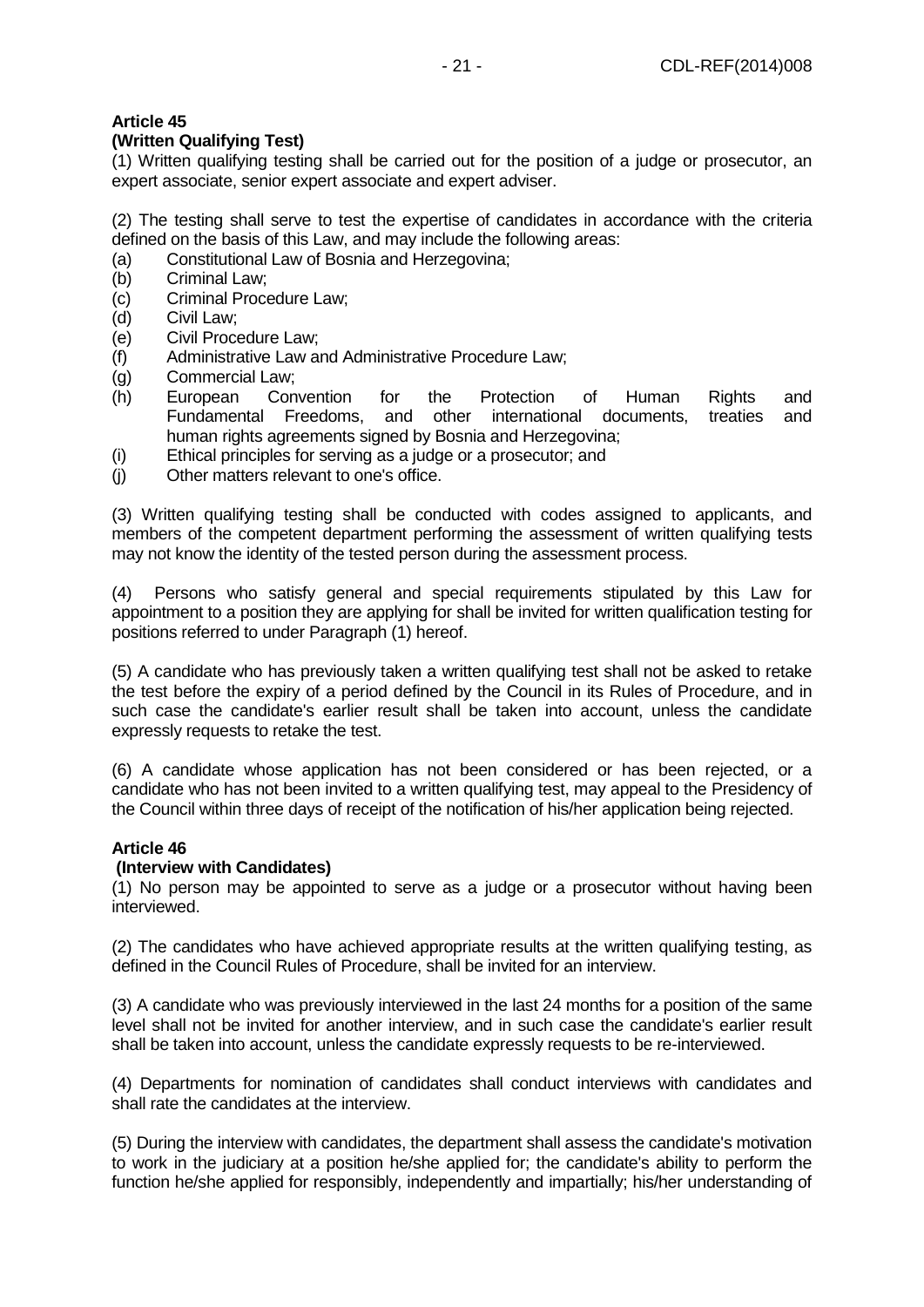**Article 45**
**(Written Qualifying Test)**

(1) Written qualifying testing shall be carried out for the position of a judge or prosecutor, an expert associate, senior expert associate and expert adviser.

(2) The testing shall serve to test the expertise of candidates in accordance with the criteria defined on the basis of this Law, and may include the following areas:

(a) Constitutional Law of Bosnia and Herzegovina;
(b) Criminal Law;
(c) Criminal Procedure Law;
(d) Civil Law;
(e) Civil Procedure Law;
(f) Administrative Law and Administrative Procedure Law;
(g) Commercial Law;
(h) European Convention for the Protection of Human Rights and Fundamental Freedoms, and other international documents, treaties and human rights agreements signed by Bosnia and Herzegovina;
(i) Ethical principles for serving as a judge or a prosecutor; and
(j) Other matters relevant to one's office.

(3) Written qualifying testing shall be conducted with codes assigned to applicants, and members of the competent department performing the assessment of written qualifying tests may not know the identity of the tested person during the assessment process.

(4) Persons who satisfy general and special requirements stipulated by this Law for appointment to a position they are applying for shall be invited for written qualification testing for positions referred to under Paragraph (1) hereof.

(5) A candidate who has previously taken a written qualifying test shall not be asked to retake the test before the expiry of a period defined by the Council in its Rules of Procedure, and in such case the candidate's earlier result shall be taken into account, unless the candidate expressly requests to retake the test.

(6) A candidate whose application has not been considered or has been rejected, or a candidate who has not been invited to a written qualifying test, may appeal to the Presidency of the Council within three days of receipt of the notification of his/her application being rejected.

**Article 46**
**(Interview with Candidates)**

(1) No person may be appointed to serve as a judge or a prosecutor without having been interviewed.

(2) The candidates who have achieved appropriate results at the written qualifying testing, as defined in the Council Rules of Procedure, shall be invited for an interview.

(3) A candidate who was previously interviewed in the last 24 months for a position of the same level shall not be invited for another interview, and in such case the candidate's earlier result shall be taken into account, unless the candidate expressly requests to be re-interviewed.

(4) Departments for nomination of candidates shall conduct interviews with candidates and shall rate the candidates at the interview.

(5) During the interview with candidates, the department shall assess the candidate's motivation to work in the judiciary at a position he/she applied for; the candidate's ability to perform the function he/she applied for responsibly, independently and impartially; his/her understanding of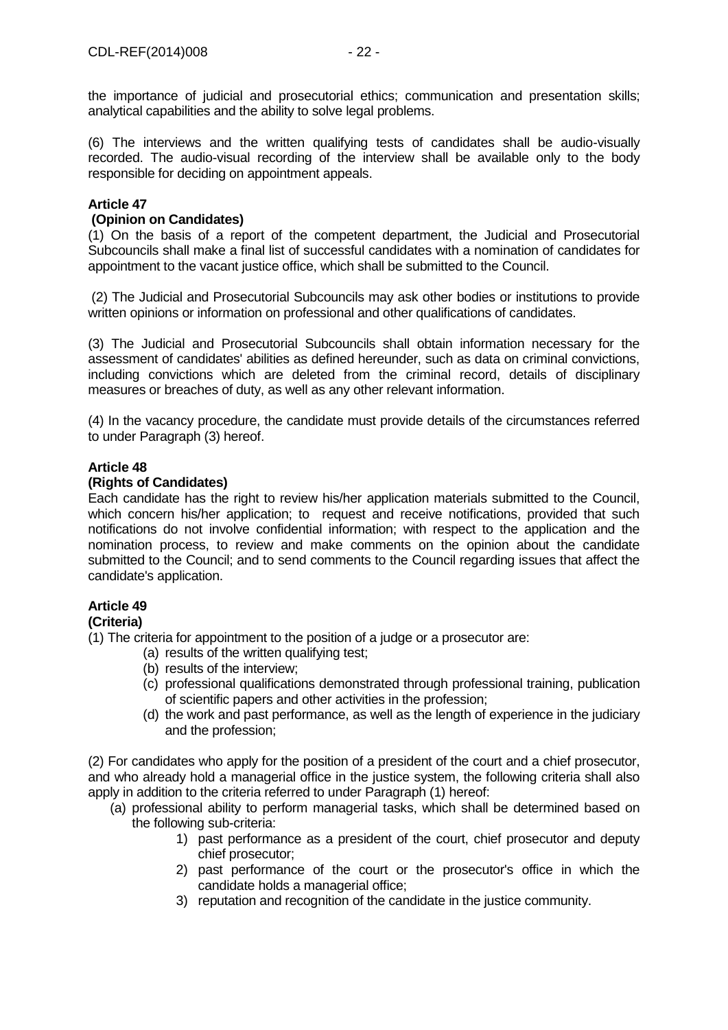the importance of judicial and prosecutorial ethics; communication and presentation skills; analytical capabilities and the ability to solve legal problems.

(6) The interviews and the written qualifying tests of candidates shall be audio-visually recorded. The audio-visual recording of the interview shall be available only to the body responsible for deciding on appointment appeals.

**Article 47**
**(Opinion on Candidates)**

(1) On the basis of a report of the competent department, the Judicial and Prosecutorial Subcouncils shall make a final list of successful candidates with a nomination of candidates for appointment to the vacant justice office, which shall be submitted to the Council.

(2) The Judicial and Prosecutorial Subcouncils may ask other bodies or institutions to provide written opinions or information on professional and other qualifications of candidates.

(3) The Judicial and Prosecutorial Subcouncils shall obtain information necessary for the assessment of candidates' abilities as defined hereunder, such as data on criminal convictions, including convictions which are deleted from the criminal record, details of disciplinary measures or breaches of duty, as well as any other relevant information.

(4) In the vacancy procedure, the candidate must provide details of the circumstances referred to under Paragraph (3) hereof.

**Article 48**
**(Rights of Candidates)**

Each candidate has the right to review his/her application materials submitted to the Council, which concern his/her application; to request and receive notifications, provided that such notifications do not involve confidential information; with respect to the application and the nomination process, to review and make comments on the opinion about the candidate submitted to the Council; and to send comments to the Council regarding issues that affect the candidate's application.

**Article 49**
**(Criteria)**

(1) The criteria for appointment to the position of a judge or a prosecutor are:

(a) results of the written qualifying test;
(b) results of the interview;
(c) professional qualifications demonstrated through professional training, publication of scientific papers and other activities in the profession;
(d) the work and past performance, as well as the length of experience in the judiciary and the profession;

(2) For candidates who apply for the position of a president of the court and a chief prosecutor, and who already hold a managerial office in the justice system, the following criteria shall also apply in addition to the criteria referred to under Paragraph (1) hereof:

(a) professional ability to perform managerial tasks, which shall be determined based on the following sub-criteria:
  1) past performance as a president of the court, chief prosecutor and deputy chief prosecutor;
  2) past performance of the court or the prosecutor's office in which the candidate holds a managerial office;
  3) reputation and recognition of the candidate in the justice community.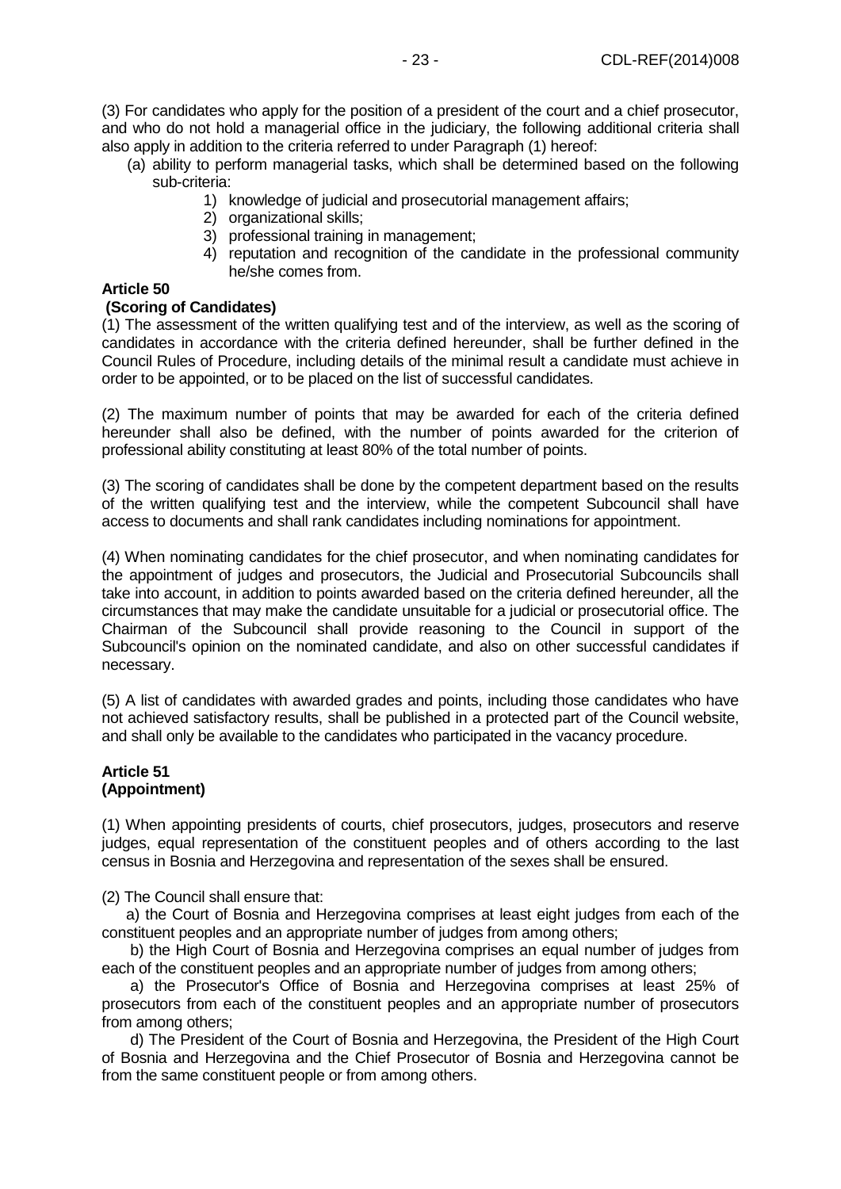(3) For candidates who apply for the position of a president of the court and a chief prosecutor, and who do not hold a managerial office in the judiciary, the following additional criteria shall also apply in addition to the criteria referred to under Paragraph (1) hereof:

(a) ability to perform managerial tasks, which shall be determined based on the following sub-criteria:

1) knowledge of judicial and prosecutorial management affairs;
2) organizational skills;
3) professional training in management;
4) reputation and recognition of the candidate in the professional community he/she comes from.

**Article 50**
**(Scoring of Candidates)**

(1) The assessment of the written qualifying test and of the interview, as well as the scoring of candidates in accordance with the criteria defined hereunder, shall be further defined in the Council Rules of Procedure, including details of the minimal result a candidate must achieve in order to be appointed, or to be placed on the list of successful candidates.

(2) The maximum number of points that may be awarded for each of the criteria defined hereunder shall also be defined, with the number of points awarded for the criterion of professional ability constituting at least 80% of the total number of points.

(3) The scoring of candidates shall be done by the competent department based on the results of the written qualifying test and the interview, while the competent Subcouncil shall have access to documents and shall rank candidates including nominations for appointment.

(4) When nominating candidates for the chief prosecutor, and when nominating candidates for the appointment of judges and prosecutors, the Judicial and Prosecutorial Subcouncils shall take into account, in addition to points awarded based on the criteria defined hereunder, all the circumstances that may make the candidate unsuitable for a judicial or prosecutorial office. The Chairman of the Subcouncil shall provide reasoning to the Council in support of the Subcouncil's opinion on the nominated candidate, and also on other successful candidates if necessary.

(5) A list of candidates with awarded grades and points, including those candidates who have not achieved satisfactory results, shall be published in a protected part of the Council website, and shall only be available to the candidates who participated in the vacancy procedure.

**Article 51**
**(Appointment)**

(1) When appointing presidents of courts, chief prosecutors, judges, prosecutors and reserve judges, equal representation of the constituent peoples and of others according to the last census in Bosnia and Herzegovina and representation of the sexes shall be ensured.

(2) The Council shall ensure that:

a) the Court of Bosnia and Herzegovina comprises at least eight judges from each of the constituent peoples and an appropriate number of judges from among others;

b) the High Court of Bosnia and Herzegovina comprises an equal number of judges from each of the constituent peoples and an appropriate number of judges from among others;

a) the Prosecutor's Office of Bosnia and Herzegovina comprises at least 25% of prosecutors from each of the constituent peoples and an appropriate number of prosecutors from among others;

d) The President of the Court of Bosnia and Herzegovina, the President of the High Court of Bosnia and Herzegovina and the Chief Prosecutor of Bosnia and Herzegovina cannot be from the same constituent people or from among others.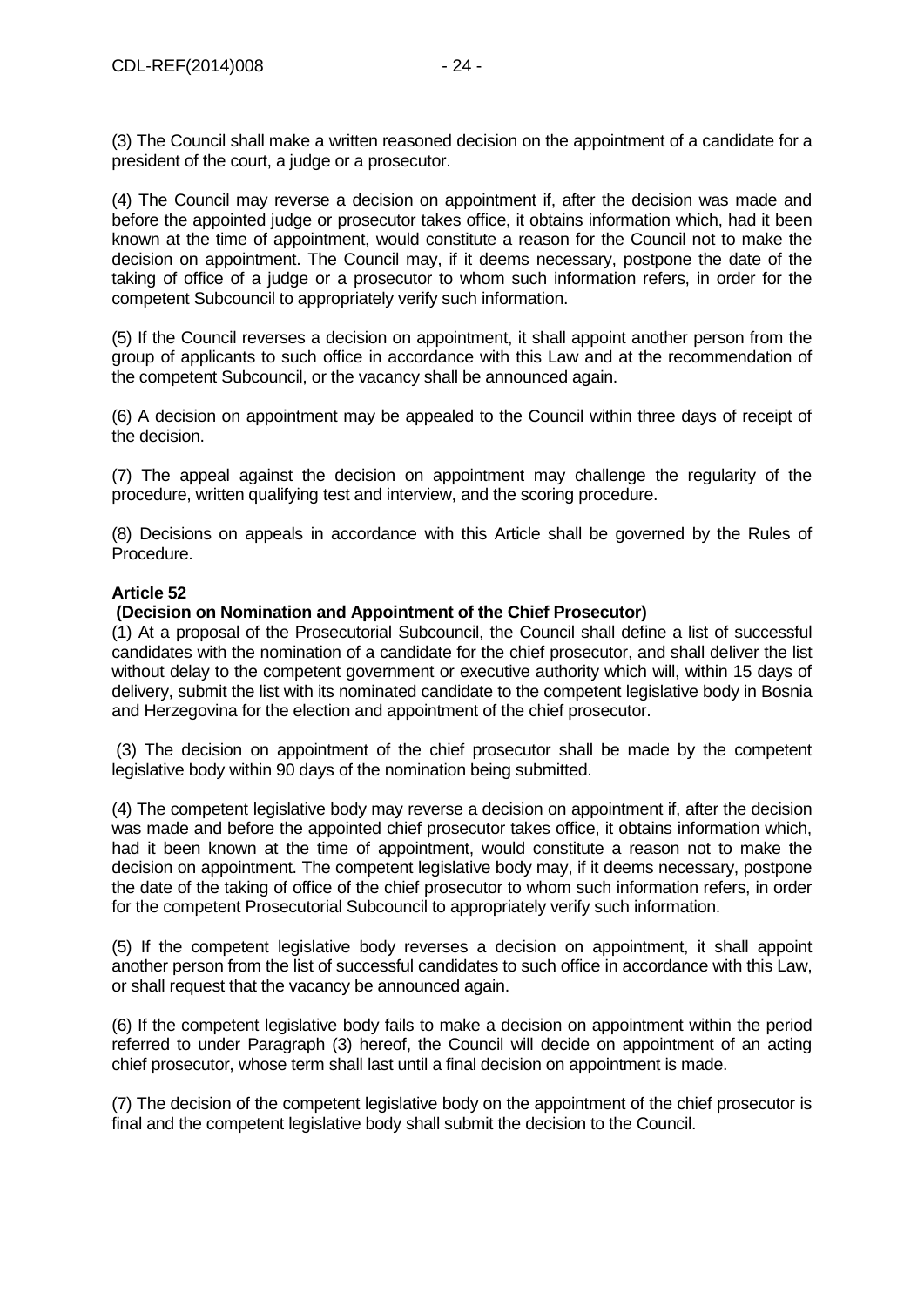(3) The Council shall make a written reasoned decision on the appointment of a candidate for a president of the court, a judge or a prosecutor.

(4) The Council may reverse a decision on appointment if, after the decision was made and before the appointed judge or prosecutor takes office, it obtains information which, had it been known at the time of appointment, would constitute a reason for the Council not to make the decision on appointment. The Council may, if it deems necessary, postpone the date of the taking of office of a judge or a prosecutor to whom such information refers, in order for the competent Subcouncil to appropriately verify such information.

(5) If the Council reverses a decision on appointment, it shall appoint another person from the group of applicants to such office in accordance with this Law and at the recommendation of the competent Subcouncil, or the vacancy shall be announced again.

(6) A decision on appointment may be appealed to the Council within three days of receipt of the decision.

(7) The appeal against the decision on appointment may challenge the regularity of the procedure, written qualifying test and interview, and the scoring procedure.

(8) Decisions on appeals in accordance with this Article shall be governed by the Rules of Procedure.

**Article 52**

**(Decision on Nomination and Appointment of the Chief Prosecutor)**

(1) At a proposal of the Prosecutorial Subcouncil, the Council shall define a list of successful candidates with the nomination of a candidate for the chief prosecutor, and shall deliver the list without delay to the competent government or executive authority which will, within 15 days of delivery, submit the list with its nominated candidate to the competent legislative body in Bosnia and Herzegovina for the election and appointment of the chief prosecutor.

(3) The decision on appointment of the chief prosecutor shall be made by the competent legislative body within 90 days of the nomination being submitted.

(4) The competent legislative body may reverse a decision on appointment if, after the decision was made and before the appointed chief prosecutor takes office, it obtains information which, had it been known at the time of appointment, would constitute a reason not to make the decision on appointment. The competent legislative body may, if it deems necessary, postpone the date of the taking of office of the chief prosecutor to whom such information refers, in order for the competent Prosecutorial Subcouncil to appropriately verify such information.

(5) If the competent legislative body reverses a decision on appointment, it shall appoint another person from the list of successful candidates to such office in accordance with this Law, or shall request that the vacancy be announced again.

(6) If the competent legislative body fails to make a decision on appointment within the period referred to under Paragraph (3) hereof, the Council will decide on appointment of an acting chief prosecutor, whose term shall last until a final decision on appointment is made.

(7) The decision of the competent legislative body on the appointment of the chief prosecutor is final and the competent legislative body shall submit the decision to the Council.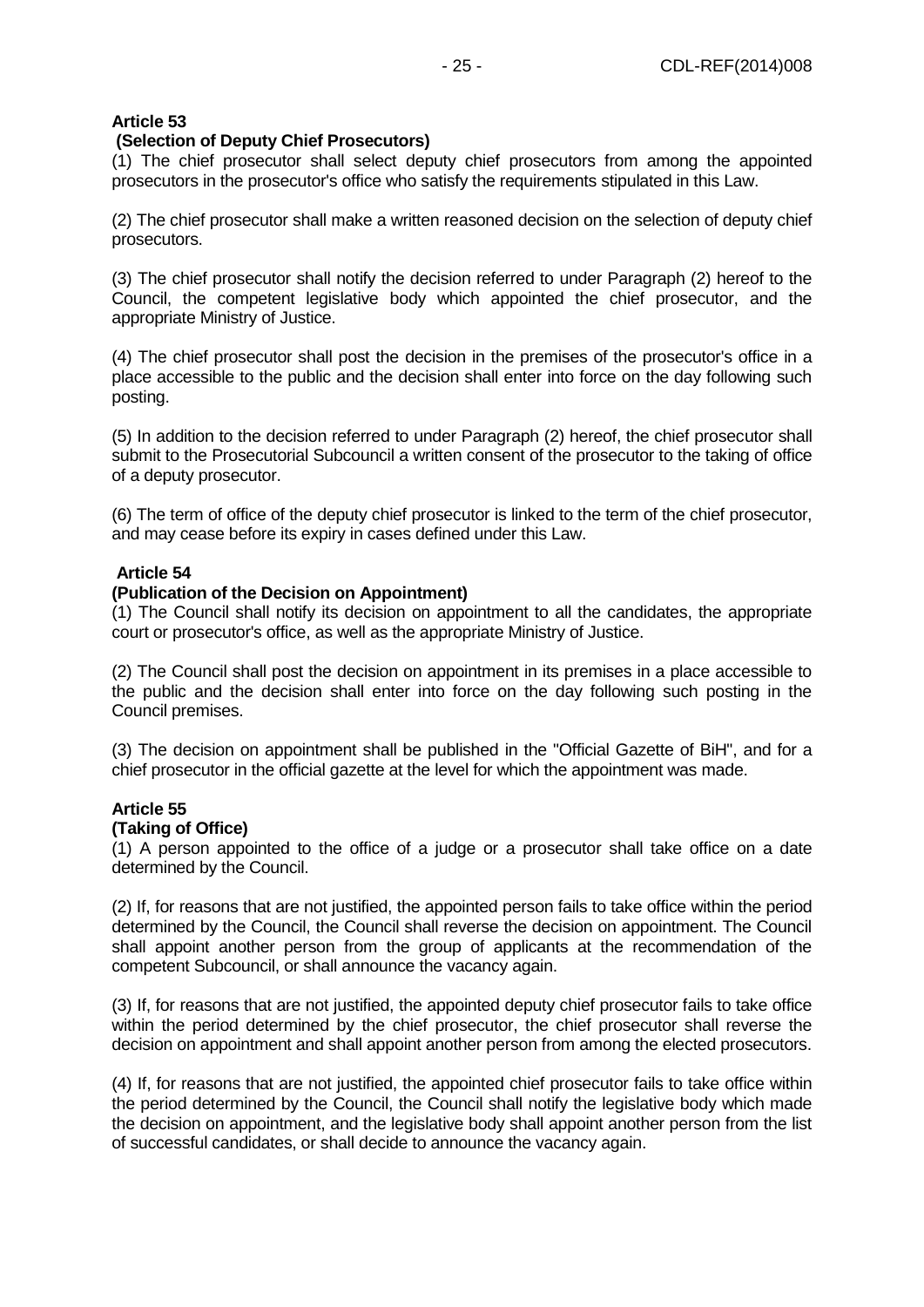**Article 53**
**(Selection of Deputy Chief Prosecutors)**

(1) The chief prosecutor shall select deputy chief prosecutors from among the appointed prosecutors in the prosecutor's office who satisfy the requirements stipulated in this Law.

(2) The chief prosecutor shall make a written reasoned decision on the selection of deputy chief prosecutors.

(3) The chief prosecutor shall notify the decision referred to under Paragraph (2) hereof to the Council, the competent legislative body which appointed the chief prosecutor, and the appropriate Ministry of Justice.

(4) The chief prosecutor shall post the decision in the premises of the prosecutor's office in a place accessible to the public and the decision shall enter into force on the day following such posting.

(5) In addition to the decision referred to under Paragraph (2) hereof, the chief prosecutor shall submit to the Prosecutorial Subcouncil a written consent of the prosecutor to the taking of office of a deputy prosecutor.

(6) The term of office of the deputy chief prosecutor is linked to the term of the chief prosecutor, and may cease before its expiry in cases defined under this Law.

**Article 54**
**(Publication of the Decision on Appointment)**

(1) The Council shall notify its decision on appointment to all the candidates, the appropriate court or prosecutor's office, as well as the appropriate Ministry of Justice.

(2) The Council shall post the decision on appointment in its premises in a place accessible to the public and the decision shall enter into force on the day following such posting in the Council premises.

(3) The decision on appointment shall be published in the "Official Gazette of BiH", and for a chief prosecutor in the official gazette at the level for which the appointment was made.

**Article 55**
**(Taking of Office)**

(1) A person appointed to the office of a judge or a prosecutor shall take office on a date determined by the Council.

(2) If, for reasons that are not justified, the appointed person fails to take office within the period determined by the Council, the Council shall reverse the decision on appointment. The Council shall appoint another person from the group of applicants at the recommendation of the competent Subcouncil, or shall announce the vacancy again.

(3) If, for reasons that are not justified, the appointed deputy chief prosecutor fails to take office within the period determined by the chief prosecutor, the chief prosecutor shall reverse the decision on appointment and shall appoint another person from among the elected prosecutors.

(4) If, for reasons that are not justified, the appointed chief prosecutor fails to take office within the period determined by the Council, the Council shall notify the legislative body which made the decision on appointment, and the legislative body shall appoint another person from the list of successful candidates, or shall decide to announce the vacancy again.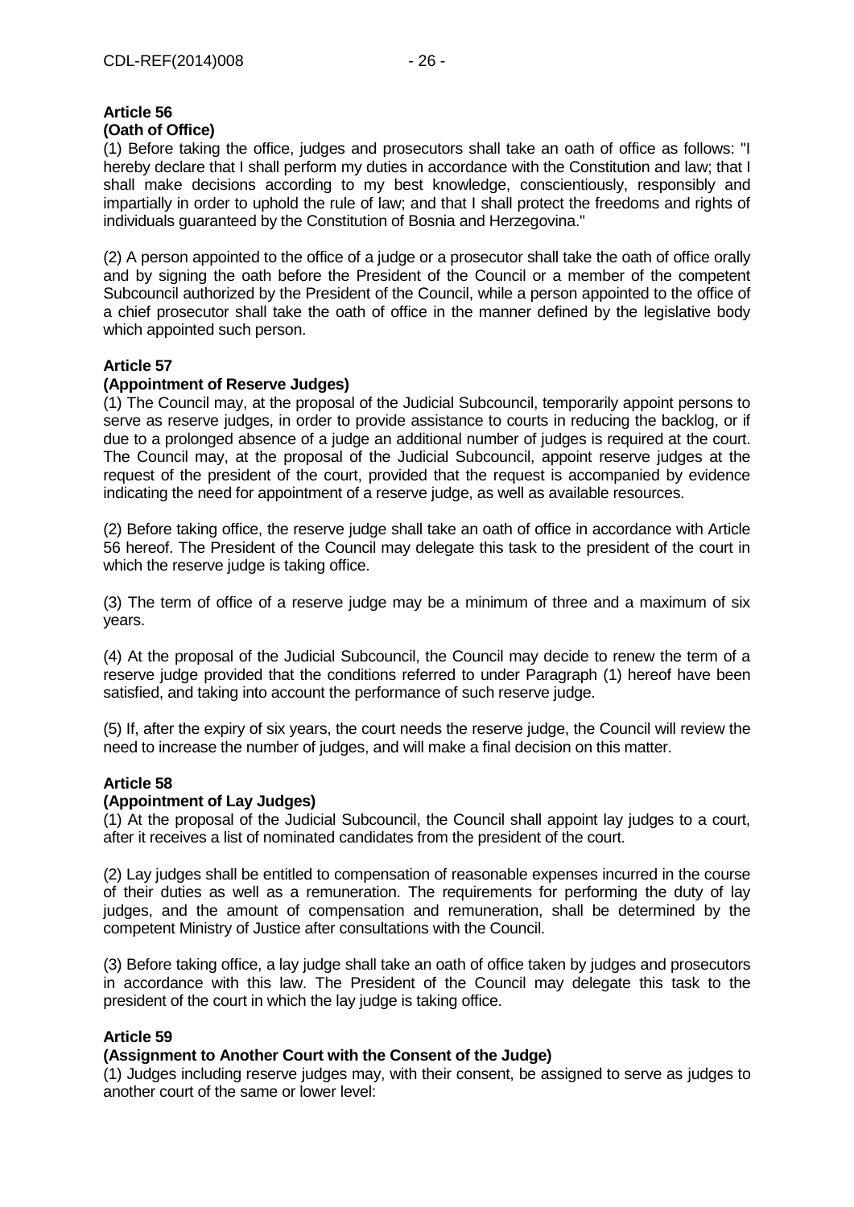**Article 56**
**(Oath of Office)**

(1) Before taking the office, judges and prosecutors shall take an oath of office as follows: "I hereby declare that I shall perform my duties in accordance with the Constitution and law; that I shall make decisions according to my best knowledge, conscientiously, responsibly and impartially in order to uphold the rule of law; and that I shall protect the freedoms and rights of individuals guaranteed by the Constitution of Bosnia and Herzegovina."

(2) A person appointed to the office of a judge or a prosecutor shall take the oath of office orally and by signing the oath before the President of the Council or a member of the competent Subcouncil authorized by the President of the Council, while a person appointed to the office of a chief prosecutor shall take the oath of office in the manner defined by the legislative body which appointed such person.

**Article 57**
**(Appointment of Reserve Judges)**

(1) The Council may, at the proposal of the Judicial Subcouncil, temporarily appoint persons to serve as reserve judges, in order to provide assistance to courts in reducing the backlog, or if due to a prolonged absence of a judge an additional number of judges is required at the court. The Council may, at the proposal of the Judicial Subcouncil, appoint reserve judges at the request of the president of the court, provided that the request is accompanied by evidence indicating the need for appointment of a reserve judge, as well as available resources.

(2) Before taking office, the reserve judge shall take an oath of office in accordance with Article 56 hereof. The President of the Council may delegate this task to the president of the court in which the reserve judge is taking office.

(3) The term of office of a reserve judge may be a minimum of three and a maximum of six years.

(4) At the proposal of the Judicial Subcouncil, the Council may decide to renew the term of a reserve judge provided that the conditions referred to under Paragraph (1) hereof have been satisfied, and taking into account the performance of such reserve judge.

(5) If, after the expiry of six years, the court needs the reserve judge, the Council will review the need to increase the number of judges, and will make a final decision on this matter.

**Article 58**
**(Appointment of Lay Judges)**

(1) At the proposal of the Judicial Subcouncil, the Council shall appoint lay judges to a court, after it receives a list of nominated candidates from the president of the court.

(2) Lay judges shall be entitled to compensation of reasonable expenses incurred in the course of their duties as well as a remuneration. The requirements for performing the duty of lay judges, and the amount of compensation and remuneration, shall be determined by the competent Ministry of Justice after consultations with the Council.

(3) Before taking office, a lay judge shall take an oath of office taken by judges and prosecutors in accordance with this law. The President of the Council may delegate this task to the president of the court in which the lay judge is taking office.

**Article 59**
**(Assignment to Another Court with the Consent of the Judge)**

(1) Judges including reserve judges may, with their consent, be assigned to serve as judges to another court of the same or lower level: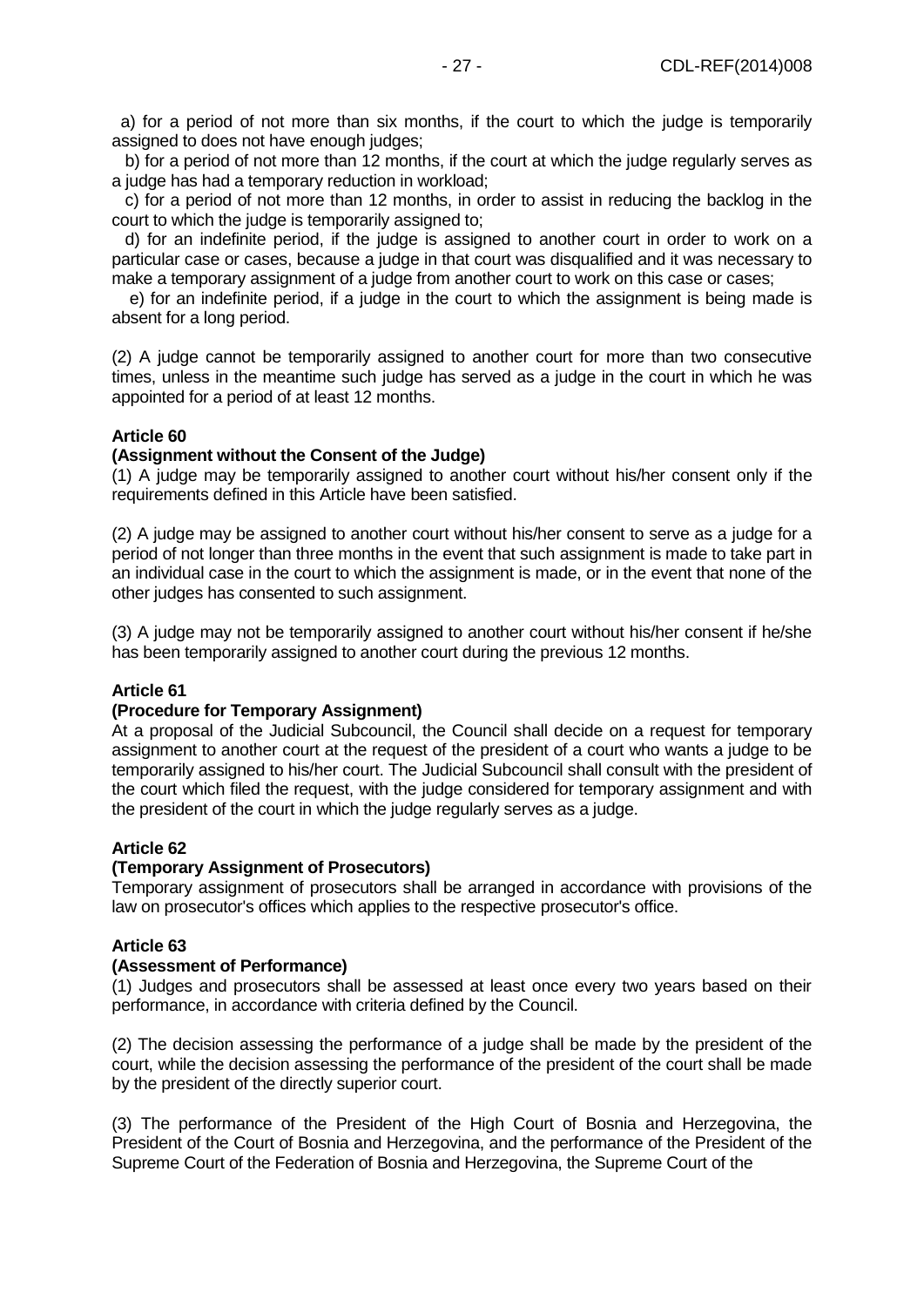a) for a period of not more than six months, if the court to which the judge is temporarily assigned to does not have enough judges;

b) for a period of not more than 12 months, if the court at which the judge regularly serves as a judge has had a temporary reduction in workload;

c) for a period of not more than 12 months, in order to assist in reducing the backlog in the court to which the judge is temporarily assigned to;

d) for an indefinite period, if the judge is assigned to another court in order to work on a particular case or cases, because a judge in that court was disqualified and it was necessary to make a temporary assignment of a judge from another court to work on this case or cases;

e) for an indefinite period, if a judge in the court to which the assignment is being made is absent for a long period.

(2) A judge cannot be temporarily assigned to another court for more than two consecutive times, unless in the meantime such judge has served as a judge in the court in which he was appointed for a period of at least 12 months.

**Article 60**

**(Assignment without the Consent of the Judge)**

(1) A judge may be temporarily assigned to another court without his/her consent only if the requirements defined in this Article have been satisfied.

(2) A judge may be assigned to another court without his/her consent to serve as a judge for a period of not longer than three months in the event that such assignment is made to take part in an individual case in the court to which the assignment is made, or in the event that none of the other judges has consented to such assignment.

(3) A judge may not be temporarily assigned to another court without his/her consent if he/she has been temporarily assigned to another court during the previous 12 months.

**Article 61**

**(Procedure for Temporary Assignment)**

At a proposal of the Judicial Subcouncil, the Council shall decide on a request for temporary assignment to another court at the request of the president of a court who wants a judge to be temporarily assigned to his/her court. The Judicial Subcouncil shall consult with the president of the court which filed the request, with the judge considered for temporary assignment and with the president of the court in which the judge regularly serves as a judge.

**Article 62**

**(Temporary Assignment of Prosecutors)**

Temporary assignment of prosecutors shall be arranged in accordance with provisions of the law on prosecutor's offices which applies to the respective prosecutor's office.

**Article 63**

**(Assessment of Performance)**

(1) Judges and prosecutors shall be assessed at least once every two years based on their performance, in accordance with criteria defined by the Council.

(2) The decision assessing the performance of a judge shall be made by the president of the court, while the decision assessing the performance of the president of the court shall be made by the president of the directly superior court.

(3) The performance of the President of the High Court of Bosnia and Herzegovina, the President of the Court of Bosnia and Herzegovina, and the performance of the President of the Supreme Court of the Federation of Bosnia and Herzegovina, the Supreme Court of the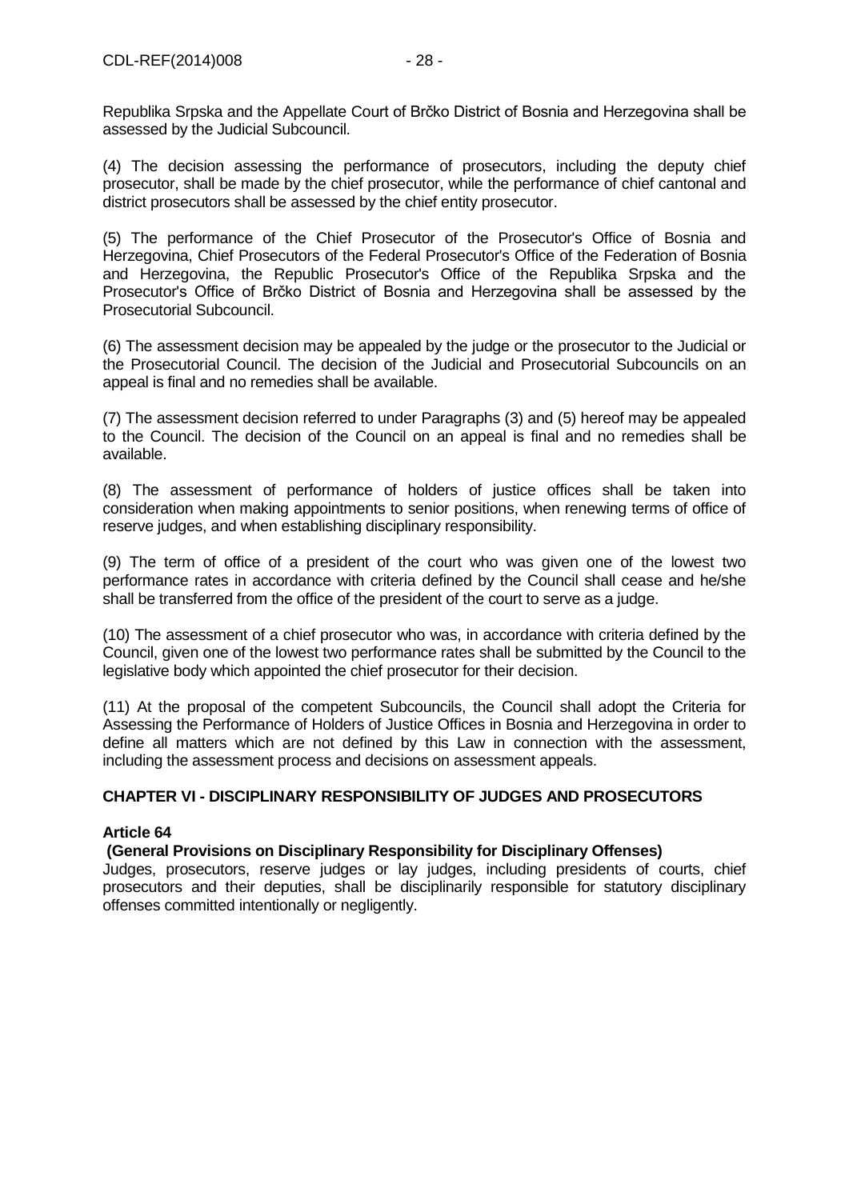Republika Srpska and the Appellate Court of Brčko District of Bosnia and Herzegovina shall be assessed by the Judicial Subcouncil.

(4) The decision assessing the performance of prosecutors, including the deputy chief prosecutor, shall be made by the chief prosecutor, while the performance of chief cantonal and district prosecutors shall be assessed by the chief entity prosecutor.

(5) The performance of the Chief Prosecutor of the Prosecutor's Office of Bosnia and Herzegovina, Chief Prosecutors of the Federal Prosecutor's Office of the Federation of Bosnia and Herzegovina, the Republic Prosecutor's Office of the Republika Srpska and the Prosecutor's Office of Brčko District of Bosnia and Herzegovina shall be assessed by the Prosecutorial Subcouncil.

(6) The assessment decision may be appealed by the judge or the prosecutor to the Judicial or the Prosecutorial Council. The decision of the Judicial and Prosecutorial Subcouncils on an appeal is final and no remedies shall be available.

(7) The assessment decision referred to under Paragraphs (3) and (5) hereof may be appealed to the Council. The decision of the Council on an appeal is final and no remedies shall be available.

(8) The assessment of performance of holders of justice offices shall be taken into consideration when making appointments to senior positions, when renewing terms of office of reserve judges, and when establishing disciplinary responsibility.

(9) The term of office of a president of the court who was given one of the lowest two performance rates in accordance with criteria defined by the Council shall cease and he/she shall be transferred from the office of the president of the court to serve as a judge.

(10) The assessment of a chief prosecutor who was, in accordance with criteria defined by the Council, given one of the lowest two performance rates shall be submitted by the Council to the legislative body which appointed the chief prosecutor for their decision.

(11) At the proposal of the competent Subcouncils, the Council shall adopt the Criteria for Assessing the Performance of Holders of Justice Offices in Bosnia and Herzegovina in order to define all matters which are not defined by this Law in connection with the assessment, including the assessment process and decisions on assessment appeals.

## CHAPTER VI - DISCIPLINARY RESPONSIBILITY OF JUDGES AND PROSECUTORS

**Article 64**

**(General Provisions on Disciplinary Responsibility for Disciplinary Offenses)**

Judges, prosecutors, reserve judges or lay judges, including presidents of courts, chief prosecutors and their deputies, shall be disciplinarily responsible for statutory disciplinary offenses committed intentionally or negligently.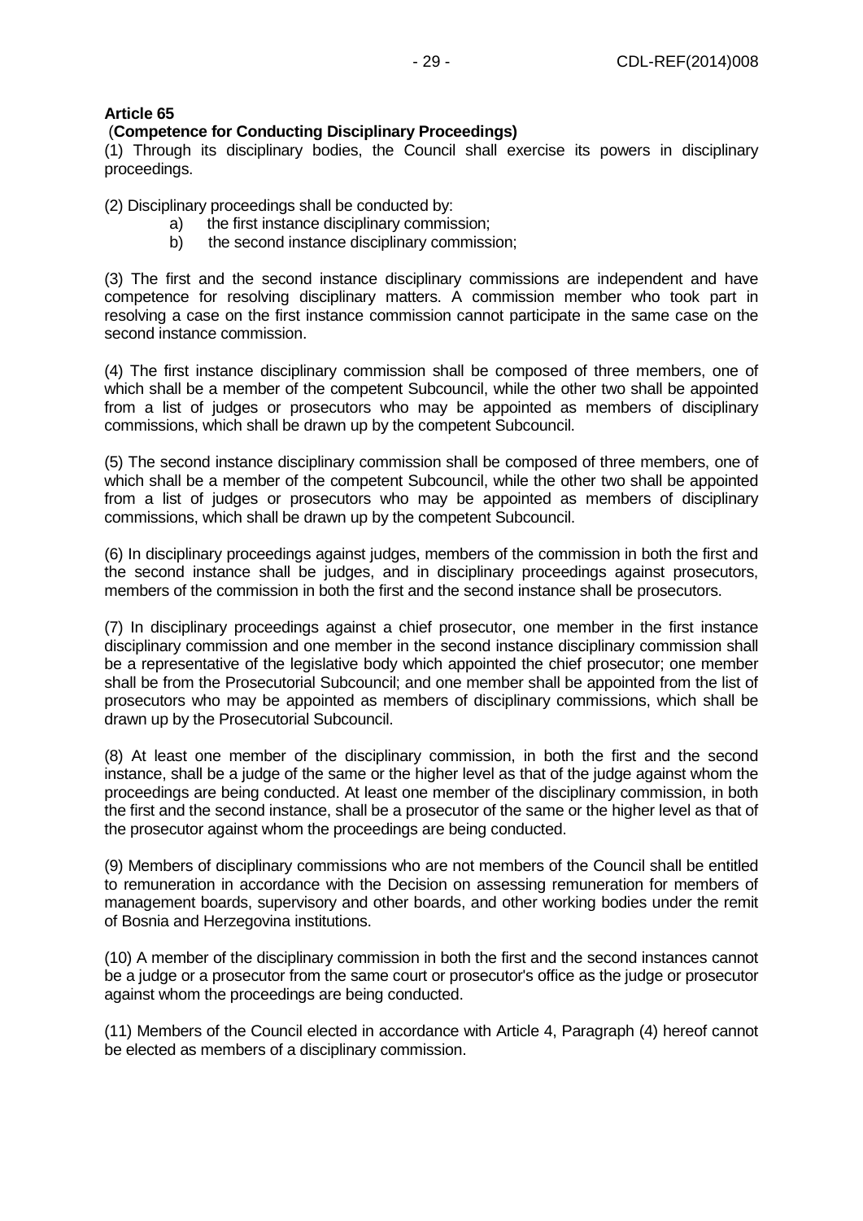**Article 65**

**(Competence for Conducting Disciplinary Proceedings)**

(1) Through its disciplinary bodies, the Council shall exercise its powers in disciplinary proceedings.

(2) Disciplinary proceedings shall be conducted by:

a) the first instance disciplinary commission;

b) the second instance disciplinary commission;

(3) The first and the second instance disciplinary commissions are independent and have competence for resolving disciplinary matters. A commission member who took part in resolving a case on the first instance commission cannot participate in the same case on the second instance commission.

(4) The first instance disciplinary commission shall be composed of three members, one of which shall be a member of the competent Subcouncil, while the other two shall be appointed from a list of judges or prosecutors who may be appointed as members of disciplinary commissions, which shall be drawn up by the competent Subcouncil.

(5) The second instance disciplinary commission shall be composed of three members, one of which shall be a member of the competent Subcouncil, while the other two shall be appointed from a list of judges or prosecutors who may be appointed as members of disciplinary commissions, which shall be drawn up by the competent Subcouncil.

(6) In disciplinary proceedings against judges, members of the commission in both the first and the second instance shall be judges, and in disciplinary proceedings against prosecutors, members of the commission in both the first and the second instance shall be prosecutors.

(7) In disciplinary proceedings against a chief prosecutor, one member in the first instance disciplinary commission and one member in the second instance disciplinary commission shall be a representative of the legislative body which appointed the chief prosecutor; one member shall be from the Prosecutorial Subcouncil; and one member shall be appointed from the list of prosecutors who may be appointed as members of disciplinary commissions, which shall be drawn up by the Prosecutorial Subcouncil.

(8) At least one member of the disciplinary commission, in both the first and the second instance, shall be a judge of the same or the higher level as that of the judge against whom the proceedings are being conducted. At least one member of the disciplinary commission, in both the first and the second instance, shall be a prosecutor of the same or the higher level as that of the prosecutor against whom the proceedings are being conducted.

(9) Members of disciplinary commissions who are not members of the Council shall be entitled to remuneration in accordance with the Decision on assessing remuneration for members of management boards, supervisory and other boards, and other working bodies under the remit of Bosnia and Herzegovina institutions.

(10) A member of the disciplinary commission in both the first and the second instances cannot be a judge or a prosecutor from the same court or prosecutor's office as the judge or prosecutor against whom the proceedings are being conducted.

(11) Members of the Council elected in accordance with Article 4, Paragraph (4) hereof cannot be elected as members of a disciplinary commission.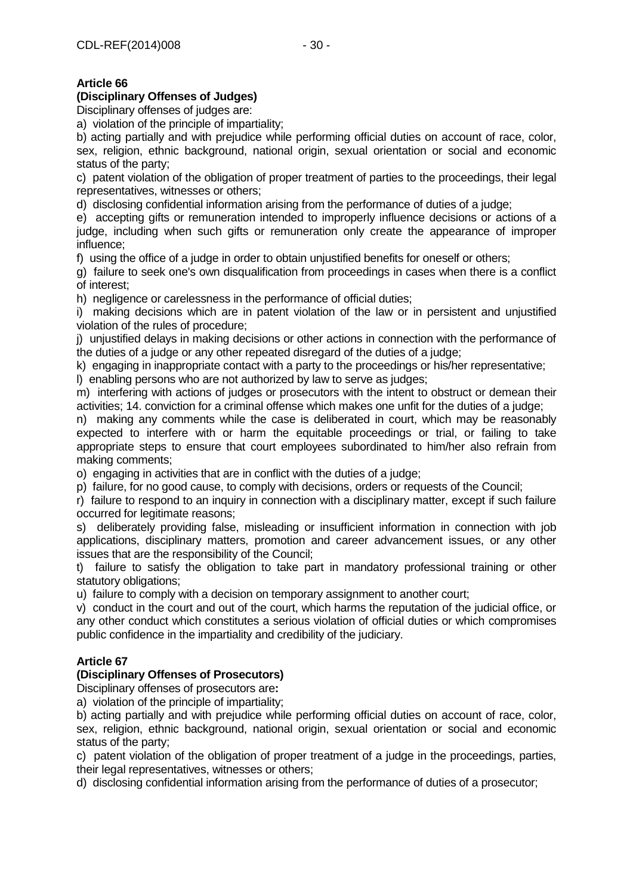**Article 66**

**(Disciplinary Offenses of Judges)**

Disciplinary offenses of judges are:

a) violation of the principle of impartiality;

b) acting partially and with prejudice while performing official duties on account of race, color, sex, religion, ethnic background, national origin, sexual orientation or social and economic status of the party;

c) patent violation of the obligation of proper treatment of parties to the proceedings, their legal representatives, witnesses or others;

d) disclosing confidential information arising from the performance of duties of a judge;

e) accepting gifts or remuneration intended to improperly influence decisions or actions of a judge, including when such gifts or remuneration only create the appearance of improper influence;

f) using the office of a judge in order to obtain unjustified benefits for oneself or others;

g) failure to seek one's own disqualification from proceedings in cases when there is a conflict of interest;

h) negligence or carelessness in the performance of official duties;

i) making decisions which are in patent violation of the law or in persistent and unjustified violation of the rules of procedure;

j) unjustified delays in making decisions or other actions in connection with the performance of the duties of a judge or any other repeated disregard of the duties of a judge;

k) engaging in inappropriate contact with a party to the proceedings or his/her representative;

l) enabling persons who are not authorized by law to serve as judges;

m) interfering with actions of judges or prosecutors with the intent to obstruct or demean their activities; 14. conviction for a criminal offense which makes one unfit for the duties of a judge;

n) making any comments while the case is deliberated in court, which may be reasonably expected to interfere with or harm the equitable proceedings or trial, or failing to take appropriate steps to ensure that court employees subordinated to him/her also refrain from making comments;

o) engaging in activities that are in conflict with the duties of a judge;

p) failure, for no good cause, to comply with decisions, orders or requests of the Council;

r) failure to respond to an inquiry in connection with a disciplinary matter, except if such failure occurred for legitimate reasons;

s) deliberately providing false, misleading or insufficient information in connection with job applications, disciplinary matters, promotion and career advancement issues, or any other issues that are the responsibility of the Council;

t) failure to satisfy the obligation to take part in mandatory professional training or other statutory obligations;

u) failure to comply with a decision on temporary assignment to another court;

v) conduct in the court and out of the court, which harms the reputation of the judicial office, or any other conduct which constitutes a serious violation of official duties or which compromises public confidence in the impartiality and credibility of the judiciary.

**Article 67**

**(Disciplinary Offenses of Prosecutors)**

Disciplinary offenses of prosecutors are**:**

a) violation of the principle of impartiality;

b) acting partially and with prejudice while performing official duties on account of race, color, sex, religion, ethnic background, national origin, sexual orientation or social and economic status of the party;

c) patent violation of the obligation of proper treatment of a judge in the proceedings, parties, their legal representatives, witnesses or others;

d) disclosing confidential information arising from the performance of duties of a prosecutor;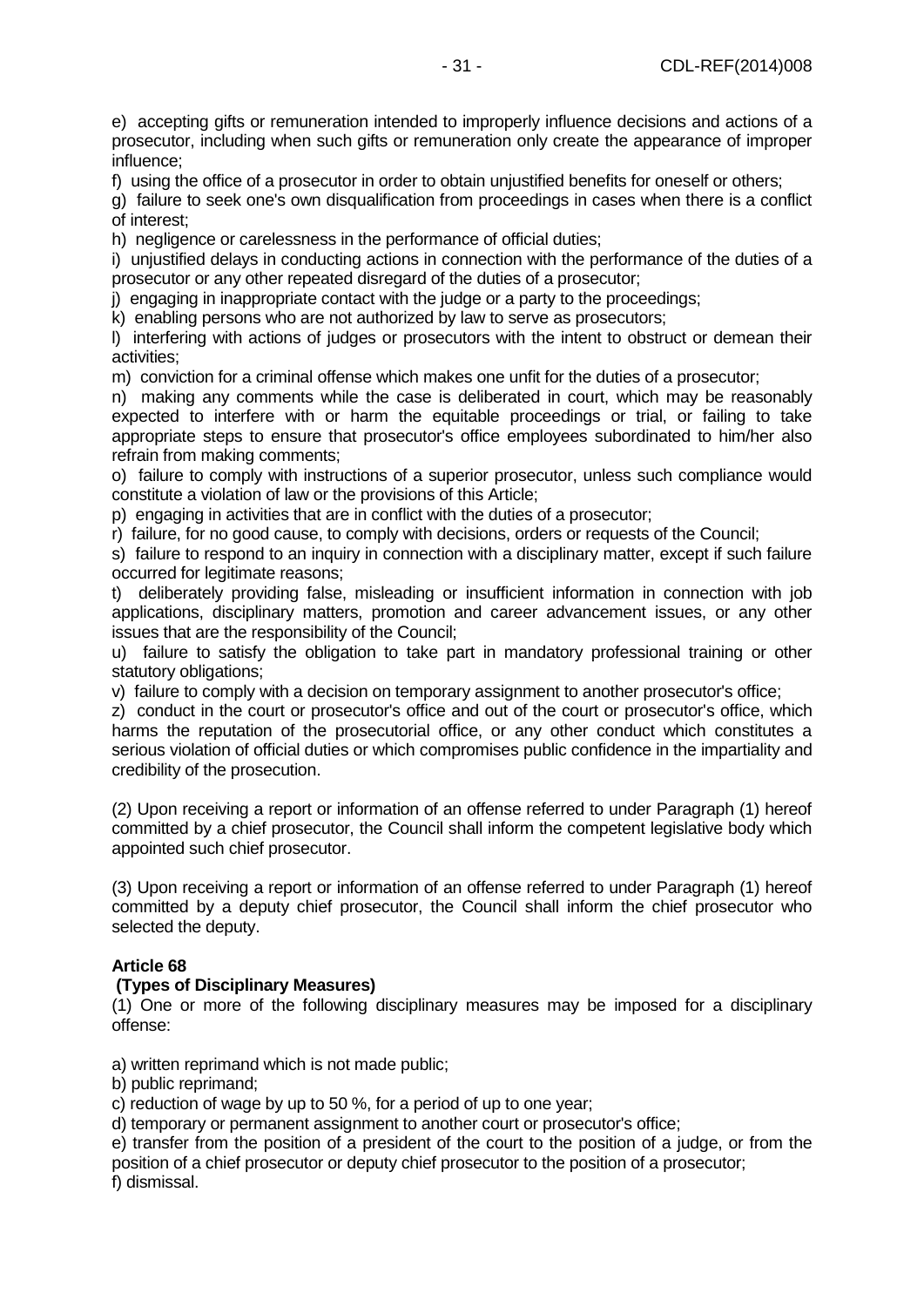e) accepting gifts or remuneration intended to improperly influence decisions and actions of a prosecutor, including when such gifts or remuneration only create the appearance of improper influence;

f) using the office of a prosecutor in order to obtain unjustified benefits for oneself or others;

g) failure to seek one's own disqualification from proceedings in cases when there is a conflict of interest;

h) negligence or carelessness in the performance of official duties;

i) unjustified delays in conducting actions in connection with the performance of the duties of a prosecutor or any other repeated disregard of the duties of a prosecutor;

j) engaging in inappropriate contact with the judge or a party to the proceedings;

k) enabling persons who are not authorized by law to serve as prosecutors;

l) interfering with actions of judges or prosecutors with the intent to obstruct or demean their activities;

m) conviction for a criminal offense which makes one unfit for the duties of a prosecutor;

n) making any comments while the case is deliberated in court, which may be reasonably expected to interfere with or harm the equitable proceedings or trial, or failing to take appropriate steps to ensure that prosecutor's office employees subordinated to him/her also refrain from making comments;

o) failure to comply with instructions of a superior prosecutor, unless such compliance would constitute a violation of law or the provisions of this Article;

p) engaging in activities that are in conflict with the duties of a prosecutor;

r) failure, for no good cause, to comply with decisions, orders or requests of the Council;

s) failure to respond to an inquiry in connection with a disciplinary matter, except if such failure occurred for legitimate reasons;

t) deliberately providing false, misleading or insufficient information in connection with job applications, disciplinary matters, promotion and career advancement issues, or any other issues that are the responsibility of the Council;

u) failure to satisfy the obligation to take part in mandatory professional training or other statutory obligations;

v) failure to comply with a decision on temporary assignment to another prosecutor's office;

z) conduct in the court or prosecutor's office and out of the court or prosecutor's office, which harms the reputation of the prosecutorial office, or any other conduct which constitutes a serious violation of official duties or which compromises public confidence in the impartiality and credibility of the prosecution.

(2) Upon receiving a report or information of an offense referred to under Paragraph (1) hereof committed by a chief prosecutor, the Council shall inform the competent legislative body which appointed such chief prosecutor.

(3) Upon receiving a report or information of an offense referred to under Paragraph (1) hereof committed by a deputy chief prosecutor, the Council shall inform the chief prosecutor who selected the deputy.

**Article 68**

**(Types of Disciplinary Measures)**

(1) One or more of the following disciplinary measures may be imposed for a disciplinary offense:

a) written reprimand which is not made public;

b) public reprimand;

c) reduction of wage by up to 50 %, for a period of up to one year;

d) temporary or permanent assignment to another court or prosecutor's office;

e) transfer from the position of a president of the court to the position of a judge, or from the position of a chief prosecutor or deputy chief prosecutor to the position of a prosecutor;

f) dismissal.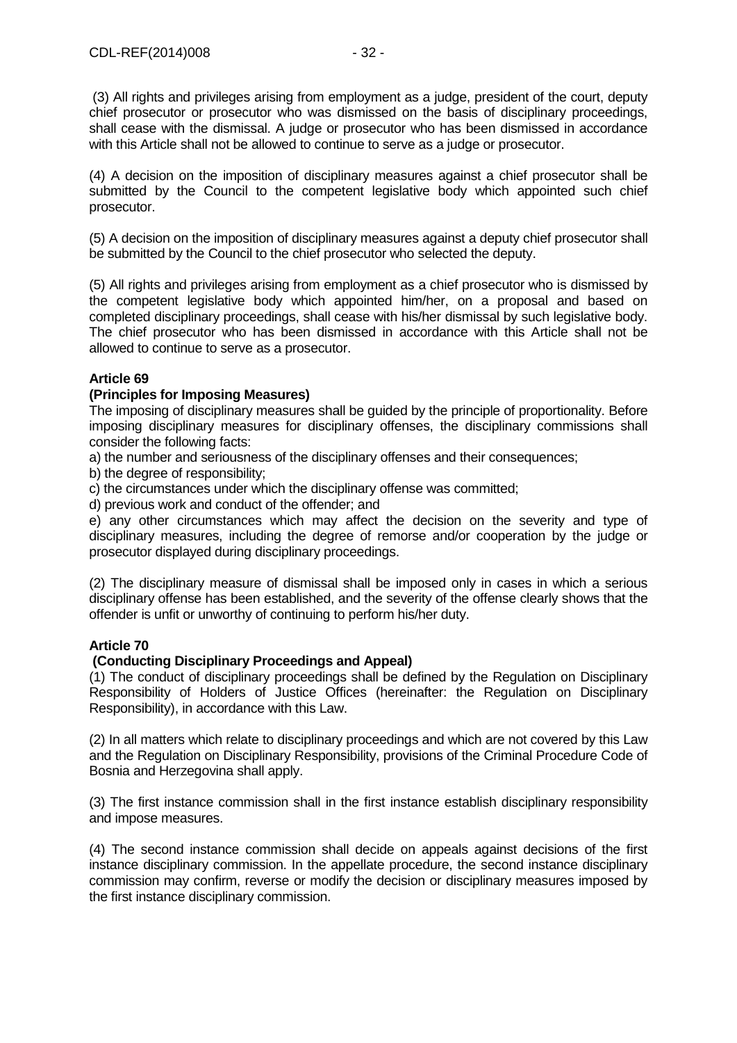(3) All rights and privileges arising from employment as a judge, president of the court, deputy chief prosecutor or prosecutor who was dismissed on the basis of disciplinary proceedings, shall cease with the dismissal. A judge or prosecutor who has been dismissed in accordance with this Article shall not be allowed to continue to serve as a judge or prosecutor.

(4) A decision on the imposition of disciplinary measures against a chief prosecutor shall be submitted by the Council to the competent legislative body which appointed such chief prosecutor.

(5) A decision on the imposition of disciplinary measures against a deputy chief prosecutor shall be submitted by the Council to the chief prosecutor who selected the deputy.

(5) All rights and privileges arising from employment as a chief prosecutor who is dismissed by the competent legislative body which appointed him/her, on a proposal and based on completed disciplinary proceedings, shall cease with his/her dismissal by such legislative body. The chief prosecutor who has been dismissed in accordance with this Article shall not be allowed to continue to serve as a prosecutor.

**Article 69**

**(Principles for Imposing Measures)**

The imposing of disciplinary measures shall be guided by the principle of proportionality. Before imposing disciplinary measures for disciplinary offenses, the disciplinary commissions shall consider the following facts:

a) the number and seriousness of the disciplinary offenses and their consequences;
b) the degree of responsibility;
c) the circumstances under which the disciplinary offense was committed;
d) previous work and conduct of the offender; and
e) any other circumstances which may affect the decision on the severity and type of disciplinary measures, including the degree of remorse and/or cooperation by the judge or prosecutor displayed during disciplinary proceedings.

(2) The disciplinary measure of dismissal shall be imposed only in cases in which a serious disciplinary offense has been established, and the severity of the offense clearly shows that the offender is unfit or unworthy of continuing to perform his/her duty.

**Article 70**

**(Conducting Disciplinary Proceedings and Appeal)**

(1) The conduct of disciplinary proceedings shall be defined by the Regulation on Disciplinary Responsibility of Holders of Justice Offices (hereinafter: the Regulation on Disciplinary Responsibility), in accordance with this Law.

(2) In all matters which relate to disciplinary proceedings and which are not covered by this Law and the Regulation on Disciplinary Responsibility, provisions of the Criminal Procedure Code of Bosnia and Herzegovina shall apply.

(3) The first instance commission shall in the first instance establish disciplinary responsibility and impose measures.

(4) The second instance commission shall decide on appeals against decisions of the first instance disciplinary commission. In the appellate procedure, the second instance disciplinary commission may confirm, reverse or modify the decision or disciplinary measures imposed by the first instance disciplinary commission.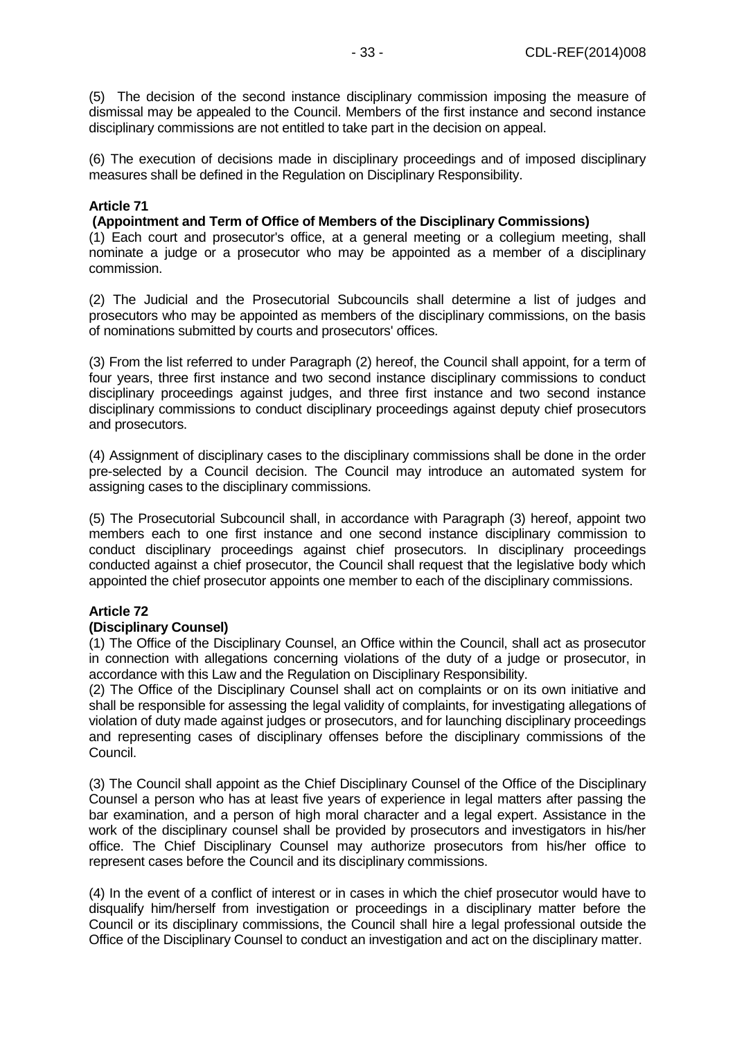(5) The decision of the second instance disciplinary commission imposing the measure of dismissal may be appealed to the Council. Members of the first instance and second instance disciplinary commissions are not entitled to take part in the decision on appeal.

(6) The execution of decisions made in disciplinary proceedings and of imposed disciplinary measures shall be defined in the Regulation on Disciplinary Responsibility.

**Article 71**

**(Appointment and Term of Office of Members of the Disciplinary Commissions)**

(1) Each court and prosecutor's office, at a general meeting or a collegium meeting, shall nominate a judge or a prosecutor who may be appointed as a member of a disciplinary commission.

(2) The Judicial and the Prosecutorial Subcouncils shall determine a list of judges and prosecutors who may be appointed as members of the disciplinary commissions, on the basis of nominations submitted by courts and prosecutors' offices.

(3) From the list referred to under Paragraph (2) hereof, the Council shall appoint, for a term of four years, three first instance and two second instance disciplinary commissions to conduct disciplinary proceedings against judges, and three first instance and two second instance disciplinary commissions to conduct disciplinary proceedings against deputy chief prosecutors and prosecutors.

(4) Assignment of disciplinary cases to the disciplinary commissions shall be done in the order pre-selected by a Council decision. The Council may introduce an automated system for assigning cases to the disciplinary commissions.

(5) The Prosecutorial Subcouncil shall, in accordance with Paragraph (3) hereof, appoint two members each to one first instance and one second instance disciplinary commission to conduct disciplinary proceedings against chief prosecutors. In disciplinary proceedings conducted against a chief prosecutor, the Council shall request that the legislative body which appointed the chief prosecutor appoints one member to each of the disciplinary commissions.

**Article 72**

**(Disciplinary Counsel)**

(1) The Office of the Disciplinary Counsel, an Office within the Council, shall act as prosecutor in connection with allegations concerning violations of the duty of a judge or prosecutor, in accordance with this Law and the Regulation on Disciplinary Responsibility.

(2) The Office of the Disciplinary Counsel shall act on complaints or on its own initiative and shall be responsible for assessing the legal validity of complaints, for investigating allegations of violation of duty made against judges or prosecutors, and for launching disciplinary proceedings and representing cases of disciplinary offenses before the disciplinary commissions of the Council.

(3) The Council shall appoint as the Chief Disciplinary Counsel of the Office of the Disciplinary Counsel a person who has at least five years of experience in legal matters after passing the bar examination, and a person of high moral character and a legal expert. Assistance in the work of the disciplinary counsel shall be provided by prosecutors and investigators in his/her office. The Chief Disciplinary Counsel may authorize prosecutors from his/her office to represent cases before the Council and its disciplinary commissions.

(4) In the event of a conflict of interest or in cases in which the chief prosecutor would have to disqualify him/herself from investigation or proceedings in a disciplinary matter before the Council or its disciplinary commissions, the Council shall hire a legal professional outside the Office of the Disciplinary Counsel to conduct an investigation and act on the disciplinary matter.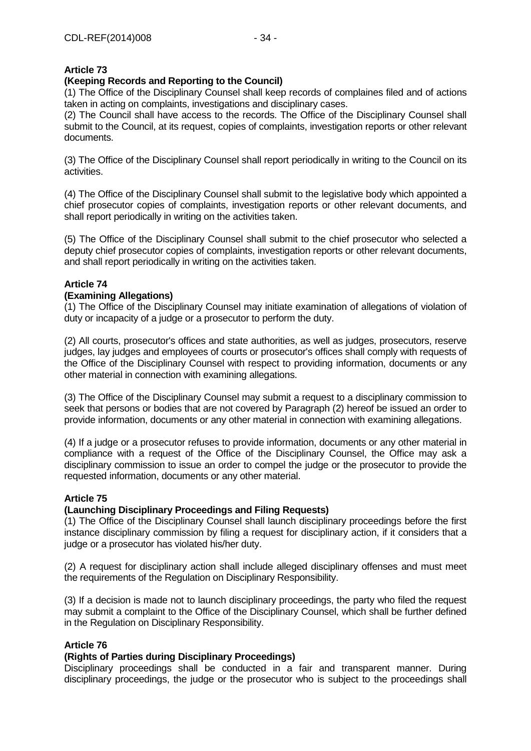**Article 73**
**(Keeping Records and Reporting to the Council)**
(1) The Office of the Disciplinary Counsel shall keep records of complaines filed and of actions taken in acting on complaints, investigations and disciplinary cases.
(2) The Council shall have access to the records. The Office of the Disciplinary Counsel shall submit to the Council, at its request, copies of complaints, investigation reports or other relevant documents.

(3) The Office of the Disciplinary Counsel shall report periodically in writing to the Council on its activities.

(4) The Office of the Disciplinary Counsel shall submit to the legislative body which appointed a chief prosecutor copies of complaints, investigation reports or other relevant documents, and shall report periodically in writing on the activities taken.

(5) The Office of the Disciplinary Counsel shall submit to the chief prosecutor who selected a deputy chief prosecutor copies of complaints, investigation reports or other relevant documents, and shall report periodically in writing on the activities taken.

**Article 74**
**(Examining Allegations)**
(1) The Office of the Disciplinary Counsel may initiate examination of allegations of violation of duty or incapacity of a judge or a prosecutor to perform the duty.

(2) All courts, prosecutor's offices and state authorities, as well as judges, prosecutors, reserve judges, lay judges and employees of courts or prosecutor's offices shall comply with requests of the Office of the Disciplinary Counsel with respect to providing information, documents or any other material in connection with examining allegations.

(3) The Office of the Disciplinary Counsel may submit a request to a disciplinary commission to seek that persons or bodies that are not covered by Paragraph (2) hereof be issued an order to provide information, documents or any other material in connection with examining allegations.

(4) If a judge or a prosecutor refuses to provide information, documents or any other material in compliance with a request of the Office of the Disciplinary Counsel, the Office may ask a disciplinary commission to issue an order to compel the judge or the prosecutor to provide the requested information, documents or any other material.

**Article 75**
**(Launching Disciplinary Proceedings and Filing Requests)**
(1) The Office of the Disciplinary Counsel shall launch disciplinary proceedings before the first instance disciplinary commission by filing a request for disciplinary action, if it considers that a judge or a prosecutor has violated his/her duty.

(2) A request for disciplinary action shall include alleged disciplinary offenses and must meet the requirements of the Regulation on Disciplinary Responsibility.

(3) If a decision is made not to launch disciplinary proceedings, the party who filed the request may submit a complaint to the Office of the Disciplinary Counsel, which shall be further defined in the Regulation on Disciplinary Responsibility.

**Article 76**
**(Rights of Parties during Disciplinary Proceedings)**
Disciplinary proceedings shall be conducted in a fair and transparent manner. During disciplinary proceedings, the judge or the prosecutor who is subject to the proceedings shall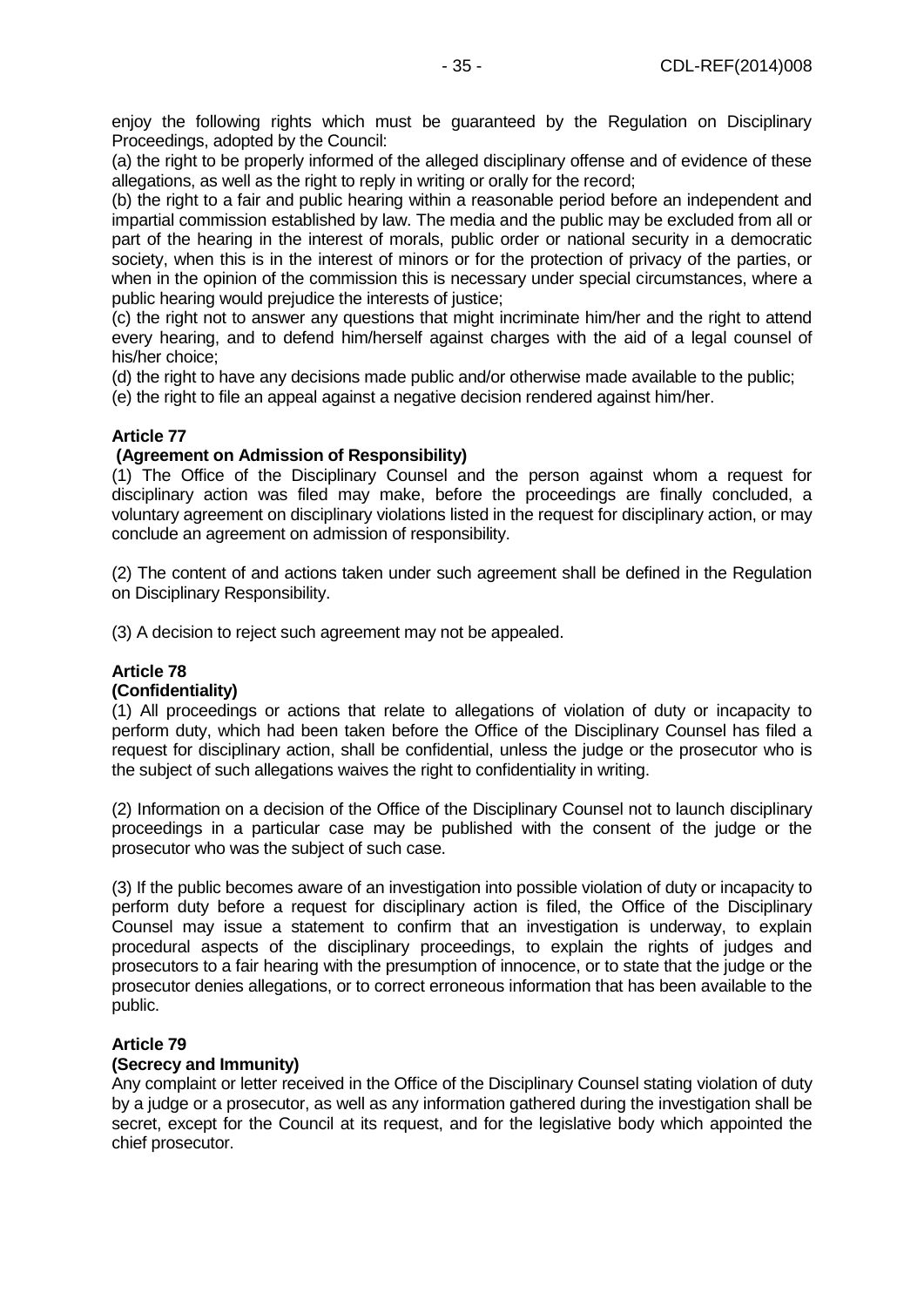enjoy the following rights which must be guaranteed by the Regulation on Disciplinary Proceedings, adopted by the Council:

(a) the right to be properly informed of the alleged disciplinary offense and of evidence of these allegations, as well as the right to reply in writing or orally for the record;

(b) the right to a fair and public hearing within a reasonable period before an independent and impartial commission established by law. The media and the public may be excluded from all or part of the hearing in the interest of morals, public order or national security in a democratic society, when this is in the interest of minors or for the protection of privacy of the parties, or when in the opinion of the commission this is necessary under special circumstances, where a public hearing would prejudice the interests of justice;

(c) the right not to answer any questions that might incriminate him/her and the right to attend every hearing, and to defend him/herself against charges with the aid of a legal counsel of his/her choice;

(d) the right to have any decisions made public and/or otherwise made available to the public;

(e) the right to file an appeal against a negative decision rendered against him/her.

**Article 77**
**(Agreement on Admission of Responsibility)**

(1) The Office of the Disciplinary Counsel and the person against whom a request for disciplinary action was filed may make, before the proceedings are finally concluded, a voluntary agreement on disciplinary violations listed in the request for disciplinary action, or may conclude an agreement on admission of responsibility.

(2) The content of and actions taken under such agreement shall be defined in the Regulation on Disciplinary Responsibility.

(3) A decision to reject such agreement may not be appealed.

**Article 78**
**(Confidentiality)**

(1) All proceedings or actions that relate to allegations of violation of duty or incapacity to perform duty, which had been taken before the Office of the Disciplinary Counsel has filed a request for disciplinary action, shall be confidential, unless the judge or the prosecutor who is the subject of such allegations waives the right to confidentiality in writing.

(2) Information on a decision of the Office of the Disciplinary Counsel not to launch disciplinary proceedings in a particular case may be published with the consent of the judge or the prosecutor who was the subject of such case.

(3) If the public becomes aware of an investigation into possible violation of duty or incapacity to perform duty before a request for disciplinary action is filed, the Office of the Disciplinary Counsel may issue a statement to confirm that an investigation is underway, to explain procedural aspects of the disciplinary proceedings, to explain the rights of judges and prosecutors to a fair hearing with the presumption of innocence, or to state that the judge or the prosecutor denies allegations, or to correct erroneous information that has been available to the public.

**Article 79**
**(Secrecy and Immunity)**

Any complaint or letter received in the Office of the Disciplinary Counsel stating violation of duty by a judge or a prosecutor, as well as any information gathered during the investigation shall be secret, except for the Council at its request, and for the legislative body which appointed the chief prosecutor.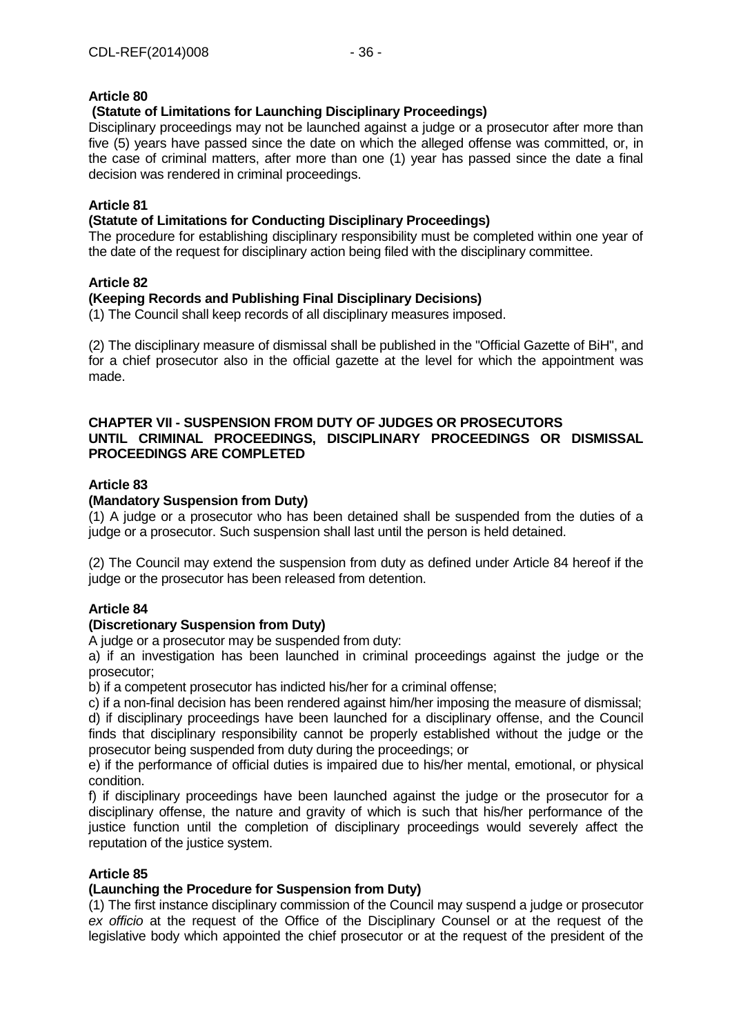**Article 80**

**(Statute of Limitations for Launching Disciplinary Proceedings)**

Disciplinary proceedings may not be launched against a judge or a prosecutor after more than five (5) years have passed since the date on which the alleged offense was committed, or, in the case of criminal matters, after more than one (1) year has passed since the date a final decision was rendered in criminal proceedings.

**Article 81**

**(Statute of Limitations for Conducting Disciplinary Proceedings)**

The procedure for establishing disciplinary responsibility must be completed within one year of the date of the request for disciplinary action being filed with the disciplinary committee.

**Article 82**

**(Keeping Records and Publishing Final Disciplinary Decisions)**

(1) The Council shall keep records of all disciplinary measures imposed.

(2) The disciplinary measure of dismissal shall be published in the "Official Gazette of BiH", and for a chief prosecutor also in the official gazette at the level for which the appointment was made.

**CHAPTER VII - SUSPENSION FROM DUTY OF JUDGES OR PROSECUTORS UNTIL CRIMINAL PROCEEDINGS, DISCIPLINARY PROCEEDINGS OR DISMISSAL PROCEEDINGS ARE COMPLETED**

**Article 83**

**(Mandatory Suspension from Duty)**

(1) A judge or a prosecutor who has been detained shall be suspended from the duties of a judge or a prosecutor. Such suspension shall last until the person is held detained.

(2) The Council may extend the suspension from duty as defined under Article 84 hereof if the judge or the prosecutor has been released from detention.

**Article 84**

**(Discretionary Suspension from Duty)**

A judge or a prosecutor may be suspended from duty:

a) if an investigation has been launched in criminal proceedings against the judge or the prosecutor;

b) if a competent prosecutor has indicted his/her for a criminal offense;

c) if a non-final decision has been rendered against him/her imposing the measure of dismissal;

d) if disciplinary proceedings have been launched for a disciplinary offense, and the Council finds that disciplinary responsibility cannot be properly established without the judge or the prosecutor being suspended from duty during the proceedings; or

e) if the performance of official duties is impaired due to his/her mental, emotional, or physical condition.

f) if disciplinary proceedings have been launched against the judge or the prosecutor for a disciplinary offense, the nature and gravity of which is such that his/her performance of the justice function until the completion of disciplinary proceedings would severely affect the reputation of the justice system.

**Article 85**

**(Launching the Procedure for Suspension from Duty)**

(1) The first instance disciplinary commission of the Council may suspend a judge or prosecutor *ex officio* at the request of the Office of the Disciplinary Counsel or at the request of the legislative body which appointed the chief prosecutor or at the request of the president of the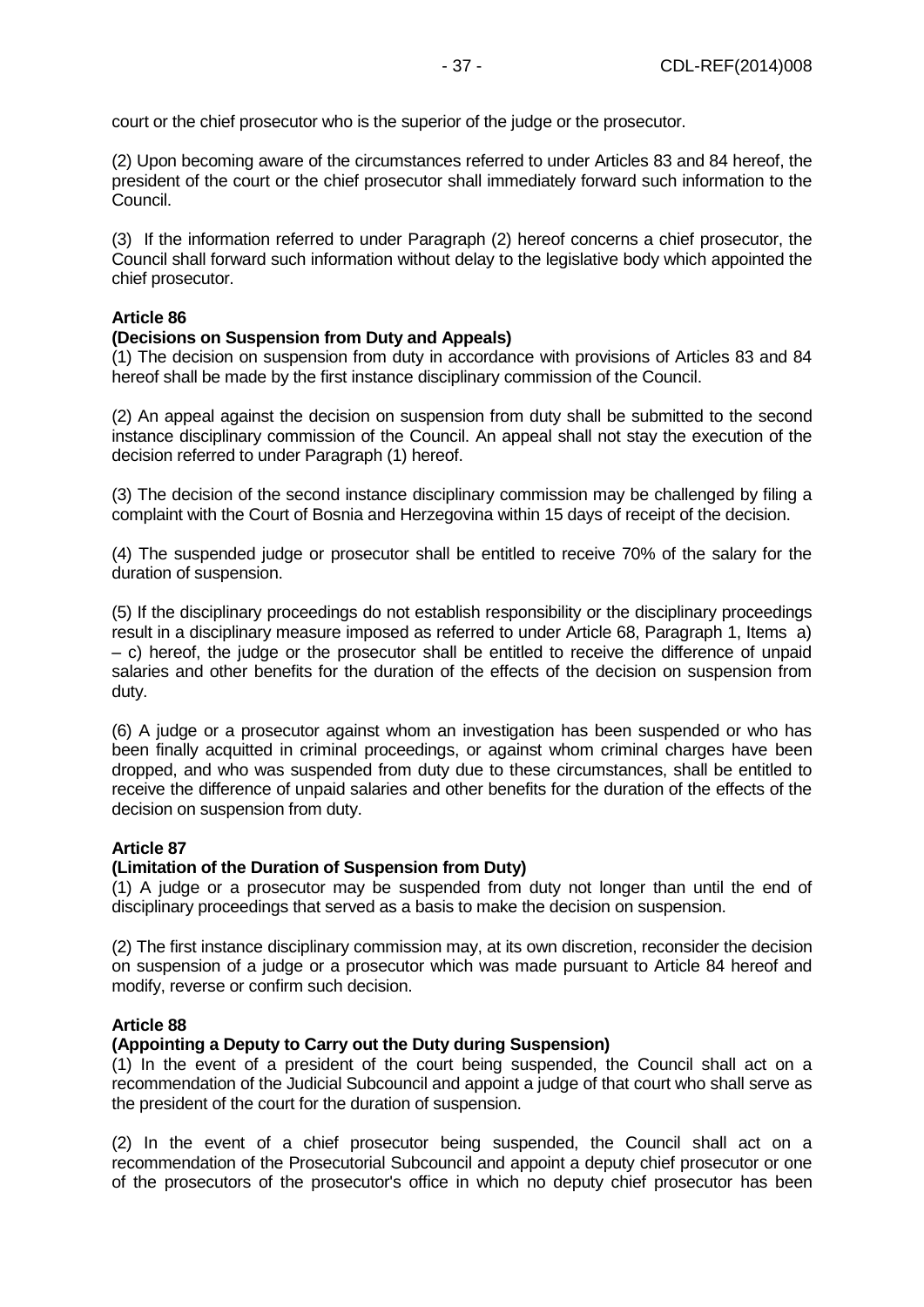court or the chief prosecutor who is the superior of the judge or the prosecutor.

(2) Upon becoming aware of the circumstances referred to under Articles 83 and 84 hereof, the president of the court or the chief prosecutor shall immediately forward such information to the Council.

(3) If the information referred to under Paragraph (2) hereof concerns a chief prosecutor, the Council shall forward such information without delay to the legislative body which appointed the chief prosecutor.

**Article 86**
**(Decisions on Suspension from Duty and Appeals)**

(1) The decision on suspension from duty in accordance with provisions of Articles 83 and 84 hereof shall be made by the first instance disciplinary commission of the Council.

(2) An appeal against the decision on suspension from duty shall be submitted to the second instance disciplinary commission of the Council. An appeal shall not stay the execution of the decision referred to under Paragraph (1) hereof.

(3) The decision of the second instance disciplinary commission may be challenged by filing a complaint with the Court of Bosnia and Herzegovina within 15 days of receipt of the decision.

(4) The suspended judge or prosecutor shall be entitled to receive 70% of the salary for the duration of suspension.

(5) If the disciplinary proceedings do not establish responsibility or the disciplinary proceedings result in a disciplinary measure imposed as referred to under Article 68, Paragraph 1, Items a) – c) hereof, the judge or the prosecutor shall be entitled to receive the difference of unpaid salaries and other benefits for the duration of the effects of the decision on suspension from duty.

(6) A judge or a prosecutor against whom an investigation has been suspended or who has been finally acquitted in criminal proceedings, or against whom criminal charges have been dropped, and who was suspended from duty due to these circumstances, shall be entitled to receive the difference of unpaid salaries and other benefits for the duration of the effects of the decision on suspension from duty.

**Article 87**
**(Limitation of the Duration of Suspension from Duty)**

(1) A judge or a prosecutor may be suspended from duty not longer than until the end of disciplinary proceedings that served as a basis to make the decision on suspension.

(2) The first instance disciplinary commission may, at its own discretion, reconsider the decision on suspension of a judge or a prosecutor which was made pursuant to Article 84 hereof and modify, reverse or confirm such decision.

**Article 88**
**(Appointing a Deputy to Carry out the Duty during Suspension)**

(1) In the event of a president of the court being suspended, the Council shall act on a recommendation of the Judicial Subcouncil and appoint a judge of that court who shall serve as the president of the court for the duration of suspension.

(2) In the event of a chief prosecutor being suspended, the Council shall act on a recommendation of the Prosecutorial Subcouncil and appoint a deputy chief prosecutor or one of the prosecutors of the prosecutor's office in which no deputy chief prosecutor has been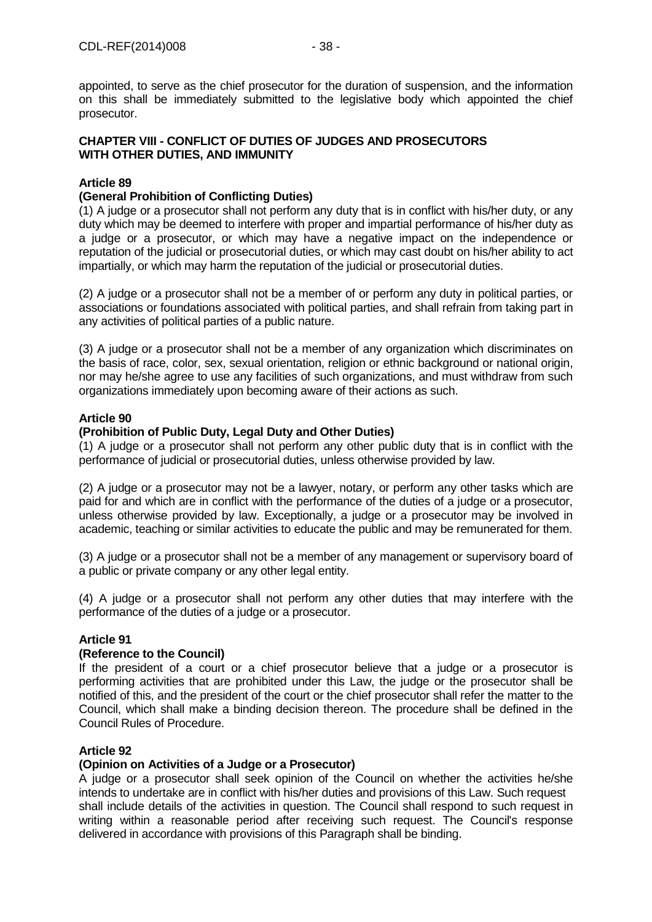appointed, to serve as the chief prosecutor for the duration of suspension, and the information on this shall be immediately submitted to the legislative body which appointed the chief prosecutor.

## CHAPTER VIII - CONFLICT OF DUTIES OF JUDGES AND PROSECUTORS WITH OTHER DUTIES, AND IMMUNITY

### Article 89
### (General Prohibition of Conflicting Duties)

(1) A judge or a prosecutor shall not perform any duty that is in conflict with his/her duty, or any duty which may be deemed to interfere with proper and impartial performance of his/her duty as a judge or a prosecutor, or which may have a negative impact on the independence or reputation of the judicial or prosecutorial duties, or which may cast doubt on his/her ability to act impartially, or which may harm the reputation of the judicial or prosecutorial duties.

(2) A judge or a prosecutor shall not be a member of or perform any duty in political parties, or associations or foundations associated with political parties, and shall refrain from taking part in any activities of political parties of a public nature.

(3) A judge or a prosecutor shall not be a member of any organization which discriminates on the basis of race, color, sex, sexual orientation, religion or ethnic background or national origin, nor may he/she agree to use any facilities of such organizations, and must withdraw from such organizations immediately upon becoming aware of their actions as such.

### Article 90
### (Prohibition of Public Duty, Legal Duty and Other Duties)

(1) A judge or a prosecutor shall not perform any other public duty that is in conflict with the performance of judicial or prosecutorial duties, unless otherwise provided by law.

(2) A judge or a prosecutor may not be a lawyer, notary, or perform any other tasks which are paid for and which are in conflict with the performance of the duties of a judge or a prosecutor, unless otherwise provided by law. Exceptionally, a judge or a prosecutor may be involved in academic, teaching or similar activities to educate the public and may be remunerated for them.

(3) A judge or a prosecutor shall not be a member of any management or supervisory board of a public or private company or any other legal entity.

(4) A judge or a prosecutor shall not perform any other duties that may interfere with the performance of the duties of a judge or a prosecutor.

### Article 91
### (Reference to the Council)

If the president of a court or a chief prosecutor believe that a judge or a prosecutor is performing activities that are prohibited under this Law, the judge or the prosecutor shall be notified of this, and the president of the court or the chief prosecutor shall refer the matter to the Council, which shall make a binding decision thereon. The procedure shall be defined in the Council Rules of Procedure.

### Article 92
### (Opinion on Activities of a Judge or a Prosecutor)

A judge or a prosecutor shall seek opinion of the Council on whether the activities he/she intends to undertake are in conflict with his/her duties and provisions of this Law. Such request shall include details of the activities in question. The Council shall respond to such request in writing within a reasonable period after receiving such request. The Council's response delivered in accordance with provisions of this Paragraph shall be binding.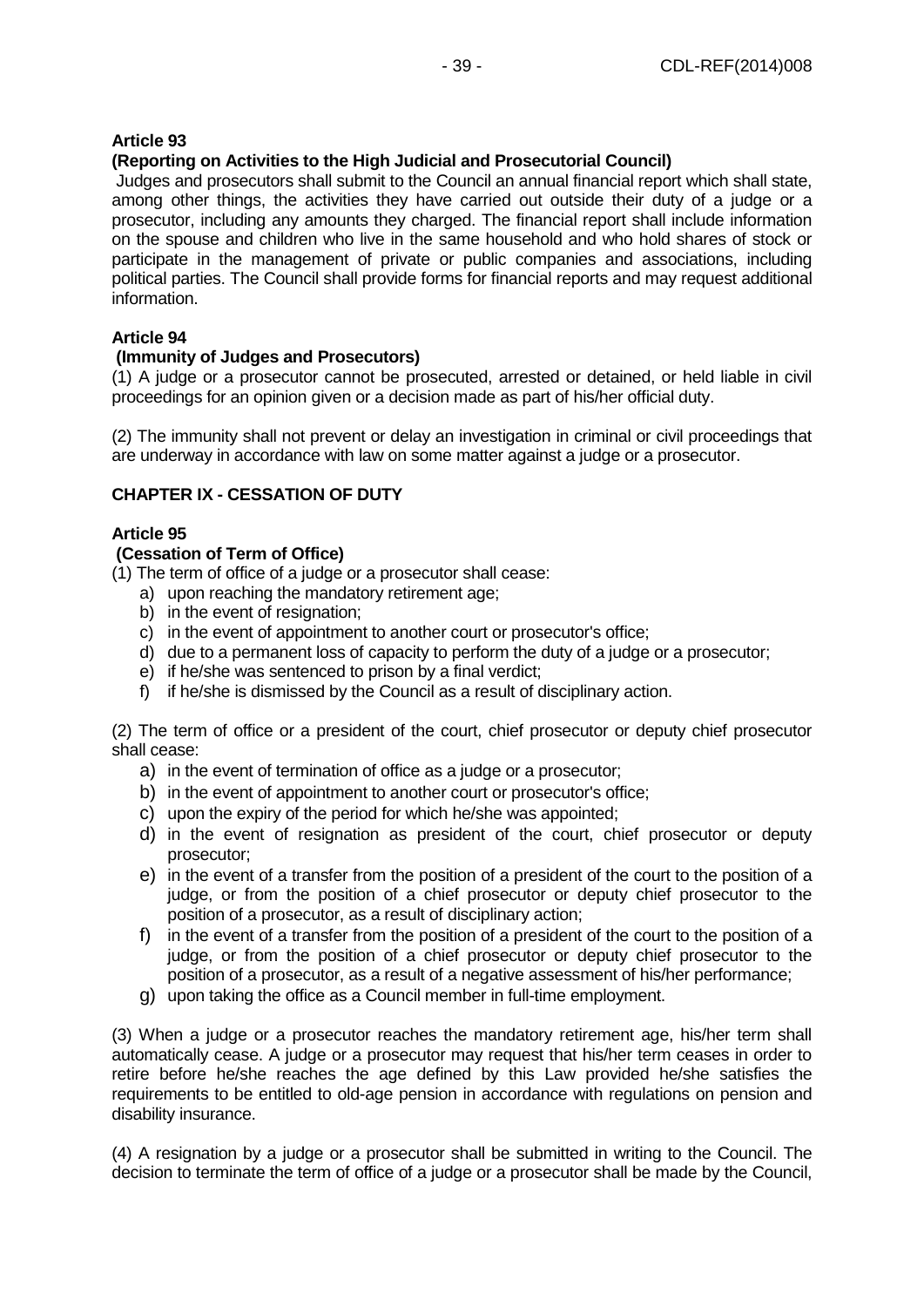**Article 93**

**(Reporting on Activities to the High Judicial and Prosecutorial Council)**

Judges and prosecutors shall submit to the Council an annual financial report which shall state, among other things, the activities they have carried out outside their duty of a judge or a prosecutor, including any amounts they charged. The financial report shall include information on the spouse and children who live in the same household and who hold shares of stock or participate in the management of private or public companies and associations, including political parties. The Council shall provide forms for financial reports and may request additional information.

**Article 94**

**(Immunity of Judges and Prosecutors)**

(1) A judge or a prosecutor cannot be prosecuted, arrested or detained, or held liable in civil proceedings for an opinion given or a decision made as part of his/her official duty.

(2) The immunity shall not prevent or delay an investigation in criminal or civil proceedings that are underway in accordance with law on some matter against a judge or a prosecutor.

**CHAPTER IX - CESSATION OF DUTY**

**Article 95**

**(Cessation of Term of Office)**

(1) The term of office of a judge or a prosecutor shall cease:

a) upon reaching the mandatory retirement age;
b) in the event of resignation;
c) in the event of appointment to another court or prosecutor's office;
d) due to a permanent loss of capacity to perform the duty of a judge or a prosecutor;
e) if he/she was sentenced to prison by a final verdict;
f) if he/she is dismissed by the Council as a result of disciplinary action.

(2) The term of office or a president of the court, chief prosecutor or deputy chief prosecutor shall cease:

a) in the event of termination of office as a judge or a prosecutor;
b) in the event of appointment to another court or prosecutor's office;
c) upon the expiry of the period for which he/she was appointed;
d) in the event of resignation as president of the court, chief prosecutor or deputy prosecutor;
e) in the event of a transfer from the position of a president of the court to the position of a judge, or from the position of a chief prosecutor or deputy chief prosecutor to the position of a prosecutor, as a result of disciplinary action;
f) in the event of a transfer from the position of a president of the court to the position of a judge, or from the position of a chief prosecutor or deputy chief prosecutor to the position of a prosecutor, as a result of a negative assessment of his/her performance;
g) upon taking the office as a Council member in full-time employment.

(3) When a judge or a prosecutor reaches the mandatory retirement age, his/her term shall automatically cease. A judge or a prosecutor may request that his/her term ceases in order to retire before he/she reaches the age defined by this Law provided he/she satisfies the requirements to be entitled to old-age pension in accordance with regulations on pension and disability insurance.

(4) A resignation by a judge or a prosecutor shall be submitted in writing to the Council. The decision to terminate the term of office of a judge or a prosecutor shall be made by the Council,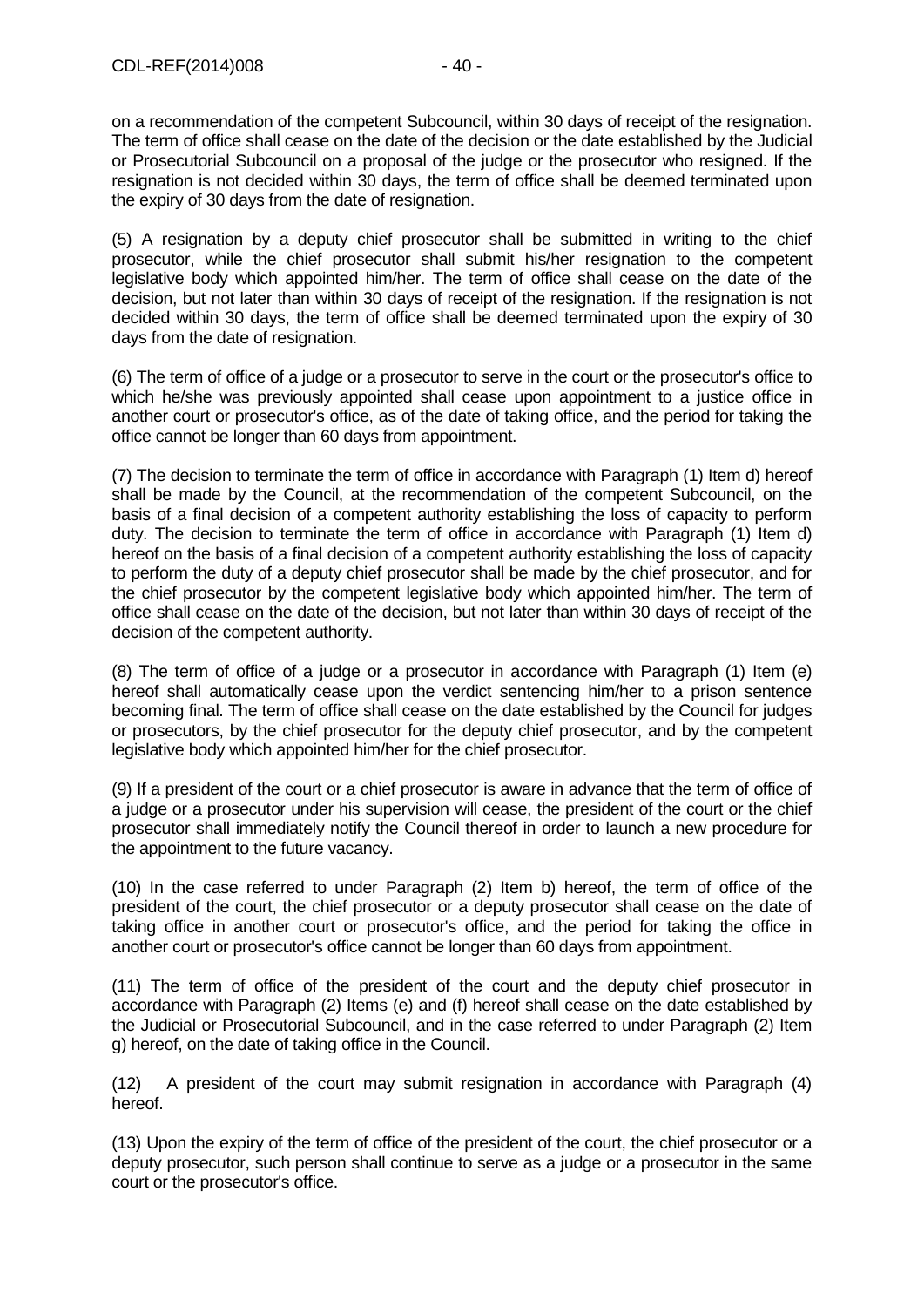on a recommendation of the competent Subcouncil, within 30 days of receipt of the resignation. The term of office shall cease on the date of the decision or the date established by the Judicial or Prosecutorial Subcouncil on a proposal of the judge or the prosecutor who resigned. If the resignation is not decided within 30 days, the term of office shall be deemed terminated upon the expiry of 30 days from the date of resignation.

(5) A resignation by a deputy chief prosecutor shall be submitted in writing to the chief prosecutor, while the chief prosecutor shall submit his/her resignation to the competent legislative body which appointed him/her. The term of office shall cease on the date of the decision, but not later than within 30 days of receipt of the resignation. If the resignation is not decided within 30 days, the term of office shall be deemed terminated upon the expiry of 30 days from the date of resignation.

(6) The term of office of a judge or a prosecutor to serve in the court or the prosecutor's office to which he/she was previously appointed shall cease upon appointment to a justice office in another court or prosecutor's office, as of the date of taking office, and the period for taking the office cannot be longer than 60 days from appointment.

(7) The decision to terminate the term of office in accordance with Paragraph (1) Item d) hereof shall be made by the Council, at the recommendation of the competent Subcouncil, on the basis of a final decision of a competent authority establishing the loss of capacity to perform duty. The decision to terminate the term of office in accordance with Paragraph (1) Item d) hereof on the basis of a final decision of a competent authority establishing the loss of capacity to perform the duty of a deputy chief prosecutor shall be made by the chief prosecutor, and for the chief prosecutor by the competent legislative body which appointed him/her. The term of office shall cease on the date of the decision, but not later than within 30 days of receipt of the decision of the competent authority.

(8) The term of office of a judge or a prosecutor in accordance with Paragraph (1) Item (e) hereof shall automatically cease upon the verdict sentencing him/her to a prison sentence becoming final. The term of office shall cease on the date established by the Council for judges or prosecutors, by the chief prosecutor for the deputy chief prosecutor, and by the competent legislative body which appointed him/her for the chief prosecutor.

(9) If a president of the court or a chief prosecutor is aware in advance that the term of office of a judge or a prosecutor under his supervision will cease, the president of the court or the chief prosecutor shall immediately notify the Council thereof in order to launch a new procedure for the appointment to the future vacancy.

(10) In the case referred to under Paragraph (2) Item b) hereof, the term of office of the president of the court, the chief prosecutor or a deputy prosecutor shall cease on the date of taking office in another court or prosecutor's office, and the period for taking the office in another court or prosecutor's office cannot be longer than 60 days from appointment.

(11) The term of office of the president of the court and the deputy chief prosecutor in accordance with Paragraph (2) Items (e) and (f) hereof shall cease on the date established by the Judicial or Prosecutorial Subcouncil, and in the case referred to under Paragraph (2) Item g) hereof, on the date of taking office in the Council.

(12) A president of the court may submit resignation in accordance with Paragraph (4) hereof.

(13) Upon the expiry of the term of office of the president of the court, the chief prosecutor or a deputy prosecutor, such person shall continue to serve as a judge or a prosecutor in the same court or the prosecutor's office.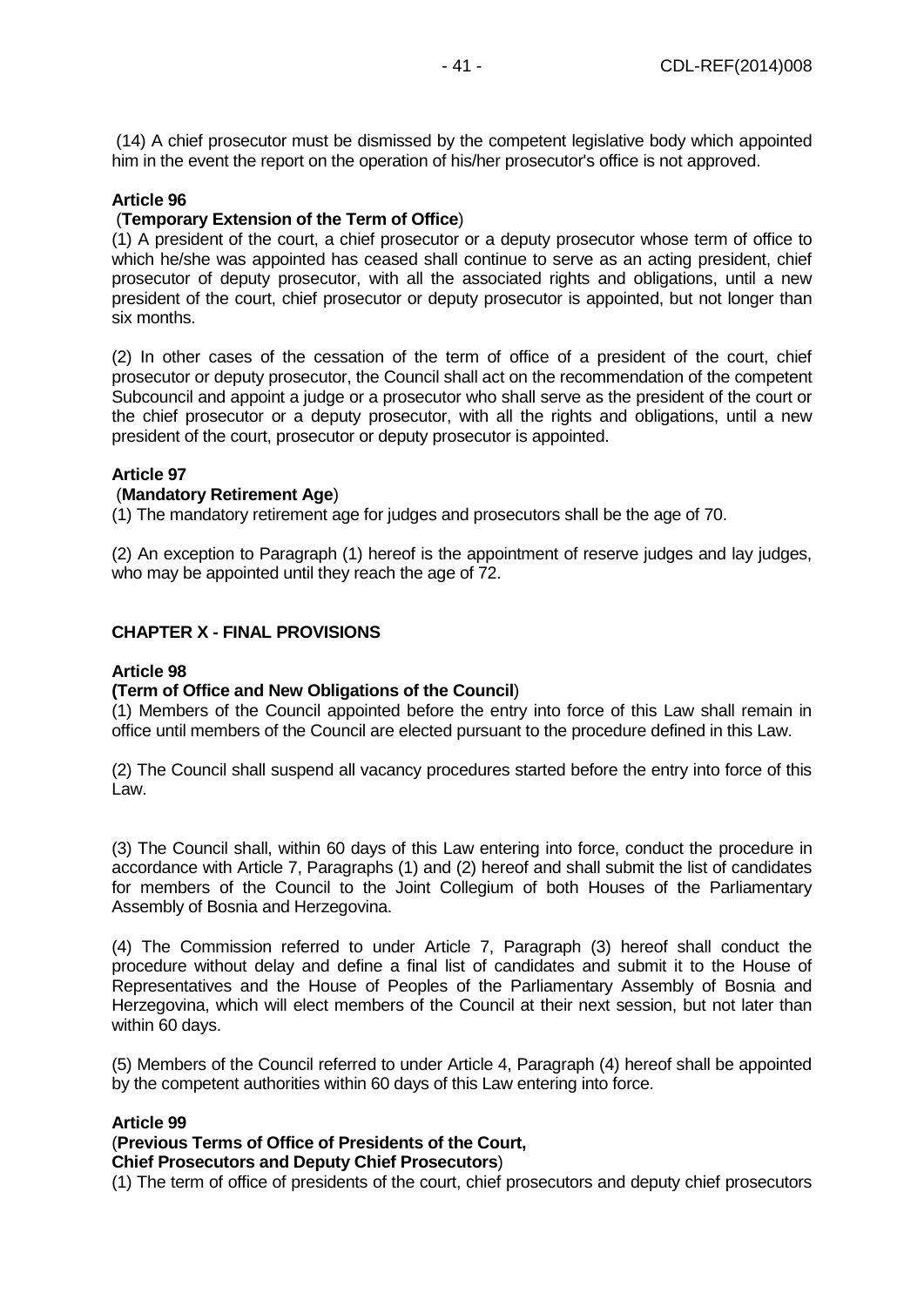(14) A chief prosecutor must be dismissed by the competent legislative body which appointed him in the event the report on the operation of his/her prosecutor's office is not approved.

**Article 96**
(**Temporary Extension of the Term of Office**)

(1) A president of the court, a chief prosecutor or a deputy prosecutor whose term of office to which he/she was appointed has ceased shall continue to serve as an acting president, chief prosecutor of deputy prosecutor, with all the associated rights and obligations, until a new president of the court, chief prosecutor or deputy prosecutor is appointed, but not longer than six months.

(2) In other cases of the cessation of the term of office of a president of the court, chief prosecutor or deputy prosecutor, the Council shall act on the recommendation of the competent Subcouncil and appoint a judge or a prosecutor who shall serve as the president of the court or the chief prosecutor or a deputy prosecutor, with all the rights and obligations, until a new president of the court, prosecutor or deputy prosecutor is appointed.

**Article 97**
(**Mandatory Retirement Age**)

(1) The mandatory retirement age for judges and prosecutors shall be the age of 70.

(2) An exception to Paragraph (1) hereof is the appointment of reserve judges and lay judges, who may be appointed until they reach the age of 72.

## CHAPTER X - FINAL PROVISIONS

**Article 98**
**(Term of Office and New Obligations of the Council**)

(1) Members of the Council appointed before the entry into force of this Law shall remain in office until members of the Council are elected pursuant to the procedure defined in this Law.

(2) The Council shall suspend all vacancy procedures started before the entry into force of this Law.

(3) The Council shall, within 60 days of this Law entering into force, conduct the procedure in accordance with Article 7, Paragraphs (1) and (2) hereof and shall submit the list of candidates for members of the Council to the Joint Collegium of both Houses of the Parliamentary Assembly of Bosnia and Herzegovina.

(4) The Commission referred to under Article 7, Paragraph (3) hereof shall conduct the procedure without delay and define a final list of candidates and submit it to the House of Representatives and the House of Peoples of the Parliamentary Assembly of Bosnia and Herzegovina, which will elect members of the Council at their next session, but not later than within 60 days.

(5) Members of the Council referred to under Article 4, Paragraph (4) hereof shall be appointed by the competent authorities within 60 days of this Law entering into force.

**Article 99**
(**Previous Terms of Office of Presidents of the Court,**
**Chief Prosecutors and Deputy Chief Prosecutors**)

(1) The term of office of presidents of the court, chief prosecutors and deputy chief prosecutors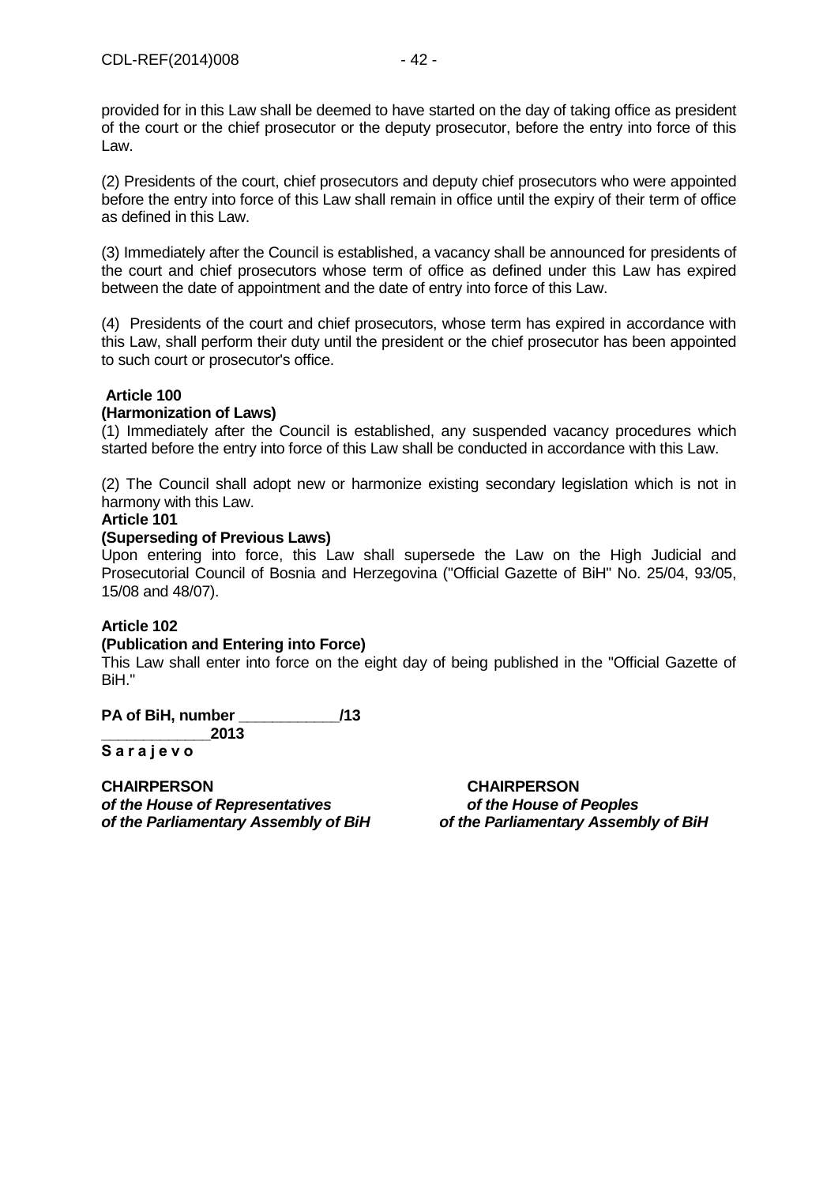provided for in this Law shall be deemed to have started on the day of taking office as president of the court or the chief prosecutor or the deputy prosecutor, before the entry into force of this Law.

(2) Presidents of the court, chief prosecutors and deputy chief prosecutors who were appointed before the entry into force of this Law shall remain in office until the expiry of their term of office as defined in this Law.

(3) Immediately after the Council is established, a vacancy shall be announced for presidents of the court and chief prosecutors whose term of office as defined under this Law has expired between the date of appointment and the date of entry into force of this Law.

(4) Presidents of the court and chief prosecutors, whose term has expired in accordance with this Law, shall perform their duty until the president or the chief prosecutor has been appointed to such court or prosecutor's office.

**Article 100**
**(Harmonization of Laws)**

(1) Immediately after the Council is established, any suspended vacancy procedures which started before the entry into force of this Law shall be conducted in accordance with this Law.

(2) The Council shall adopt new or harmonize existing secondary legislation which is not in harmony with this Law.

**Article 101**
**(Superseding of Previous Laws)**

Upon entering into force, this Law shall supersede the Law on the High Judicial and Prosecutorial Council of Bosnia and Herzegovina ("Official Gazette of BiH" No. 25/04, 93/05, 15/08 and 48/07).

**Article 102**
**(Publication and Entering into Force)**

This Law shall enter into force on the eight day of being published in the "Official Gazette of BiH."

**PA of BiH, number ___________/13**
**____________2013**
**S a r a j e v o**

**CHAIRPERSON**
***of the House of Representatives***
***of the Parliamentary Assembly of BiH***

**CHAIRPERSON**
***of the House of Peoples***
***of the Parliamentary Assembly of BiH***